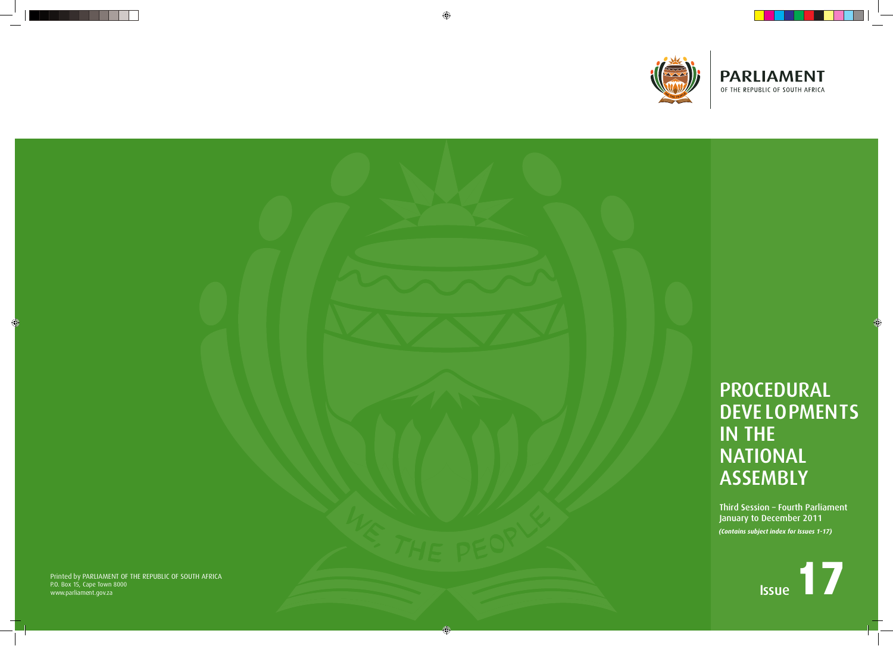**PARLIAMENT**
OF THE REPUBLIC OF SOUTH AFRICA

# PROCEDURAL DEVELOPMENTS IN THE NATIONAL ASSEMBLY

Third Session – Fourth Parliament
January to December 2011

***(Contains subject index for Issues 1-17)***

Issue **17**

Printed by PARLIAMENT OF THE REPUBLIC OF SOUTH AFRICA
P.O. Box 15, Cape Town 8000
www.parliament.gov.za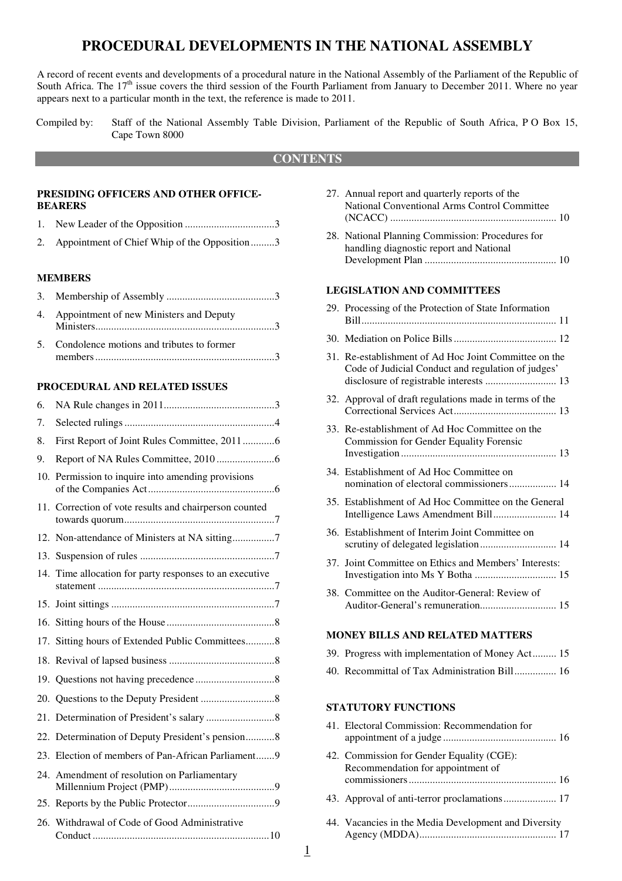# PROCEDURAL DEVELOPMENTS IN THE NATIONAL ASSEMBLY

A record of recent events and developments of a procedural nature in the National Assembly of the Parliament of the Republic of South Africa. The 17th issue covers the third session of the Fourth Parliament from January to December 2011. Where no year appears next to a particular month in the text, the reference is made to 2011.

Compiled by: Staff of the National Assembly Table Division, Parliament of the Republic of South Africa, P O Box 15, Cape Town 8000

## CONTENTS

**PRESIDING OFFICERS AND OTHER OFFICE-BEARERS**

1. New Leader of the Opposition .................................. 3
2. Appointment of Chief Whip of the Opposition ......... 3

**MEMBERS**

3. Membership of Assembly ......................................... 3
4. Appointment of new Ministers and Deputy Ministers ................................................................... 3
5. Condolence motions and tributes to former members ................................................................... 3

**PROCEDURAL AND RELATED ISSUES**

6. NA Rule changes in 2011 .......................................... 3
7. Selected rulings ......................................................... 4
8. First Report of Joint Rules Committee, 2011 ............ 6
9. Report of NA Rules Committee, 2010 ...................... 6
10. Permission to inquire into amending provisions of the Companies Act ................................................ 6
11. Correction of vote results and chairperson counted towards quorum ........................................................ 7
12. Non-attendance of Ministers at NA sitting ................ 7
13. Suspension of rules .................................................. 7
14. Time allocation for party responses to an executive statement .................................................................. 7
15. Joint sittings ............................................................. 7
16. Sitting hours of the House ......................................... 8
17. Sitting hours of Extended Public Committees ........... 8
18. Revival of lapsed business ........................................ 8
19. Questions not having precedence ............................. 8
20. Questions to the Deputy President ............................ 8
21. Determination of President's salary .......................... 8
22. Determination of Deputy President's pension ........... 8
23. Election of members of Pan-African Parliament ....... 9
24. Amendment of resolution on Parliamentary Millennium Project (PMP) ........................................ 9
25. Reports by the Public Protector ................................. 9
26. Withdrawal of Code of Good Administrative Conduct .................................................................. 10
27. Annual report and quarterly reports of the National Conventional Arms Control Committee (NCACC) .............................................................. 10
28. National Planning Commission: Procedures for handling diagnostic report and National Development Plan ................................................. 10

**LEGISLATION AND COMMITTEES**

29. Processing of the Protection of State Information Bill ......................................................................... 11
30. Mediation on Police Bills ....................................... 12
31. Re-establishment of Ad Hoc Joint Committee on the Code of Judicial Conduct and regulation of judges' disclosure of registrable interests ........................... 13
32. Approval of draft regulations made in terms of the Correctional Services Act ....................................... 13
33. Re-establishment of Ad Hoc Committee on the Commission for Gender Equality Forensic Investigation .......................................................... 13
34. Establishment of Ad Hoc Committee on nomination of electoral commissioners .................. 14
35. Establishment of Ad Hoc Committee on the General Intelligence Laws Amendment Bill ........................ 14
36. Establishment of Interim Joint Committee on scrutiny of delegated legislation ............................. 14
37. Joint Committee on Ethics and Members' Interests: Investigation into Ms Y Botha ............................... 15
38. Committee on the Auditor-General: Review of Auditor-General's remuneration ............................. 15

**MONEY BILLS AND RELATED MATTERS**

39. Progress with implementation of Money Act ......... 15
40. Recommittal of Tax Administration Bill ................ 16

**STATUTORY FUNCTIONS**

41. Electoral Commission: Recommendation for appointment of a judge .......................................... 16
42. Commission for Gender Equality (CGE): Recommendation for appointment of commissioners ....................................................... 16
43. Approval of anti-terror proclamations .................... 17
44. Vacancies in the Media Development and Diversity Agency (MDDA) ................................................... 17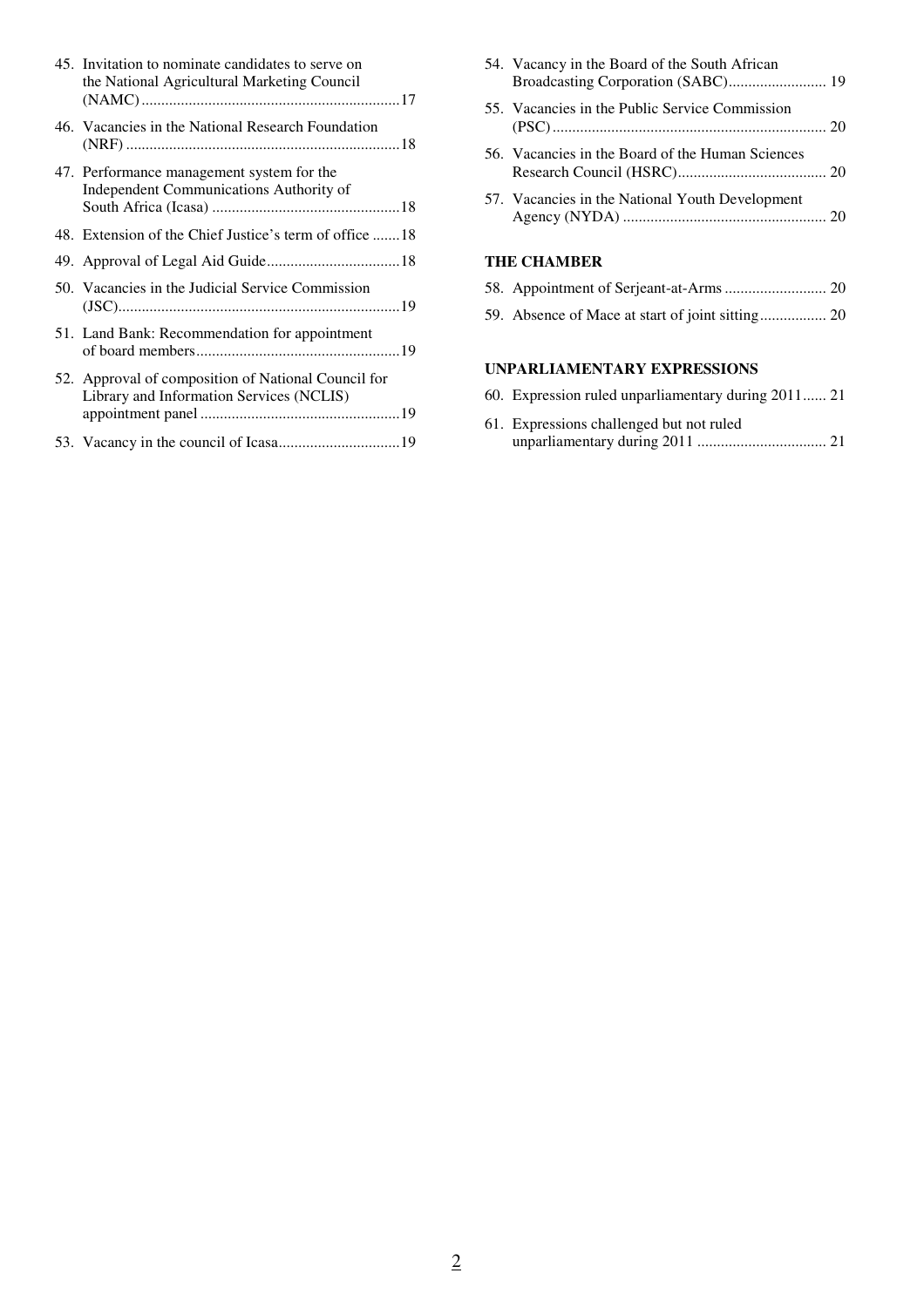45. Invitation to nominate candidates to serve on the National Agricultural Marketing Council (NAMC) ..................................................................17
46. Vacancies in the National Research Foundation (NRF) ......................................................................18
47. Performance management system for the Independent Communications Authority of South Africa (Icasa) ................................................18
48. Extension of the Chief Justice's term of office .......18
49. Approval of Legal Aid Guide..................................18
50. Vacancies in the Judicial Service Commission (JSC).......................................................................19
51. Land Bank: Recommendation for appointment of board members....................................................19
52. Approval of composition of National Council for Library and Information Services (NCLIS) appointment panel ..................................................19
53. Vacancy in the council of Icasa...............................19
54. Vacancy in the Board of the South African Broadcasting Corporation (SABC)......................... 19
55. Vacancies in the Public Service Commission (PSC)..................................................................... 20
56. Vacancies in the Board of the Human Sciences Research Council (HSRC)...................................... 20
57. Vacancies in the National Youth Development Agency (NYDA) .................................................... 20

**THE CHAMBER**

58. Appointment of Serjeant-at-Arms .......................... 20
59. Absence of Mace at start of joint sitting................. 20

**UNPARLIAMENTARY EXPRESSIONS**

60. Expression ruled unparliamentary during 2011...... 21
61. Expressions challenged but not ruled unparliamentary during 2011 ................................. 21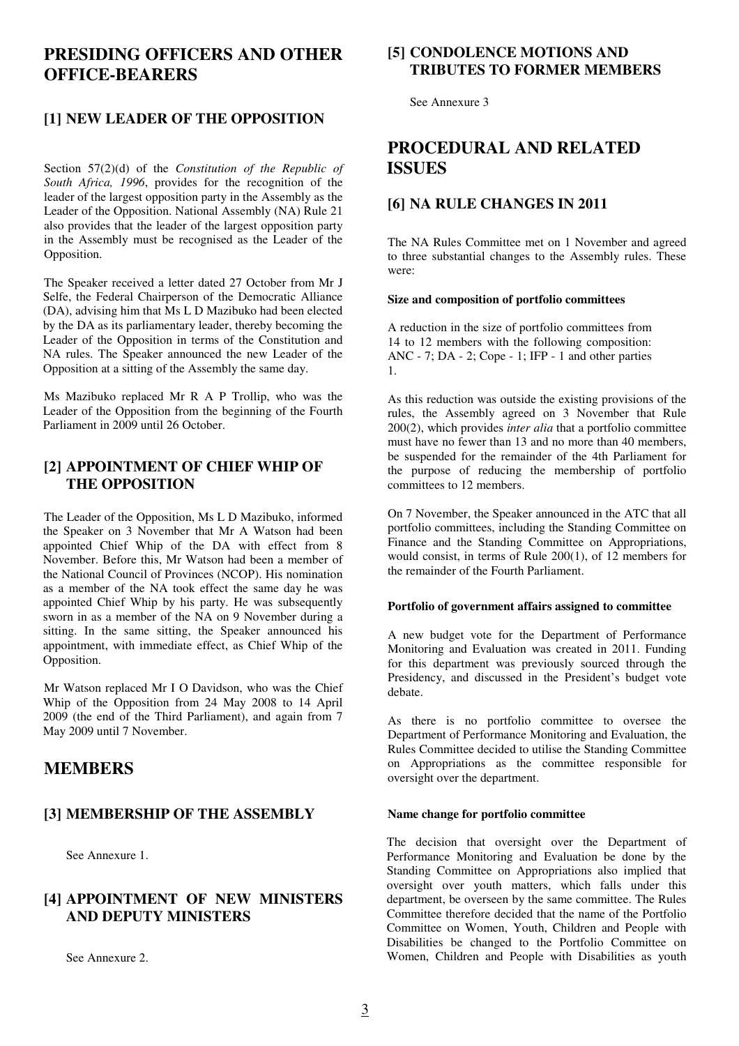# PRESIDING OFFICERS AND OTHER OFFICE-BEARERS

## [1] NEW LEADER OF THE OPPOSITION

Section 57(2)(d) of the *Constitution of the Republic of South Africa, 1996*, provides for the recognition of the leader of the largest opposition party in the Assembly as the Leader of the Opposition. National Assembly (NA) Rule 21 also provides that the leader of the largest opposition party in the Assembly must be recognised as the Leader of the Opposition.

The Speaker received a letter dated 27 October from Mr J Selfe, the Federal Chairperson of the Democratic Alliance (DA), advising him that Ms L D Mazibuko had been elected by the DA as its parliamentary leader, thereby becoming the Leader of the Opposition in terms of the Constitution and NA rules. The Speaker announced the new Leader of the Opposition at a sitting of the Assembly the same day.

Ms Mazibuko replaced Mr R A P Trollip, who was the Leader of the Opposition from the beginning of the Fourth Parliament in 2009 until 26 October.

## [2] APPOINTMENT OF CHIEF WHIP OF THE OPPOSITION

The Leader of the Opposition, Ms L D Mazibuko, informed the Speaker on 3 November that Mr A Watson had been appointed Chief Whip of the DA with effect from 8 November. Before this, Mr Watson had been a member of the National Council of Provinces (NCOP). His nomination as a member of the NA took effect the same day he was appointed Chief Whip by his party. He was subsequently sworn in as a member of the NA on 9 November during a sitting. In the same sitting, the Speaker announced his appointment, with immediate effect, as Chief Whip of the Opposition.

Mr Watson replaced Mr I O Davidson, who was the Chief Whip of the Opposition from 24 May 2008 to 14 April 2009 (the end of the Third Parliament), and again from 7 May 2009 until 7 November.

# MEMBERS

## [3] MEMBERSHIP OF THE ASSEMBLY

See Annexure 1.

## [4] APPOINTMENT OF NEW MINISTERS AND DEPUTY MINISTERS

See Annexure 2.

## [5] CONDOLENCE MOTIONS AND TRIBUTES TO FORMER MEMBERS

See Annexure 3

# PROCEDURAL AND RELATED ISSUES

## [6] NA RULE CHANGES IN 2011

The NA Rules Committee met on 1 November and agreed to three substantial changes to the Assembly rules. These were:

**Size and composition of portfolio committees**

A reduction in the size of portfolio committees from 14 to 12 members with the following composition: ANC - 7; DA - 2; Cope - 1; IFP - 1 and other parties 1.

As this reduction was outside the existing provisions of the rules, the Assembly agreed on 3 November that Rule 200(2), which provides *inter alia* that a portfolio committee must have no fewer than 13 and no more than 40 members, be suspended for the remainder of the 4th Parliament for the purpose of reducing the membership of portfolio committees to 12 members.

On 7 November, the Speaker announced in the ATC that all portfolio committees, including the Standing Committee on Finance and the Standing Committee on Appropriations, would consist, in terms of Rule 200(1), of 12 members for the remainder of the Fourth Parliament.

**Portfolio of government affairs assigned to committee**

A new budget vote for the Department of Performance Monitoring and Evaluation was created in 2011. Funding for this department was previously sourced through the Presidency, and discussed in the President's budget vote debate.

As there is no portfolio committee to oversee the Department of Performance Monitoring and Evaluation, the Rules Committee decided to utilise the Standing Committee on Appropriations as the committee responsible for oversight over the department.

**Name change for portfolio committee**

The decision that oversight over the Department of Performance Monitoring and Evaluation be done by the Standing Committee on Appropriations also implied that oversight over youth matters, which falls under this department, be overseen by the same committee. The Rules Committee therefore decided that the name of the Portfolio Committee on Women, Youth, Children and People with Disabilities be changed to the Portfolio Committee on Women, Children and People with Disabilities as youth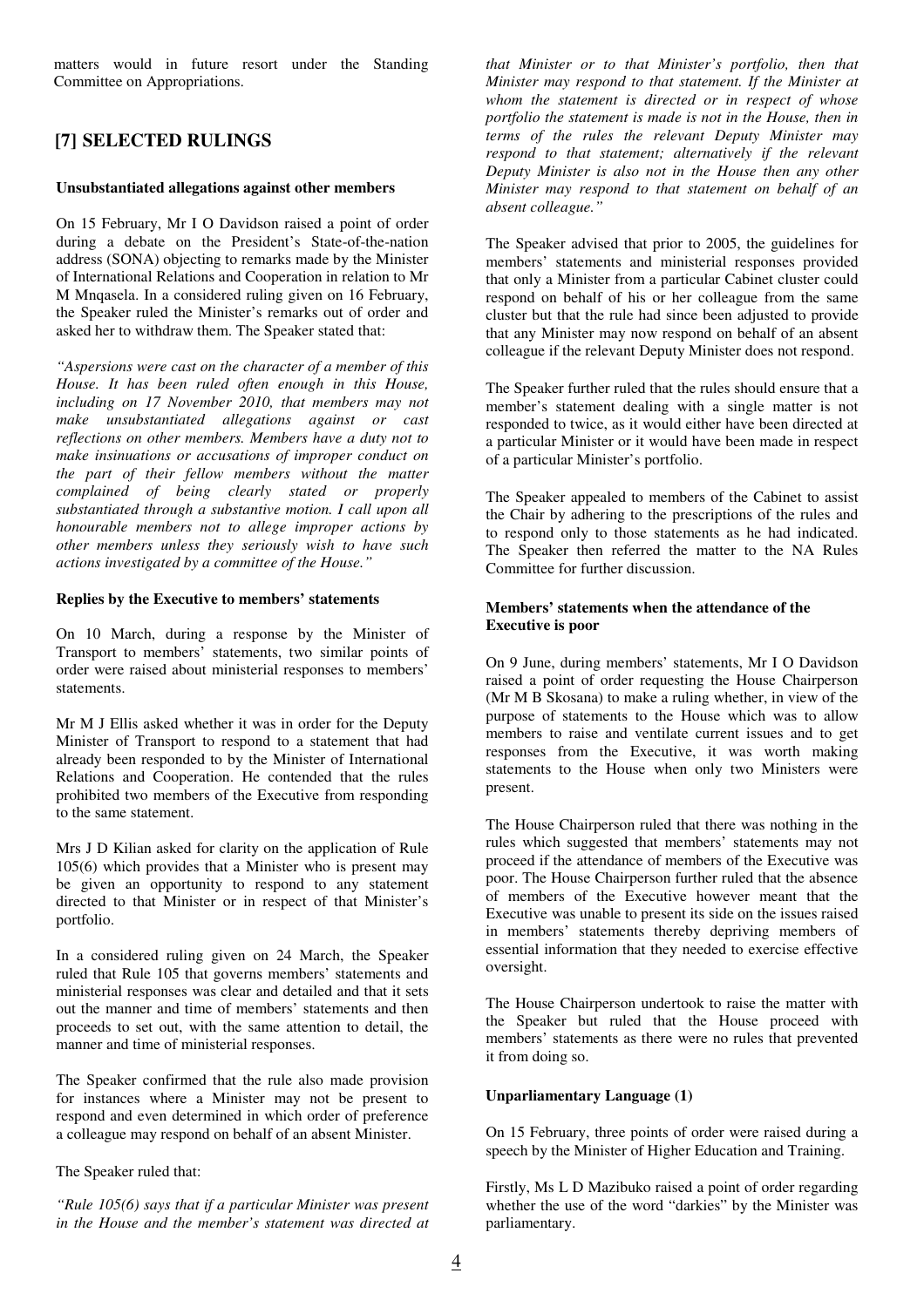matters would in future resort under the Standing Committee on Appropriations.

## [7] SELECTED RULINGS

### Unsubstantiated allegations against other members

On 15 February, Mr I O Davidson raised a point of order during a debate on the President's State-of-the-nation address (SONA) objecting to remarks made by the Minister of International Relations and Cooperation in relation to Mr M Mnqasela. In a considered ruling given on 16 February, the Speaker ruled the Minister's remarks out of order and asked her to withdraw them. The Speaker stated that:

*"Aspersions were cast on the character of a member of this House. It has been ruled often enough in this House, including on 17 November 2010, that members may not make unsubstantiated allegations against or cast reflections on other members. Members have a duty not to make insinuations or accusations of improper conduct on the part of their fellow members without the matter complained of being clearly stated or properly substantiated through a substantive motion. I call upon all honourable members not to allege improper actions by other members unless they seriously wish to have such actions investigated by a committee of the House."*

### Replies by the Executive to members' statements

On 10 March, during a response by the Minister of Transport to members' statements, two similar points of order were raised about ministerial responses to members' statements.

Mr M J Ellis asked whether it was in order for the Deputy Minister of Transport to respond to a statement that had already been responded to by the Minister of International Relations and Cooperation. He contended that the rules prohibited two members of the Executive from responding to the same statement.

Mrs J D Kilian asked for clarity on the application of Rule 105(6) which provides that a Minister who is present may be given an opportunity to respond to any statement directed to that Minister or in respect of that Minister's portfolio.

In a considered ruling given on 24 March, the Speaker ruled that Rule 105 that governs members' statements and ministerial responses was clear and detailed and that it sets out the manner and time of members' statements and then proceeds to set out, with the same attention to detail, the manner and time of ministerial responses.

The Speaker confirmed that the rule also made provision for instances where a Minister may not be present to respond and even determined in which order of preference a colleague may respond on behalf of an absent Minister.

The Speaker ruled that:

*"Rule 105(6) says that if a particular Minister was present in the House and the member's statement was directed at that Minister or to that Minister's portfolio, then that Minister may respond to that statement. If the Minister at whom the statement is directed or in respect of whose portfolio the statement is made is not in the House, then in terms of the rules the relevant Deputy Minister may respond to that statement; alternatively if the relevant Deputy Minister is also not in the House then any other Minister may respond to that statement on behalf of an absent colleague."*

The Speaker advised that prior to 2005, the guidelines for members' statements and ministerial responses provided that only a Minister from a particular Cabinet cluster could respond on behalf of his or her colleague from the same cluster but that the rule had since been adjusted to provide that any Minister may now respond on behalf of an absent colleague if the relevant Deputy Minister does not respond.

The Speaker further ruled that the rules should ensure that a member's statement dealing with a single matter is not responded to twice, as it would either have been directed at a particular Minister or it would have been made in respect of a particular Minister's portfolio.

The Speaker appealed to members of the Cabinet to assist the Chair by adhering to the prescriptions of the rules and to respond only to those statements as he had indicated. The Speaker then referred the matter to the NA Rules Committee for further discussion.

### Members' statements when the attendance of the Executive is poor

On 9 June, during members' statements, Mr I O Davidson raised a point of order requesting the House Chairperson (Mr M B Skosana) to make a ruling whether, in view of the purpose of statements to the House which was to allow members to raise and ventilate current issues and to get responses from the Executive, it was worth making statements to the House when only two Ministers were present.

The House Chairperson ruled that there was nothing in the rules which suggested that members' statements may not proceed if the attendance of members of the Executive was poor. The House Chairperson further ruled that the absence of members of the Executive however meant that the Executive was unable to present its side on the issues raised in members' statements thereby depriving members of essential information that they needed to exercise effective oversight.

The House Chairperson undertook to raise the matter with the Speaker but ruled that the House proceed with members' statements as there were no rules that prevented it from doing so.

### Unparliamentary Language (1)

On 15 February, three points of order were raised during a speech by the Minister of Higher Education and Training.

Firstly, Ms L D Mazibuko raised a point of order regarding whether the use of the word "darkies" by the Minister was parliamentary.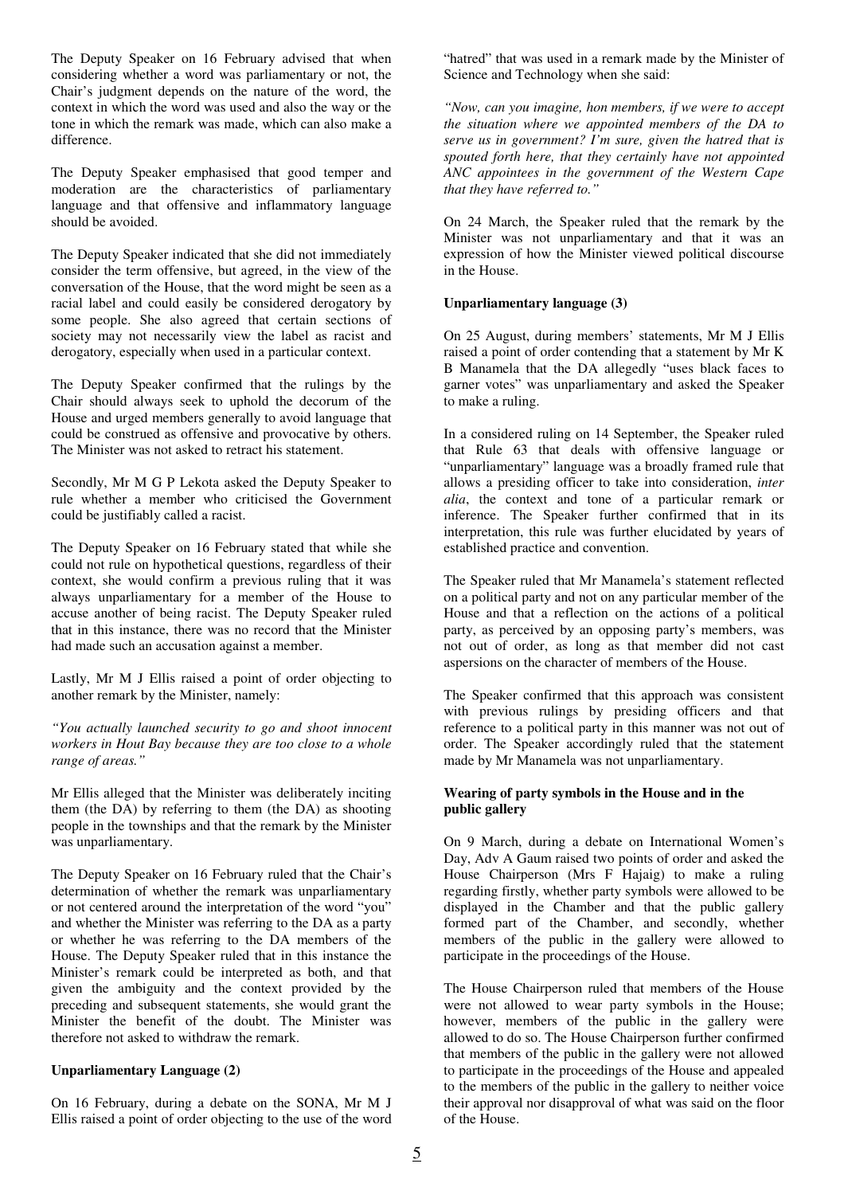The Deputy Speaker on 16 February advised that when considering whether a word was parliamentary or not, the Chair's judgment depends on the nature of the word, the context in which the word was used and also the way or the tone in which the remark was made, which can also make a difference.

The Deputy Speaker emphasised that good temper and moderation are the characteristics of parliamentary language and that offensive and inflammatory language should be avoided.

The Deputy Speaker indicated that she did not immediately consider the term offensive, but agreed, in the view of the conversation of the House, that the word might be seen as a racial label and could easily be considered derogatory by some people. She also agreed that certain sections of society may not necessarily view the label as racist and derogatory, especially when used in a particular context.

The Deputy Speaker confirmed that the rulings by the Chair should always seek to uphold the decorum of the House and urged members generally to avoid language that could be construed as offensive and provocative by others. The Minister was not asked to retract his statement.

Secondly, Mr M G P Lekota asked the Deputy Speaker to rule whether a member who criticised the Government could be justifiably called a racist.

The Deputy Speaker on 16 February stated that while she could not rule on hypothetical questions, regardless of their context, she would confirm a previous ruling that it was always unparliamentary for a member of the House to accuse another of being racist. The Deputy Speaker ruled that in this instance, there was no record that the Minister had made such an accusation against a member.

Lastly, Mr M J Ellis raised a point of order objecting to another remark by the Minister, namely:

*"You actually launched security to go and shoot innocent workers in Hout Bay because they are too close to a whole range of areas."*

Mr Ellis alleged that the Minister was deliberately inciting them (the DA) by referring to them (the DA) as shooting people in the townships and that the remark by the Minister was unparliamentary.

The Deputy Speaker on 16 February ruled that the Chair's determination of whether the remark was unparliamentary or not centered around the interpretation of the word "you" and whether the Minister was referring to the DA as a party or whether he was referring to the DA members of the House. The Deputy Speaker ruled that in this instance the Minister's remark could be interpreted as both, and that given the ambiguity and the context provided by the preceding and subsequent statements, she would grant the Minister the benefit of the doubt. The Minister was therefore not asked to withdraw the remark.

**Unparliamentary Language (2)**

On 16 February, during a debate on the SONA, Mr M J Ellis raised a point of order objecting to the use of the word "hatred" that was used in a remark made by the Minister of Science and Technology when she said:

*"Now, can you imagine, hon members, if we were to accept the situation where we appointed members of the DA to serve us in government? I'm sure, given the hatred that is spouted forth here, that they certainly have not appointed ANC appointees in the government of the Western Cape that they have referred to."*

On 24 March, the Speaker ruled that the remark by the Minister was not unparliamentary and that it was an expression of how the Minister viewed political discourse in the House.

**Unparliamentary language (3)**

On 25 August, during members' statements, Mr M J Ellis raised a point of order contending that a statement by Mr K B Manamela that the DA allegedly "uses black faces to garner votes" was unparliamentary and asked the Speaker to make a ruling.

In a considered ruling on 14 September, the Speaker ruled that Rule 63 that deals with offensive language or "unparliamentary" language was a broadly framed rule that allows a presiding officer to take into consideration, *inter alia*, the context and tone of a particular remark or inference. The Speaker further confirmed that in its interpretation, this rule was further elucidated by years of established practice and convention.

The Speaker ruled that Mr Manamela's statement reflected on a political party and not on any particular member of the House and that a reflection on the actions of a political party, as perceived by an opposing party's members, was not out of order, as long as that member did not cast aspersions on the character of members of the House.

The Speaker confirmed that this approach was consistent with previous rulings by presiding officers and that reference to a political party in this manner was not out of order. The Speaker accordingly ruled that the statement made by Mr Manamela was not unparliamentary.

**Wearing of party symbols in the House and in the public gallery**

On 9 March, during a debate on International Women's Day, Adv A Gaum raised two points of order and asked the House Chairperson (Mrs F Hajaig) to make a ruling regarding firstly, whether party symbols were allowed to be displayed in the Chamber and that the public gallery formed part of the Chamber, and secondly, whether members of the public in the gallery were allowed to participate in the proceedings of the House.

The House Chairperson ruled that members of the House were not allowed to wear party symbols in the House; however, members of the public in the gallery were allowed to do so. The House Chairperson further confirmed that members of the public in the gallery were not allowed to participate in the proceedings of the House and appealed to the members of the public in the gallery to neither voice their approval nor disapproval of what was said on the floor of the House.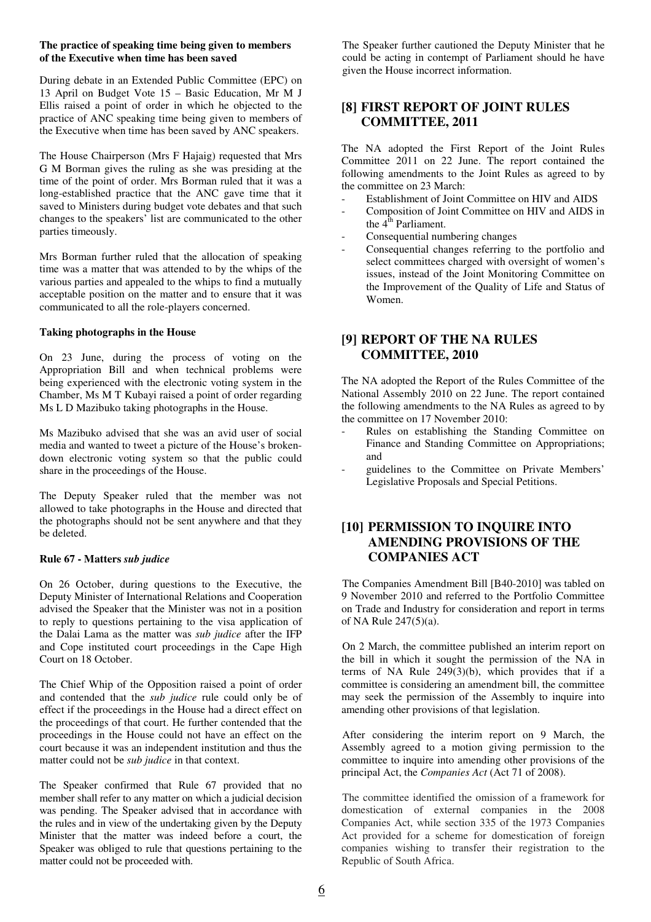**The practice of speaking time being given to members of the Executive when time has been saved**

During debate in an Extended Public Committee (EPC) on 13 April on Budget Vote 15 – Basic Education, Mr M J Ellis raised a point of order in which he objected to the practice of ANC speaking time being given to members of the Executive when time has been saved by ANC speakers.

The House Chairperson (Mrs F Hajaig) requested that Mrs G M Borman gives the ruling as she was presiding at the time of the point of order. Mrs Borman ruled that it was a long-established practice that the ANC gave time that it saved to Ministers during budget vote debates and that such changes to the speakers' list are communicated to the other parties timeously.

Mrs Borman further ruled that the allocation of speaking time was a matter that was attended to by the whips of the various parties and appealed to the whips to find a mutually acceptable position on the matter and to ensure that it was communicated to all the role-players concerned.

**Taking photographs in the House**

On 23 June, during the process of voting on the Appropriation Bill and when technical problems were being experienced with the electronic voting system in the Chamber, Ms M T Kubayi raised a point of order regarding Ms L D Mazibuko taking photographs in the House.

Ms Mazibuko advised that she was an avid user of social media and wanted to tweet a picture of the House's broken-down electronic voting system so that the public could share in the proceedings of the House.

The Deputy Speaker ruled that the member was not allowed to take photographs in the House and directed that the photographs should not be sent anywhere and that they be deleted.

**Rule 67 - Matters *sub judice***

On 26 October, during questions to the Executive, the Deputy Minister of International Relations and Cooperation advised the Speaker that the Minister was not in a position to reply to questions pertaining to the visa application of the Dalai Lama as the matter was *sub judice* after the IFP and Cope instituted court proceedings in the Cape High Court on 18 October.

The Chief Whip of the Opposition raised a point of order and contended that the *sub judice* rule could only be of effect if the proceedings in the House had a direct effect on the proceedings of that court. He further contended that the proceedings in the House could not have an effect on the court because it was an independent institution and thus the matter could not be *sub judice* in that context.

The Speaker confirmed that Rule 67 provided that no member shall refer to any matter on which a judicial decision was pending. The Speaker advised that in accordance with the rules and in view of the undertaking given by the Deputy Minister that the matter was indeed before a court, the Speaker was obliged to rule that questions pertaining to the matter could not be proceeded with.

The Speaker further cautioned the Deputy Minister that he could be acting in contempt of Parliament should he have given the House incorrect information.

## [8] FIRST REPORT OF JOINT RULES COMMITTEE, 2011

The NA adopted the First Report of the Joint Rules Committee 2011 on 22 June. The report contained the following amendments to the Joint Rules as agreed to by the committee on 23 March:

- Establishment of Joint Committee on HIV and AIDS
- Composition of Joint Committee on HIV and AIDS in the 4th Parliament.
- Consequential numbering changes
- Consequential changes referring to the portfolio and select committees charged with oversight of women's issues, instead of the Joint Monitoring Committee on the Improvement of the Quality of Life and Status of Women.

## [9] REPORT OF THE NA RULES COMMITTEE, 2010

The NA adopted the Report of the Rules Committee of the National Assembly 2010 on 22 June. The report contained the following amendments to the NA Rules as agreed to by the committee on 17 November 2010:

- Rules on establishing the Standing Committee on Finance and Standing Committee on Appropriations; and
- guidelines to the Committee on Private Members' Legislative Proposals and Special Petitions.

## [10] PERMISSION TO INQUIRE INTO AMENDING PROVISIONS OF THE COMPANIES ACT

The Companies Amendment Bill [B40-2010] was tabled on 9 November 2010 and referred to the Portfolio Committee on Trade and Industry for consideration and report in terms of NA Rule 247(5)(a).

On 2 March, the committee published an interim report on the bill in which it sought the permission of the NA in terms of NA Rule 249(3)(b), which provides that if a committee is considering an amendment bill, the committee may seek the permission of the Assembly to inquire into amending other provisions of that legislation.

After considering the interim report on 9 March, the Assembly agreed to a motion giving permission to the committee to inquire into amending other provisions of the principal Act, the *Companies Act* (Act 71 of 2008).

The committee identified the omission of a framework for domestication of external companies in the 2008 Companies Act, while section 335 of the 1973 Companies Act provided for a scheme for domestication of foreign companies wishing to transfer their registration to the Republic of South Africa.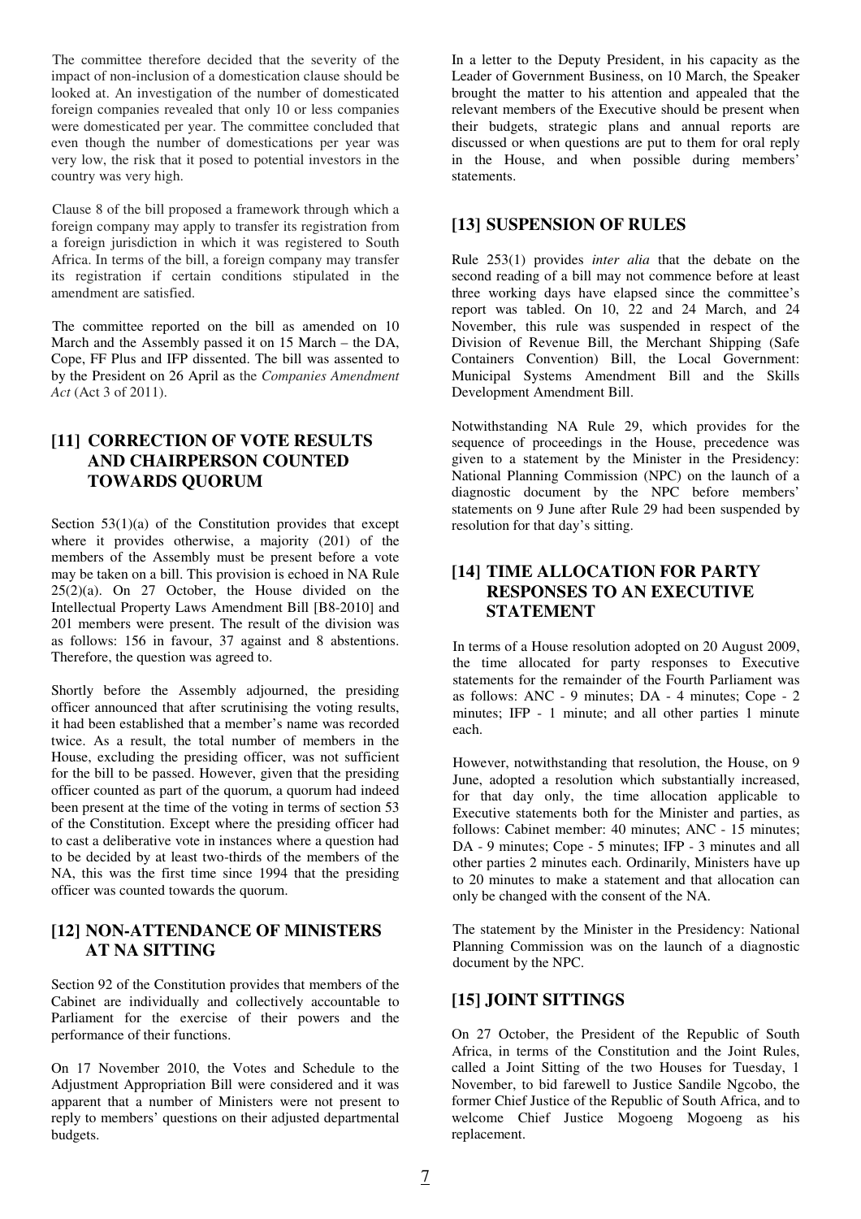The committee therefore decided that the severity of the impact of non-inclusion of a domestication clause should be looked at. An investigation of the number of domesticated foreign companies revealed that only 10 or less companies were domesticated per year. The committee concluded that even though the number of domestications per year was very low, the risk that it posed to potential investors in the country was very high.

Clause 8 of the bill proposed a framework through which a foreign company may apply to transfer its registration from a foreign jurisdiction in which it was registered to South Africa. In terms of the bill, a foreign company may transfer its registration if certain conditions stipulated in the amendment are satisfied.

The committee reported on the bill as amended on 10 March and the Assembly passed it on 15 March – the DA, Cope, FF Plus and IFP dissented. The bill was assented to by the President on 26 April as the *Companies Amendment Act* (Act 3 of 2011).

## [11] CORRECTION OF VOTE RESULTS AND CHAIRPERSON COUNTED TOWARDS QUORUM

Section 53(1)(a) of the Constitution provides that except where it provides otherwise, a majority (201) of the members of the Assembly must be present before a vote may be taken on a bill. This provision is echoed in NA Rule 25(2)(a). On 27 October, the House divided on the Intellectual Property Laws Amendment Bill [B8-2010] and 201 members were present. The result of the division was as follows: 156 in favour, 37 against and 8 abstentions. Therefore, the question was agreed to.

Shortly before the Assembly adjourned, the presiding officer announced that after scrutinising the voting results, it had been established that a member's name was recorded twice. As a result, the total number of members in the House, excluding the presiding officer, was not sufficient for the bill to be passed. However, given that the presiding officer counted as part of the quorum, a quorum had indeed been present at the time of the voting in terms of section 53 of the Constitution. Except where the presiding officer had to cast a deliberative vote in instances where a question had to be decided by at least two-thirds of the members of the NA, this was the first time since 1994 that the presiding officer was counted towards the quorum.

## [12] NON-ATTENDANCE OF MINISTERS AT NA SITTING

Section 92 of the Constitution provides that members of the Cabinet are individually and collectively accountable to Parliament for the exercise of their powers and the performance of their functions.

On 17 November 2010, the Votes and Schedule to the Adjustment Appropriation Bill were considered and it was apparent that a number of Ministers were not present to reply to members' questions on their adjusted departmental budgets.

In a letter to the Deputy President, in his capacity as the Leader of Government Business, on 10 March, the Speaker brought the matter to his attention and appealed that the relevant members of the Executive should be present when their budgets, strategic plans and annual reports are discussed or when questions are put to them for oral reply in the House, and when possible during members' statements.

## [13] SUSPENSION OF RULES

Rule 253(1) provides *inter alia* that the debate on the second reading of a bill may not commence before at least three working days have elapsed since the committee's report was tabled. On 10, 22 and 24 March, and 24 November, this rule was suspended in respect of the Division of Revenue Bill, the Merchant Shipping (Safe Containers Convention) Bill, the Local Government: Municipal Systems Amendment Bill and the Skills Development Amendment Bill.

Notwithstanding NA Rule 29, which provides for the sequence of proceedings in the House, precedence was given to a statement by the Minister in the Presidency: National Planning Commission (NPC) on the launch of a diagnostic document by the NPC before members' statements on 9 June after Rule 29 had been suspended by resolution for that day's sitting.

## [14] TIME ALLOCATION FOR PARTY RESPONSES TO AN EXECUTIVE STATEMENT

In terms of a House resolution adopted on 20 August 2009, the time allocated for party responses to Executive statements for the remainder of the Fourth Parliament was as follows: ANC - 9 minutes; DA - 4 minutes; Cope - 2 minutes; IFP - 1 minute; and all other parties 1 minute each.

However, notwithstanding that resolution, the House, on 9 June, adopted a resolution which substantially increased, for that day only, the time allocation applicable to Executive statements both for the Minister and parties, as follows: Cabinet member: 40 minutes; ANC - 15 minutes; DA - 9 minutes; Cope - 5 minutes; IFP - 3 minutes and all other parties 2 minutes each. Ordinarily, Ministers have up to 20 minutes to make a statement and that allocation can only be changed with the consent of the NA.

The statement by the Minister in the Presidency: National Planning Commission was on the launch of a diagnostic document by the NPC.

## [15] JOINT SITTINGS

On 27 October, the President of the Republic of South Africa, in terms of the Constitution and the Joint Rules, called a Joint Sitting of the two Houses for Tuesday, 1 November, to bid farewell to Justice Sandile Ngcobo, the former Chief Justice of the Republic of South Africa, and to welcome Chief Justice Mogoeng Mogoeng as his replacement.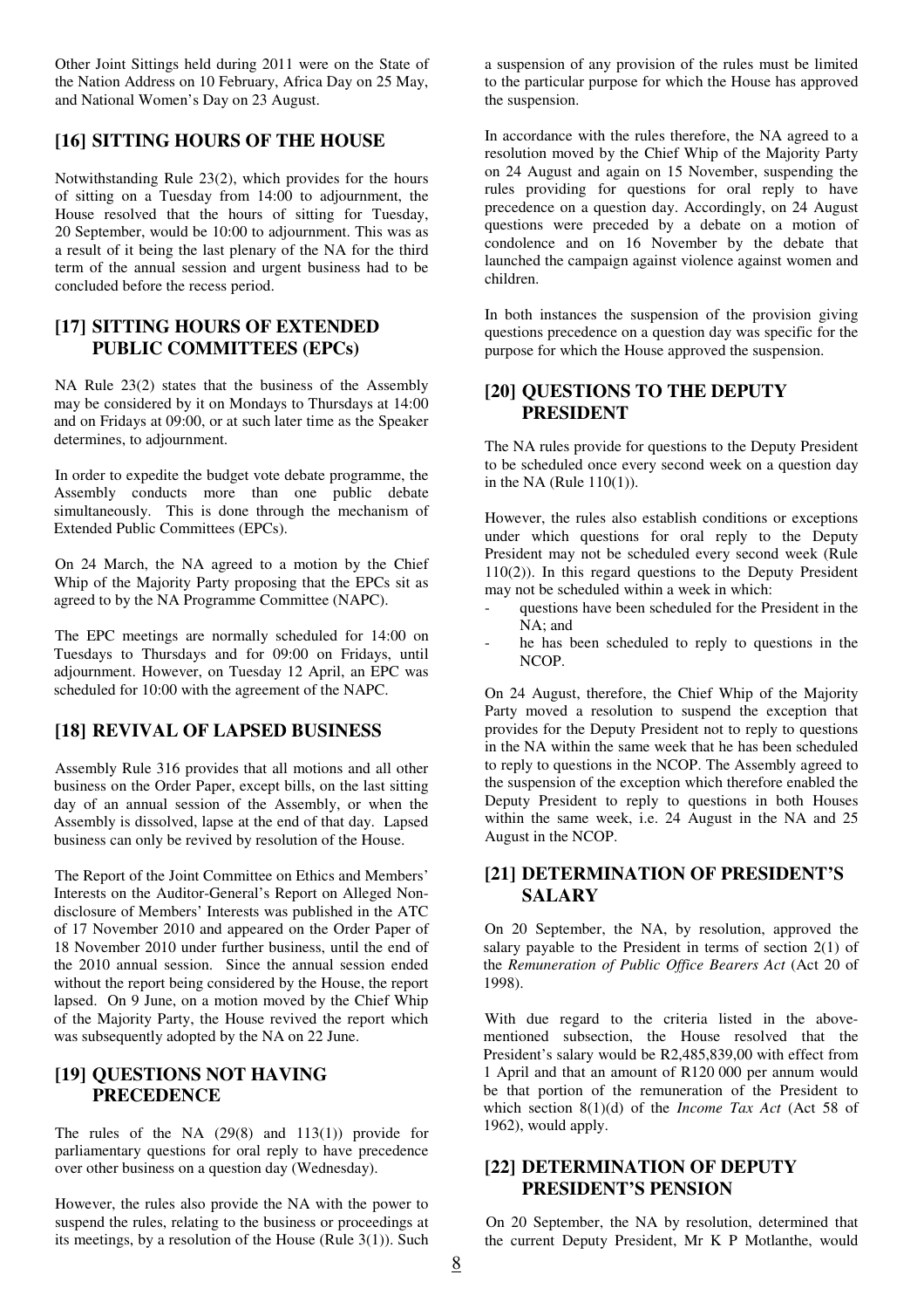Other Joint Sittings held during 2011 were on the State of the Nation Address on 10 February, Africa Day on 25 May, and National Women's Day on 23 August.

## [16] SITTING HOURS OF THE HOUSE

Notwithstanding Rule 23(2), which provides for the hours of sitting on a Tuesday from 14:00 to adjournment, the House resolved that the hours of sitting for Tuesday, 20 September, would be 10:00 to adjournment. This was as a result of it being the last plenary of the NA for the third term of the annual session and urgent business had to be concluded before the recess period.

## [17] SITTING HOURS OF EXTENDED PUBLIC COMMITTEES (EPCs)

NA Rule 23(2) states that the business of the Assembly may be considered by it on Mondays to Thursdays at 14:00 and on Fridays at 09:00, or at such later time as the Speaker determines, to adjournment.

In order to expedite the budget vote debate programme, the Assembly conducts more than one public debate simultaneously. This is done through the mechanism of Extended Public Committees (EPCs).

On 24 March, the NA agreed to a motion by the Chief Whip of the Majority Party proposing that the EPCs sit as agreed to by the NA Programme Committee (NAPC).

The EPC meetings are normally scheduled for 14:00 on Tuesdays to Thursdays and for 09:00 on Fridays, until adjournment. However, on Tuesday 12 April, an EPC was scheduled for 10:00 with the agreement of the NAPC.

## [18] REVIVAL OF LAPSED BUSINESS

Assembly Rule 316 provides that all motions and all other business on the Order Paper, except bills, on the last sitting day of an annual session of the Assembly, or when the Assembly is dissolved, lapse at the end of that day. Lapsed business can only be revived by resolution of the House.

The Report of the Joint Committee on Ethics and Members' Interests on the Auditor-General's Report on Alleged Non-disclosure of Members' Interests was published in the ATC of 17 November 2010 and appeared on the Order Paper of 18 November 2010 under further business, until the end of the 2010 annual session. Since the annual session ended without the report being considered by the House, the report lapsed. On 9 June, on a motion moved by the Chief Whip of the Majority Party, the House revived the report which was subsequently adopted by the NA on 22 June.

## [19] QUESTIONS NOT HAVING PRECEDENCE

The rules of the NA (29(8) and 113(1)) provide for parliamentary questions for oral reply to have precedence over other business on a question day (Wednesday).

However, the rules also provide the NA with the power to suspend the rules, relating to the business or proceedings at its meetings, by a resolution of the House (Rule 3(1)). Such a suspension of any provision of the rules must be limited to the particular purpose for which the House has approved the suspension.

In accordance with the rules therefore, the NA agreed to a resolution moved by the Chief Whip of the Majority Party on 24 August and again on 15 November, suspending the rules providing for questions for oral reply to have precedence on a question day. Accordingly, on 24 August questions were preceded by a debate on a motion of condolence and on 16 November by the debate that launched the campaign against violence against women and children.

In both instances the suspension of the provision giving questions precedence on a question day was specific for the purpose for which the House approved the suspension.

## [20] QUESTIONS TO THE DEPUTY PRESIDENT

The NA rules provide for questions to the Deputy President to be scheduled once every second week on a question day in the NA (Rule 110(1)).

However, the rules also establish conditions or exceptions under which questions for oral reply to the Deputy President may not be scheduled every second week (Rule 110(2)). In this regard questions to the Deputy President may not be scheduled within a week in which:

- questions have been scheduled for the President in the NA; and
- he has been scheduled to reply to questions in the NCOP.

On 24 August, therefore, the Chief Whip of the Majority Party moved a resolution to suspend the exception that provides for the Deputy President not to reply to questions in the NA within the same week that he has been scheduled to reply to questions in the NCOP. The Assembly agreed to the suspension of the exception which therefore enabled the Deputy President to reply to questions in both Houses within the same week, i.e. 24 August in the NA and 25 August in the NCOP.

## [21] DETERMINATION OF PRESIDENT'S SALARY

On 20 September, the NA, by resolution, approved the salary payable to the President in terms of section 2(1) of the *Remuneration of Public Office Bearers Act* (Act 20 of 1998).

With due regard to the criteria listed in the above-mentioned subsection, the House resolved that the President's salary would be R2,485,839,00 with effect from 1 April and that an amount of R120 000 per annum would be that portion of the remuneration of the President to which section 8(1)(d) of the *Income Tax Act* (Act 58 of 1962), would apply.

## [22] DETERMINATION OF DEPUTY PRESIDENT'S PENSION

On 20 September, the NA by resolution, determined that the current Deputy President, Mr K P Motlanthe, would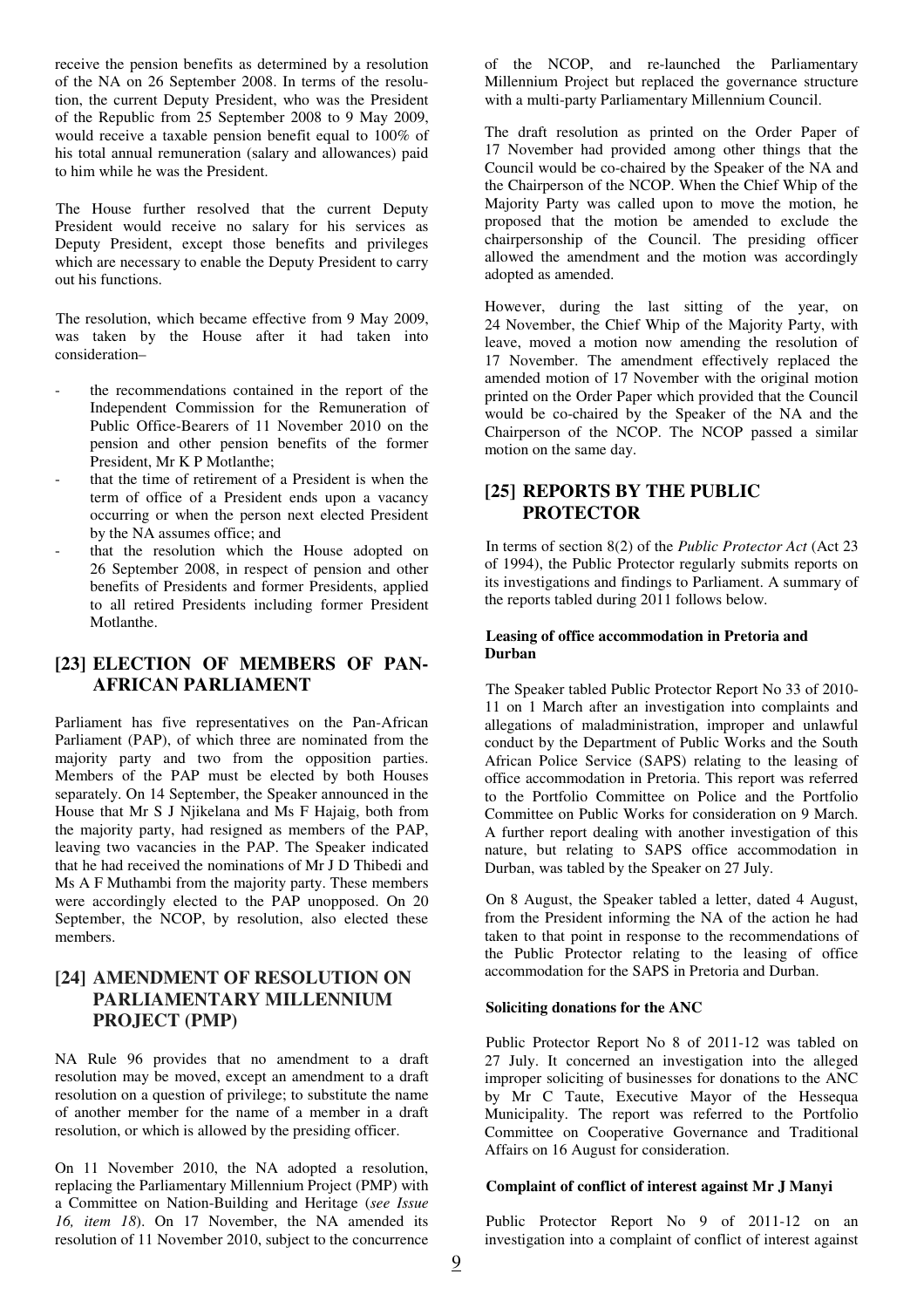receive the pension benefits as determined by a resolution of the NA on 26 September 2008. In terms of the resolution, the current Deputy President, who was the President of the Republic from 25 September 2008 to 9 May 2009, would receive a taxable pension benefit equal to 100% of his total annual remuneration (salary and allowances) paid to him while he was the President.

The House further resolved that the current Deputy President would receive no salary for his services as Deputy President, except those benefits and privileges which are necessary to enable the Deputy President to carry out his functions.

The resolution, which became effective from 9 May 2009, was taken by the House after it had taken into consideration–

- the recommendations contained in the report of the Independent Commission for the Remuneration of Public Office-Bearers of 11 November 2010 on the pension and other pension benefits of the former President, Mr K P Motlanthe;
- that the time of retirement of a President is when the term of office of a President ends upon a vacancy occurring or when the person next elected President by the NA assumes office; and
- that the resolution which the House adopted on 26 September 2008, in respect of pension and other benefits of Presidents and former Presidents, applied to all retired Presidents including former President Motlanthe.

## [23] ELECTION OF MEMBERS OF PAN-AFRICAN PARLIAMENT

Parliament has five representatives on the Pan-African Parliament (PAP), of which three are nominated from the majority party and two from the opposition parties. Members of the PAP must be elected by both Houses separately. On 14 September, the Speaker announced in the House that Mr S J Njikelana and Ms F Hajaig, both from the majority party, had resigned as members of the PAP, leaving two vacancies in the PAP. The Speaker indicated that he had received the nominations of Mr J D Thibedi and Ms A F Muthambi from the majority party. These members were accordingly elected to the PAP unopposed. On 20 September, the NCOP, by resolution, also elected these members.

## [24] AMENDMENT OF RESOLUTION ON PARLIAMENTARY MILLENNIUM PROJECT (PMP)

NA Rule 96 provides that no amendment to a draft resolution may be moved, except an amendment to a draft resolution on a question of privilege; to substitute the name of another member for the name of a member in a draft resolution, or which is allowed by the presiding officer.

On 11 November 2010, the NA adopted a resolution, replacing the Parliamentary Millennium Project (PMP) with a Committee on Nation-Building and Heritage (*see Issue 16, item 18*). On 17 November, the NA amended its resolution of 11 November 2010, subject to the concurrence of the NCOP, and re-launched the Parliamentary Millennium Project but replaced the governance structure with a multi-party Parliamentary Millennium Council.

The draft resolution as printed on the Order Paper of 17 November had provided among other things that the Council would be co-chaired by the Speaker of the NA and the Chairperson of the NCOP. When the Chief Whip of the Majority Party was called upon to move the motion, he proposed that the motion be amended to exclude the chairpersonship of the Council. The presiding officer allowed the amendment and the motion was accordingly adopted as amended.

However, during the last sitting of the year, on 24 November, the Chief Whip of the Majority Party, with leave, moved a motion now amending the resolution of 17 November. The amendment effectively replaced the amended motion of 17 November with the original motion printed on the Order Paper which provided that the Council would be co-chaired by the Speaker of the NA and the Chairperson of the NCOP. The NCOP passed a similar motion on the same day.

## [25] REPORTS BY THE PUBLIC PROTECTOR

In terms of section 8(2) of the *Public Protector Act* (Act 23 of 1994), the Public Protector regularly submits reports on its investigations and findings to Parliament. A summary of the reports tabled during 2011 follows below.

### Leasing of office accommodation in Pretoria and Durban

The Speaker tabled Public Protector Report No 33 of 2010-11 on 1 March after an investigation into complaints and allegations of maladministration, improper and unlawful conduct by the Department of Public Works and the South African Police Service (SAPS) relating to the leasing of office accommodation in Pretoria. This report was referred to the Portfolio Committee on Police and the Portfolio Committee on Public Works for consideration on 9 March. A further report dealing with another investigation of this nature, but relating to SAPS office accommodation in Durban, was tabled by the Speaker on 27 July.

On 8 August, the Speaker tabled a letter, dated 4 August, from the President informing the NA of the action he had taken to that point in response to the recommendations of the Public Protector relating to the leasing of office accommodation for the SAPS in Pretoria and Durban.

### Soliciting donations for the ANC

Public Protector Report No 8 of 2011-12 was tabled on 27 July. It concerned an investigation into the alleged improper soliciting of businesses for donations to the ANC by Mr C Taute, Executive Mayor of the Hessequa Municipality. The report was referred to the Portfolio Committee on Cooperative Governance and Traditional Affairs on 16 August for consideration.

### Complaint of conflict of interest against Mr J Manyi

Public Protector Report No 9 of 2011-12 on an investigation into a complaint of conflict of interest against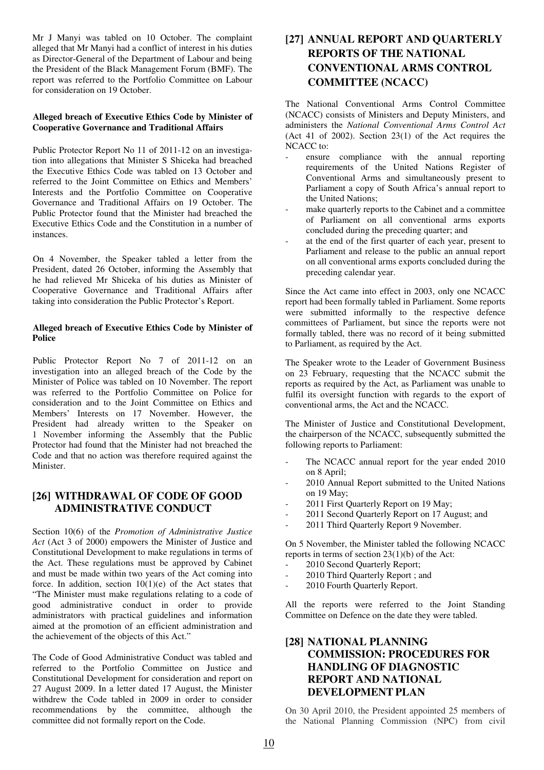Mr J Manyi was tabled on 10 October. The complaint alleged that Mr Manyi had a conflict of interest in his duties as Director-General of the Department of Labour and being the President of the Black Management Forum (BMF). The report was referred to the Portfolio Committee on Labour for consideration on 19 October.

**Alleged breach of Executive Ethics Code by Minister of Cooperative Governance and Traditional Affairs**

Public Protector Report No 11 of 2011-12 on an investigation into allegations that Minister S Shiceka had breached the Executive Ethics Code was tabled on 13 October and referred to the Joint Committee on Ethics and Members' Interests and the Portfolio Committee on Cooperative Governance and Traditional Affairs on 19 October. The Public Protector found that the Minister had breached the Executive Ethics Code and the Constitution in a number of instances.

On 4 November, the Speaker tabled a letter from the President, dated 26 October, informing the Assembly that he had relieved Mr Shiceka of his duties as Minister of Cooperative Governance and Traditional Affairs after taking into consideration the Public Protector's Report.

**Alleged breach of Executive Ethics Code by Minister of Police**

Public Protector Report No 7 of 2011-12 on an investigation into an alleged breach of the Code by the Minister of Police was tabled on 10 November. The report was referred to the Portfolio Committee on Police for consideration and to the Joint Committee on Ethics and Members' Interests on 17 November. However, the President had already written to the Speaker on 1 November informing the Assembly that the Public Protector had found that the Minister had not breached the Code and that no action was therefore required against the Minister.

## [26] WITHDRAWAL OF CODE OF GOOD ADMINISTRATIVE CONDUCT

Section 10(6) of the *Promotion of Administrative Justice Act* (Act 3 of 2000) empowers the Minister of Justice and Constitutional Development to make regulations in terms of the Act. These regulations must be approved by Cabinet and must be made within two years of the Act coming into force. In addition, section 10(1)(e) of the Act states that "The Minister must make regulations relating to a code of good administrative conduct in order to provide administrators with practical guidelines and information aimed at the promotion of an efficient administration and the achievement of the objects of this Act."

The Code of Good Administrative Conduct was tabled and referred to the Portfolio Committee on Justice and Constitutional Development for consideration and report on 27 August 2009. In a letter dated 17 August, the Minister withdrew the Code tabled in 2009 in order to consider recommendations by the committee, although the committee did not formally report on the Code.

## [27] ANNUAL REPORT AND QUARTERLY REPORTS OF THE NATIONAL CONVENTIONAL ARMS CONTROL COMMITTEE (NCACC)

The National Conventional Arms Control Committee (NCACC) consists of Ministers and Deputy Ministers, and administers the *National Conventional Arms Control Act* (Act 41 of 2002). Section 23(1) of the Act requires the NCACC to:

- ensure compliance with the annual reporting requirements of the United Nations Register of Conventional Arms and simultaneously present to Parliament a copy of South Africa's annual report to the United Nations;
- make quarterly reports to the Cabinet and a committee of Parliament on all conventional arms exports concluded during the preceding quarter; and
- at the end of the first quarter of each year, present to Parliament and release to the public an annual report on all conventional arms exports concluded during the preceding calendar year.

Since the Act came into effect in 2003, only one NCACC report had been formally tabled in Parliament. Some reports were submitted informally to the respective defence committees of Parliament, but since the reports were not formally tabled, there was no record of it being submitted to Parliament, as required by the Act.

The Speaker wrote to the Leader of Government Business on 23 February, requesting that the NCACC submit the reports as required by the Act, as Parliament was unable to fulfil its oversight function with regards to the export of conventional arms, the Act and the NCACC.

The Minister of Justice and Constitutional Development, the chairperson of the NCACC, subsequently submitted the following reports to Parliament:

- The NCACC annual report for the year ended 2010 on 8 April;
- 2010 Annual Report submitted to the United Nations on 19 May;
- 2011 First Quarterly Report on 19 May;
- 2011 Second Quarterly Report on 17 August; and
- 2011 Third Quarterly Report 9 November.

On 5 November, the Minister tabled the following NCACC reports in terms of section 23(1)(b) of the Act:

- 2010 Second Quarterly Report;
- 2010 Third Quarterly Report ; and
- 2010 Fourth Quarterly Report.

All the reports were referred to the Joint Standing Committee on Defence on the date they were tabled.

## [28] NATIONAL PLANNING COMMISSION: PROCEDURES FOR HANDLING OF DIAGNOSTIC REPORT AND NATIONAL DEVELOPMENT PLAN

On 30 April 2010, the President appointed 25 members of the National Planning Commission (NPC) from civil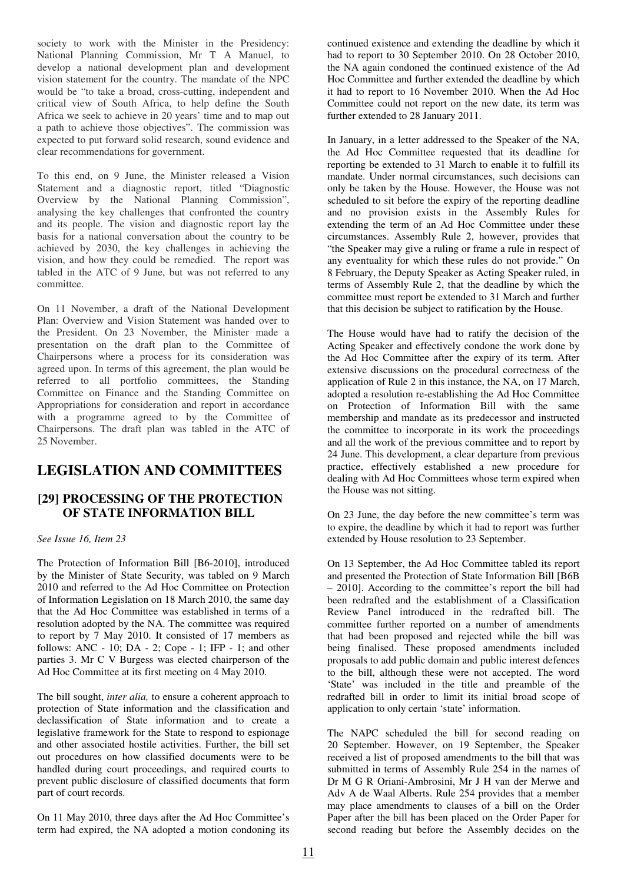society to work with the Minister in the Presidency: National Planning Commission, Mr T A Manuel, to develop a national development plan and development vision statement for the country. The mandate of the NPC would be "to take a broad, cross-cutting, independent and critical view of South Africa, to help define the South Africa we seek to achieve in 20 years' time and to map out a path to achieve those objectives". The commission was expected to put forward solid research, sound evidence and clear recommendations for government.

To this end, on 9 June, the Minister released a Vision Statement and a diagnostic report, titled "Diagnostic Overview by the National Planning Commission", analysing the key challenges that confronted the country and its people. The vision and diagnostic report lay the basis for a national conversation about the country to be achieved by 2030, the key challenges in achieving the vision, and how they could be remedied. The report was tabled in the ATC of 9 June, but was not referred to any committee.

On 11 November, a draft of the National Development Plan: Overview and Vision Statement was handed over to the President. On 23 November, the Minister made a presentation on the draft plan to the Committee of Chairpersons where a process for its consideration was agreed upon. In terms of this agreement, the plan would be referred to all portfolio committees, the Standing Committee on Finance and the Standing Committee on Appropriations for consideration and report in accordance with a programme agreed to by the Committee of Chairpersons. The draft plan was tabled in the ATC of 25 November.

# LEGISLATION AND COMMITTEES

## [29] PROCESSING OF THE PROTECTION OF STATE INFORMATION BILL

*See Issue 16, Item 23*

The Protection of Information Bill [B6-2010], introduced by the Minister of State Security, was tabled on 9 March 2010 and referred to the Ad Hoc Committee on Protection of Information Legislation on 18 March 2010, the same day that the Ad Hoc Committee was established in terms of a resolution adopted by the NA. The committee was required to report by 7 May 2010. It consisted of 17 members as follows: ANC - 10; DA - 2; Cope - 1; IFP - 1; and other parties 3. Mr C V Burgess was elected chairperson of the Ad Hoc Committee at its first meeting on 4 May 2010.

The bill sought, *inter alia,* to ensure a coherent approach to protection of State information and the classification and declassification of State information and to create a legislative framework for the State to respond to espionage and other associated hostile activities. Further, the bill set out procedures on how classified documents were to be handled during court proceedings, and required courts to prevent public disclosure of classified documents that form part of court records.

On 11 May 2010, three days after the Ad Hoc Committee's term had expired, the NA adopted a motion condoning its continued existence and extending the deadline by which it had to report to 30 September 2010. On 28 October 2010, the NA again condoned the continued existence of the Ad Hoc Committee and further extended the deadline by which it had to report to 16 November 2010. When the Ad Hoc Committee could not report on the new date, its term was further extended to 28 January 2011.

In January, in a letter addressed to the Speaker of the NA, the Ad Hoc Committee requested that its deadline for reporting be extended to 31 March to enable it to fulfill its mandate. Under normal circumstances, such decisions can only be taken by the House. However, the House was not scheduled to sit before the expiry of the reporting deadline and no provision exists in the Assembly Rules for extending the term of an Ad Hoc Committee under these circumstances. Assembly Rule 2, however, provides that "the Speaker may give a ruling or frame a rule in respect of any eventuality for which these rules do not provide." On 8 February, the Deputy Speaker as Acting Speaker ruled, in terms of Assembly Rule 2, that the deadline by which the committee must report be extended to 31 March and further that this decision be subject to ratification by the House.

The House would have had to ratify the decision of the Acting Speaker and effectively condone the work done by the Ad Hoc Committee after the expiry of its term. After extensive discussions on the procedural correctness of the application of Rule 2 in this instance, the NA, on 17 March, adopted a resolution re-establishing the Ad Hoc Committee on Protection of Information Bill with the same membership and mandate as its predecessor and instructed the committee to incorporate in its work the proceedings and all the work of the previous committee and to report by 24 June. This development, a clear departure from previous practice, effectively established a new procedure for dealing with Ad Hoc Committees whose term expired when the House was not sitting.

On 23 June, the day before the new committee's term was to expire, the deadline by which it had to report was further extended by House resolution to 23 September.

On 13 September, the Ad Hoc Committee tabled its report and presented the Protection of State Information Bill [B6B – 2010]. According to the committee's report the bill had been redrafted and the establishment of a Classification Review Panel introduced in the redrafted bill. The committee further reported on a number of amendments that had been proposed and rejected while the bill was being finalised. These proposed amendments included proposals to add public domain and public interest defences to the bill, although these were not accepted. The word 'State' was included in the title and preamble of the redrafted bill in order to limit its initial broad scope of application to only certain 'state' information.

The NAPC scheduled the bill for second reading on 20 September. However, on 19 September, the Speaker received a list of proposed amendments to the bill that was submitted in terms of Assembly Rule 254 in the names of Dr M G R Oriani-Ambrosini, Mr J H van der Merwe and Adv A de Waal Alberts. Rule 254 provides that a member may place amendments to clauses of a bill on the Order Paper after the bill has been placed on the Order Paper for second reading but before the Assembly decides on the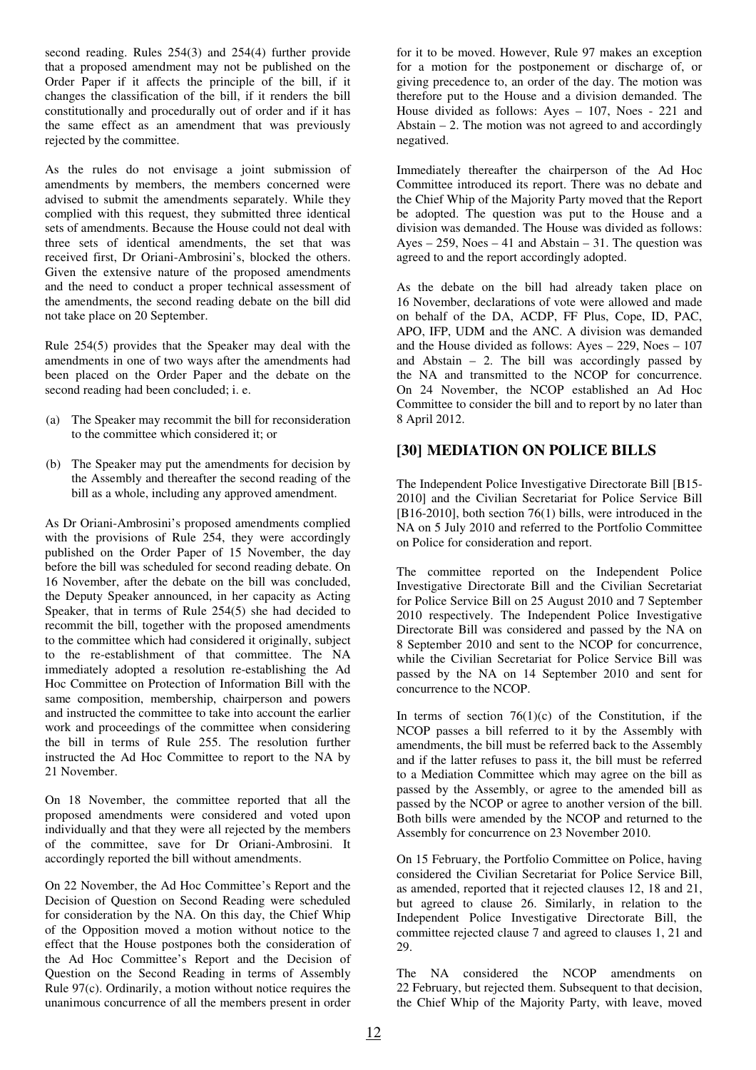second reading. Rules 254(3) and 254(4) further provide that a proposed amendment may not be published on the Order Paper if it affects the principle of the bill, if it changes the classification of the bill, if it renders the bill constitutionally and procedurally out of order and if it has the same effect as an amendment that was previously rejected by the committee.

As the rules do not envisage a joint submission of amendments by members, the members concerned were advised to submit the amendments separately. While they complied with this request, they submitted three identical sets of amendments. Because the House could not deal with three sets of identical amendments, the set that was received first, Dr Oriani-Ambrosini's, blocked the others. Given the extensive nature of the proposed amendments and the need to conduct a proper technical assessment of the amendments, the second reading debate on the bill did not take place on 20 September.

Rule 254(5) provides that the Speaker may deal with the amendments in one of two ways after the amendments had been placed on the Order Paper and the debate on the second reading had been concluded; i. e.

(a) The Speaker may recommit the bill for reconsideration to the committee which considered it; or

(b) The Speaker may put the amendments for decision by the Assembly and thereafter the second reading of the bill as a whole, including any approved amendment.

As Dr Oriani-Ambrosini's proposed amendments complied with the provisions of Rule 254, they were accordingly published on the Order Paper of 15 November, the day before the bill was scheduled for second reading debate. On 16 November, after the debate on the bill was concluded, the Deputy Speaker announced, in her capacity as Acting Speaker, that in terms of Rule 254(5) she had decided to recommit the bill, together with the proposed amendments to the committee which had considered it originally, subject to the re-establishment of that committee. The NA immediately adopted a resolution re-establishing the Ad Hoc Committee on Protection of Information Bill with the same composition, membership, chairperson and powers and instructed the committee to take into account the earlier work and proceedings of the committee when considering the bill in terms of Rule 255. The resolution further instructed the Ad Hoc Committee to report to the NA by 21 November.

On 18 November, the committee reported that all the proposed amendments were considered and voted upon individually and that they were all rejected by the members of the committee, save for Dr Oriani-Ambrosini. It accordingly reported the bill without amendments.

On 22 November, the Ad Hoc Committee's Report and the Decision of Question on Second Reading were scheduled for consideration by the NA. On this day, the Chief Whip of the Opposition moved a motion without notice to the effect that the House postpones both the consideration of the Ad Hoc Committee's Report and the Decision of Question on the Second Reading in terms of Assembly Rule 97(c). Ordinarily, a motion without notice requires the unanimous concurrence of all the members present in order for it to be moved. However, Rule 97 makes an exception for a motion for the postponement or discharge of, or giving precedence to, an order of the day. The motion was therefore put to the House and a division demanded. The House divided as follows: Ayes – 107, Noes - 221 and Abstain – 2. The motion was not agreed to and accordingly negatived.

Immediately thereafter the chairperson of the Ad Hoc Committee introduced its report. There was no debate and the Chief Whip of the Majority Party moved that the Report be adopted. The question was put to the House and a division was demanded. The House was divided as follows: Ayes – 259, Noes – 41 and Abstain – 31. The question was agreed to and the report accordingly adopted.

As the debate on the bill had already taken place on 16 November, declarations of vote were allowed and made on behalf of the DA, ACDP, FF Plus, Cope, ID, PAC, APO, IFP, UDM and the ANC. A division was demanded and the House divided as follows: Ayes – 229, Noes – 107 and Abstain – 2. The bill was accordingly passed by the NA and transmitted to the NCOP for concurrence. On 24 November, the NCOP established an Ad Hoc Committee to consider the bill and to report by no later than 8 April 2012.

## [30] MEDIATION ON POLICE BILLS

The Independent Police Investigative Directorate Bill [B15-2010] and the Civilian Secretariat for Police Service Bill [B16-2010], both section 76(1) bills, were introduced in the NA on 5 July 2010 and referred to the Portfolio Committee on Police for consideration and report.

The committee reported on the Independent Police Investigative Directorate Bill and the Civilian Secretariat for Police Service Bill on 25 August 2010 and 7 September 2010 respectively. The Independent Police Investigative Directorate Bill was considered and passed by the NA on 8 September 2010 and sent to the NCOP for concurrence, while the Civilian Secretariat for Police Service Bill was passed by the NA on 14 September 2010 and sent for concurrence to the NCOP.

In terms of section 76(1)(c) of the Constitution, if the NCOP passes a bill referred to it by the Assembly with amendments, the bill must be referred back to the Assembly and if the latter refuses to pass it, the bill must be referred to a Mediation Committee which may agree on the bill as passed by the Assembly, or agree to the amended bill as passed by the NCOP or agree to another version of the bill. Both bills were amended by the NCOP and returned to the Assembly for concurrence on 23 November 2010.

On 15 February, the Portfolio Committee on Police, having considered the Civilian Secretariat for Police Service Bill, as amended, reported that it rejected clauses 12, 18 and 21, but agreed to clause 26. Similarly, in relation to the Independent Police Investigative Directorate Bill, the committee rejected clause 7 and agreed to clauses 1, 21 and 29.

The NA considered the NCOP amendments on 22 February, but rejected them. Subsequent to that decision, the Chief Whip of the Majority Party, with leave, moved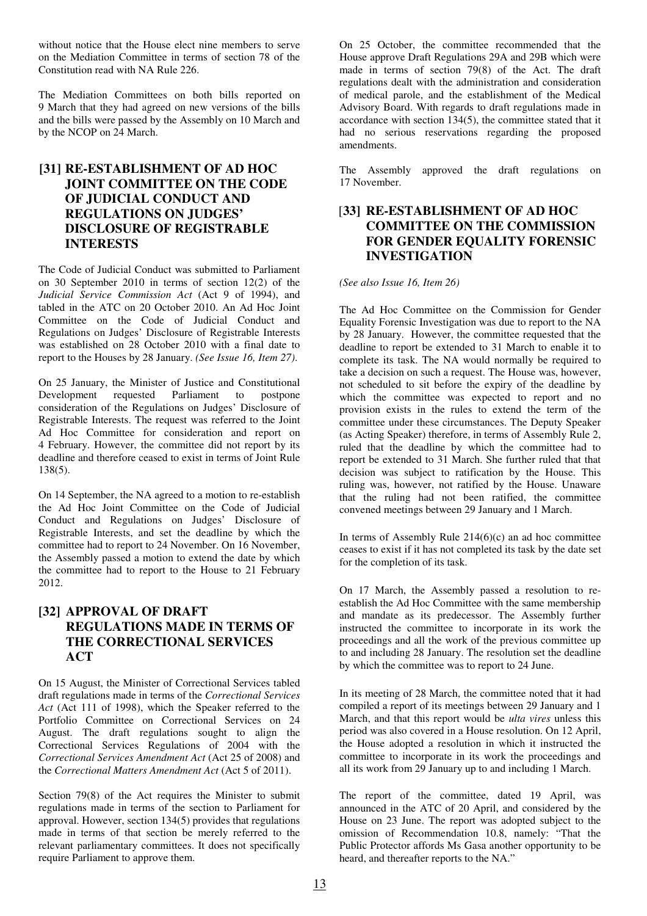without notice that the House elect nine members to serve on the Mediation Committee in terms of section 78 of the Constitution read with NA Rule 226.

The Mediation Committees on both bills reported on 9 March that they had agreed on new versions of the bills and the bills were passed by the Assembly on 10 March and by the NCOP on 24 March.

## [31] RE-ESTABLISHMENT OF AD HOC JOINT COMMITTEE ON THE CODE OF JUDICIAL CONDUCT AND REGULATIONS ON JUDGES' DISCLOSURE OF REGISTRABLE INTERESTS

The Code of Judicial Conduct was submitted to Parliament on 30 September 2010 in terms of section 12(2) of the *Judicial Service Commission Act* (Act 9 of 1994), and tabled in the ATC on 20 October 2010. An Ad Hoc Joint Committee on the Code of Judicial Conduct and Regulations on Judges' Disclosure of Registrable Interests was established on 28 October 2010 with a final date to report to the Houses by 28 January. *(See Issue 16, Item 27).*

On 25 January, the Minister of Justice and Constitutional Development requested Parliament to postpone consideration of the Regulations on Judges' Disclosure of Registrable Interests. The request was referred to the Joint Ad Hoc Committee for consideration and report on 4 February. However, the committee did not report by its deadline and therefore ceased to exist in terms of Joint Rule 138(5).

On 14 September, the NA agreed to a motion to re-establish the Ad Hoc Joint Committee on the Code of Judicial Conduct and Regulations on Judges' Disclosure of Registrable Interests, and set the deadline by which the committee had to report to 24 November. On 16 November, the Assembly passed a motion to extend the date by which the committee had to report to the House to 21 February 2012.

## [32] APPROVAL OF DRAFT REGULATIONS MADE IN TERMS OF THE CORRECTIONAL SERVICES ACT

On 15 August, the Minister of Correctional Services tabled draft regulations made in terms of the *Correctional Services Act* (Act 111 of 1998), which the Speaker referred to the Portfolio Committee on Correctional Services on 24 August. The draft regulations sought to align the Correctional Services Regulations of 2004 with the *Correctional Services Amendment Act* (Act 25 of 2008) and the *Correctional Matters Amendment Act* (Act 5 of 2011).

Section 79(8) of the Act requires the Minister to submit regulations made in terms of the section to Parliament for approval. However, section 134(5) provides that regulations made in terms of that section be merely referred to the relevant parliamentary committees. It does not specifically require Parliament to approve them.

On 25 October, the committee recommended that the House approve Draft Regulations 29A and 29B which were made in terms of section 79(8) of the Act. The draft regulations dealt with the administration and consideration of medical parole, and the establishment of the Medical Advisory Board. With regards to draft regulations made in accordance with section 134(5), the committee stated that it had no serious reservations regarding the proposed amendments.

The Assembly approved the draft regulations on 17 November.

## [33] RE-ESTABLISHMENT OF AD HOC COMMITTEE ON THE COMMISSION FOR GENDER EQUALITY FORENSIC INVESTIGATION

*(See also Issue 16, Item 26)*

The Ad Hoc Committee on the Commission for Gender Equality Forensic Investigation was due to report to the NA by 28 January. However, the committee requested that the deadline to report be extended to 31 March to enable it to complete its task. The NA would normally be required to take a decision on such a request. The House was, however, not scheduled to sit before the expiry of the deadline by which the committee was expected to report and no provision exists in the rules to extend the term of the committee under these circumstances. The Deputy Speaker (as Acting Speaker) therefore, in terms of Assembly Rule 2, ruled that the deadline by which the committee had to report be extended to 31 March. She further ruled that that decision was subject to ratification by the House. This ruling was, however, not ratified by the House. Unaware that the ruling had not been ratified, the committee convened meetings between 29 January and 1 March.

In terms of Assembly Rule 214(6)(c) an ad hoc committee ceases to exist if it has not completed its task by the date set for the completion of its task.

On 17 March, the Assembly passed a resolution to re-establish the Ad Hoc Committee with the same membership and mandate as its predecessor. The Assembly further instructed the committee to incorporate in its work the proceedings and all the work of the previous committee up to and including 28 January. The resolution set the deadline by which the committee was to report to 24 June.

In its meeting of 28 March, the committee noted that it had compiled a report of its meetings between 29 January and 1 March, and that this report would be *ulta vires* unless this period was also covered in a House resolution. On 12 April, the House adopted a resolution in which it instructed the committee to incorporate in its work the proceedings and all its work from 29 January up to and including 1 March.

The report of the committee, dated 19 April, was announced in the ATC of 20 April, and considered by the House on 23 June. The report was adopted subject to the omission of Recommendation 10.8, namely: "That the Public Protector affords Ms Gasa another opportunity to be heard, and thereafter reports to the NA."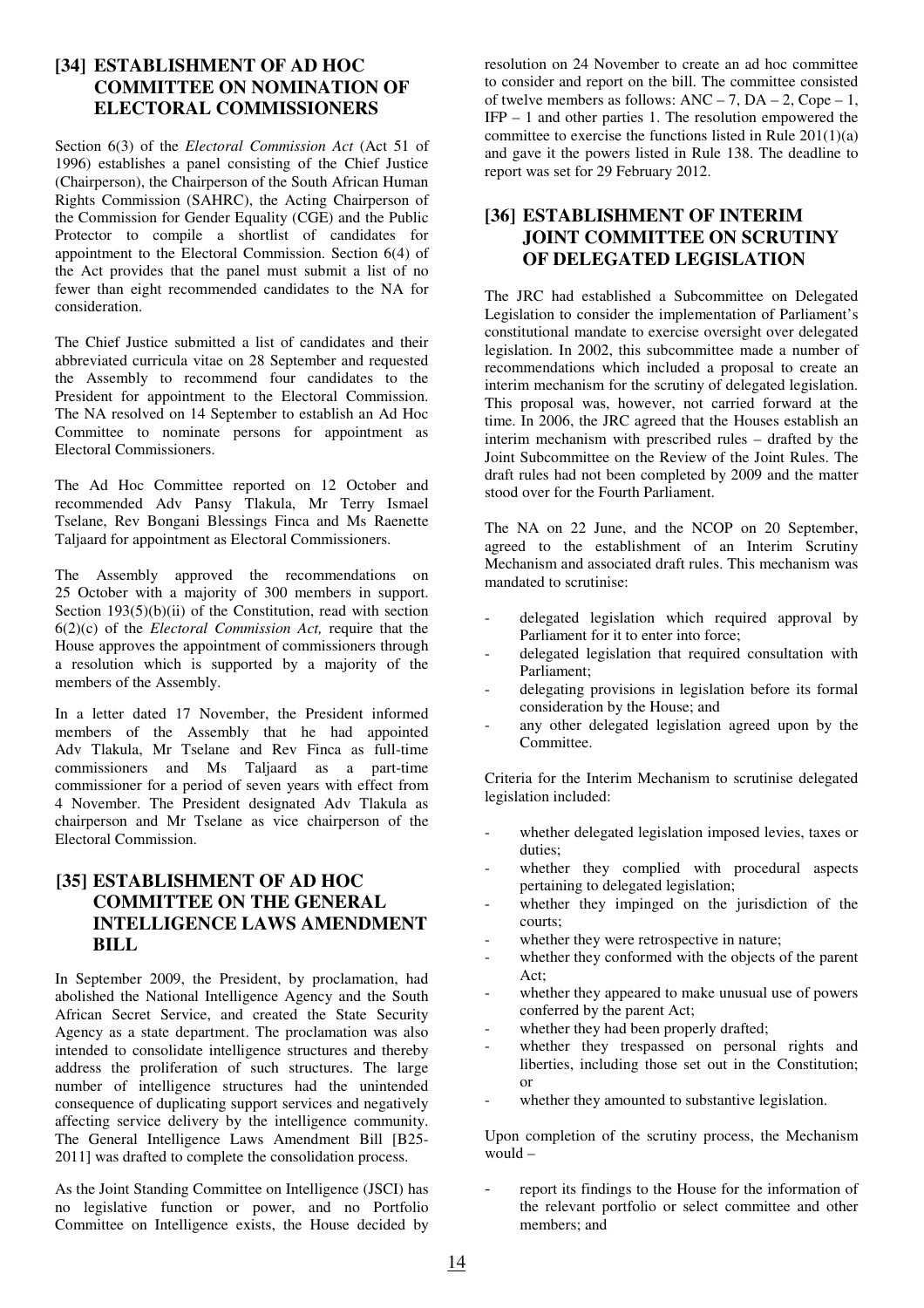## [34] ESTABLISHMENT OF AD HOC COMMITTEE ON NOMINATION OF ELECTORAL COMMISSIONERS

Section 6(3) of the *Electoral Commission Act* (Act 51 of 1996) establishes a panel consisting of the Chief Justice (Chairperson), the Chairperson of the South African Human Rights Commission (SAHRC), the Acting Chairperson of the Commission for Gender Equality (CGE) and the Public Protector to compile a shortlist of candidates for appointment to the Electoral Commission. Section 6(4) of the Act provides that the panel must submit a list of no fewer than eight recommended candidates to the NA for consideration.

The Chief Justice submitted a list of candidates and their abbreviated curricula vitae on 28 September and requested the Assembly to recommend four candidates to the President for appointment to the Electoral Commission. The NA resolved on 14 September to establish an Ad Hoc Committee to nominate persons for appointment as Electoral Commissioners.

The Ad Hoc Committee reported on 12 October and recommended Adv Pansy Tlakula, Mr Terry Ismael Tselane, Rev Bongani Blessings Finca and Ms Raenette Taljaard for appointment as Electoral Commissioners.

The Assembly approved the recommendations on 25 October with a majority of 300 members in support. Section 193(5)(b)(ii) of the Constitution, read with section 6(2)(c) of the *Electoral Commission Act,* require that the House approves the appointment of commissioners through a resolution which is supported by a majority of the members of the Assembly.

In a letter dated 17 November, the President informed members of the Assembly that he had appointed Adv Tlakula, Mr Tselane and Rev Finca as full-time commissioners and Ms Taljaard as a part-time commissioner for a period of seven years with effect from 4 November. The President designated Adv Tlakula as chairperson and Mr Tselane as vice chairperson of the Electoral Commission.

## [35] ESTABLISHMENT OF AD HOC COMMITTEE ON THE GENERAL INTELLIGENCE LAWS AMENDMENT BILL

In September 2009, the President, by proclamation, had abolished the National Intelligence Agency and the South African Secret Service, and created the State Security Agency as a state department. The proclamation was also intended to consolidate intelligence structures and thereby address the proliferation of such structures. The large number of intelligence structures had the unintended consequence of duplicating support services and negatively affecting service delivery by the intelligence community. The General Intelligence Laws Amendment Bill [B25-2011] was drafted to complete the consolidation process.

As the Joint Standing Committee on Intelligence (JSCI) has no legislative function or power, and no Portfolio Committee on Intelligence exists, the House decided by resolution on 24 November to create an ad hoc committee to consider and report on the bill. The committee consisted of twelve members as follows: ANC – 7, DA – 2, Cope – 1, IFP – 1 and other parties 1. The resolution empowered the committee to exercise the functions listed in Rule 201(1)(a) and gave it the powers listed in Rule 138. The deadline to report was set for 29 February 2012.

## [36] ESTABLISHMENT OF INTERIM JOINT COMMITTEE ON SCRUTINY OF DELEGATED LEGISLATION

The JRC had established a Subcommittee on Delegated Legislation to consider the implementation of Parliament's constitutional mandate to exercise oversight over delegated legislation. In 2002, this subcommittee made a number of recommendations which included a proposal to create an interim mechanism for the scrutiny of delegated legislation. This proposal was, however, not carried forward at the time. In 2006, the JRC agreed that the Houses establish an interim mechanism with prescribed rules – drafted by the Joint Subcommittee on the Review of the Joint Rules. The draft rules had not been completed by 2009 and the matter stood over for the Fourth Parliament.

The NA on 22 June, and the NCOP on 20 September, agreed to the establishment of an Interim Scrutiny Mechanism and associated draft rules. This mechanism was mandated to scrutinise:

- delegated legislation which required approval by Parliament for it to enter into force;
- delegated legislation that required consultation with Parliament;
- delegating provisions in legislation before its formal consideration by the House; and
- any other delegated legislation agreed upon by the Committee.

Criteria for the Interim Mechanism to scrutinise delegated legislation included:

- whether delegated legislation imposed levies, taxes or duties;
- whether they complied with procedural aspects pertaining to delegated legislation;
- whether they impinged on the jurisdiction of the courts;
- whether they were retrospective in nature;
- whether they conformed with the objects of the parent Act;
- whether they appeared to make unusual use of powers conferred by the parent Act;
- whether they had been properly drafted;
- whether they trespassed on personal rights and liberties, including those set out in the Constitution; or
- whether they amounted to substantive legislation.

Upon completion of the scrutiny process, the Mechanism would –

- report its findings to the House for the information of the relevant portfolio or select committee and other members; and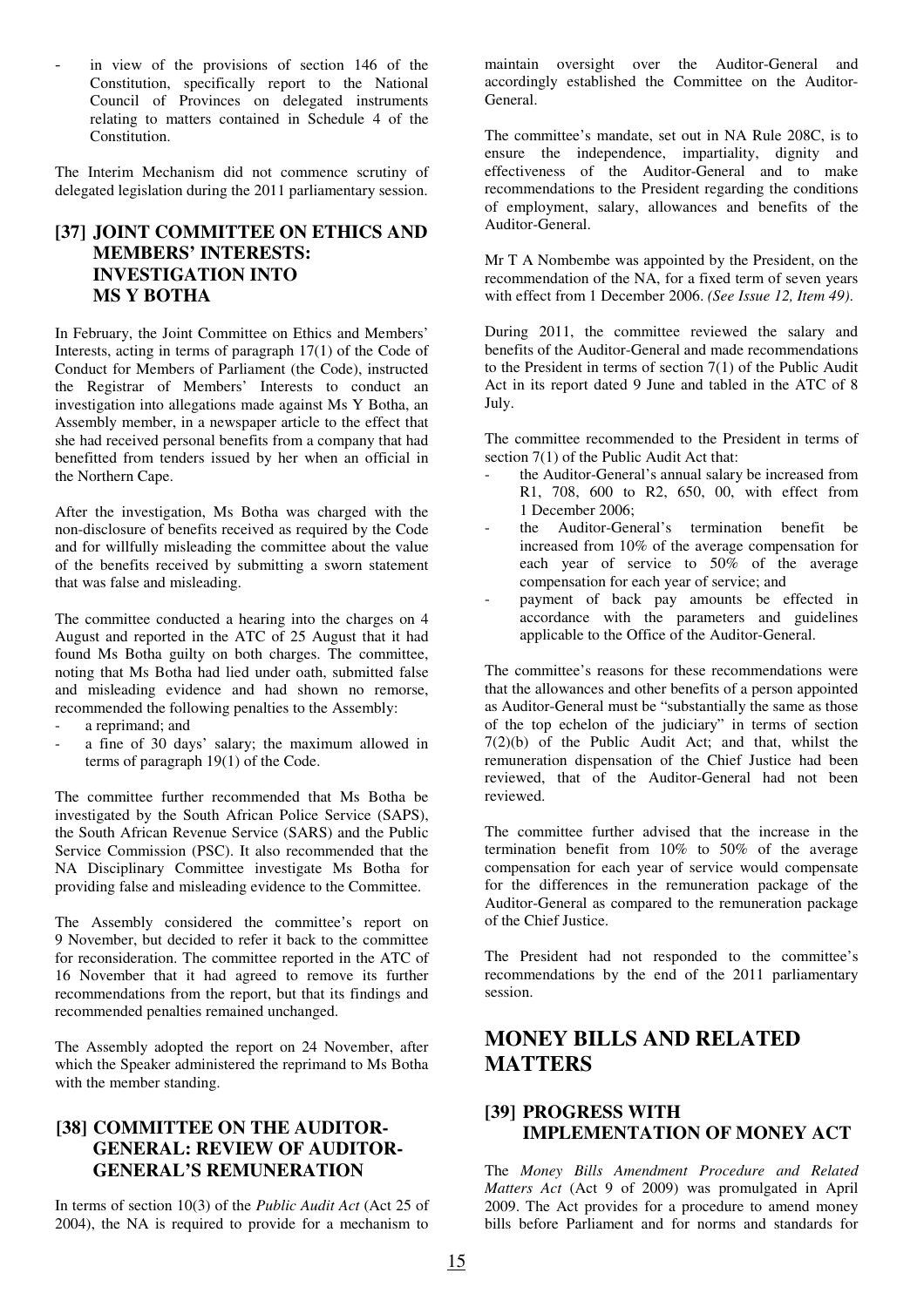- in view of the provisions of section 146 of the Constitution, specifically report to the National Council of Provinces on delegated instruments relating to matters contained in Schedule 4 of the Constitution.

The Interim Mechanism did not commence scrutiny of delegated legislation during the 2011 parliamentary session.

### [37] JOINT COMMITTEE ON ETHICS AND MEMBERS' INTERESTS: INVESTIGATION INTO MS Y BOTHA

In February, the Joint Committee on Ethics and Members' Interests, acting in terms of paragraph 17(1) of the Code of Conduct for Members of Parliament (the Code), instructed the Registrar of Members' Interests to conduct an investigation into allegations made against Ms Y Botha, an Assembly member, in a newspaper article to the effect that she had received personal benefits from a company that had benefitted from tenders issued by her when an official in the Northern Cape.

After the investigation, Ms Botha was charged with the non-disclosure of benefits received as required by the Code and for willfully misleading the committee about the value of the benefits received by submitting a sworn statement that was false and misleading.

The committee conducted a hearing into the charges on 4 August and reported in the ATC of 25 August that it had found Ms Botha guilty on both charges. The committee, noting that Ms Botha had lied under oath, submitted false and misleading evidence and had shown no remorse, recommended the following penalties to the Assembly:

- a reprimand; and
- a fine of 30 days' salary; the maximum allowed in terms of paragraph 19(1) of the Code.

The committee further recommended that Ms Botha be investigated by the South African Police Service (SAPS), the South African Revenue Service (SARS) and the Public Service Commission (PSC). It also recommended that the NA Disciplinary Committee investigate Ms Botha for providing false and misleading evidence to the Committee.

The Assembly considered the committee's report on 9 November, but decided to refer it back to the committee for reconsideration. The committee reported in the ATC of 16 November that it had agreed to remove its further recommendations from the report, but that its findings and recommended penalties remained unchanged.

The Assembly adopted the report on 24 November, after which the Speaker administered the reprimand to Ms Botha with the member standing.

### [38] COMMITTEE ON THE AUDITOR-GENERAL: REVIEW OF AUDITOR-GENERAL'S REMUNERATION

In terms of section 10(3) of the *Public Audit Act* (Act 25 of 2004), the NA is required to provide for a mechanism to maintain oversight over the Auditor-General and accordingly established the Committee on the Auditor-General.

The committee's mandate, set out in NA Rule 208C, is to ensure the independence, impartiality, dignity and effectiveness of the Auditor-General and to make recommendations to the President regarding the conditions of employment, salary, allowances and benefits of the Auditor-General.

Mr T A Nombembe was appointed by the President, on the recommendation of the NA, for a fixed term of seven years with effect from 1 December 2006. *(See Issue 12, Item 49).*

During 2011, the committee reviewed the salary and benefits of the Auditor-General and made recommendations to the President in terms of section 7(1) of the Public Audit Act in its report dated 9 June and tabled in the ATC of 8 July.

The committee recommended to the President in terms of section 7(1) of the Public Audit Act that:

- the Auditor-General's annual salary be increased from R1, 708, 600 to R2, 650, 00, with effect from 1 December 2006;
- the Auditor-General's termination benefit be increased from 10% of the average compensation for each year of service to 50% of the average compensation for each year of service; and
- payment of back pay amounts be effected in accordance with the parameters and guidelines applicable to the Office of the Auditor-General.

The committee's reasons for these recommendations were that the allowances and other benefits of a person appointed as Auditor-General must be "substantially the same as those of the top echelon of the judiciary" in terms of section 7(2)(b) of the Public Audit Act; and that, whilst the remuneration dispensation of the Chief Justice had been reviewed, that of the Auditor-General had not been reviewed.

The committee further advised that the increase in the termination benefit from 10% to 50% of the average compensation for each year of service would compensate for the differences in the remuneration package of the Auditor-General as compared to the remuneration package of the Chief Justice.

The President had not responded to the committee's recommendations by the end of the 2011 parliamentary session.

## MONEY BILLS AND RELATED MATTERS

### [39] PROGRESS WITH IMPLEMENTATION OF MONEY ACT

The *Money Bills Amendment Procedure and Related Matters Act* (Act 9 of 2009) was promulgated in April 2009. The Act provides for a procedure to amend money bills before Parliament and for norms and standards for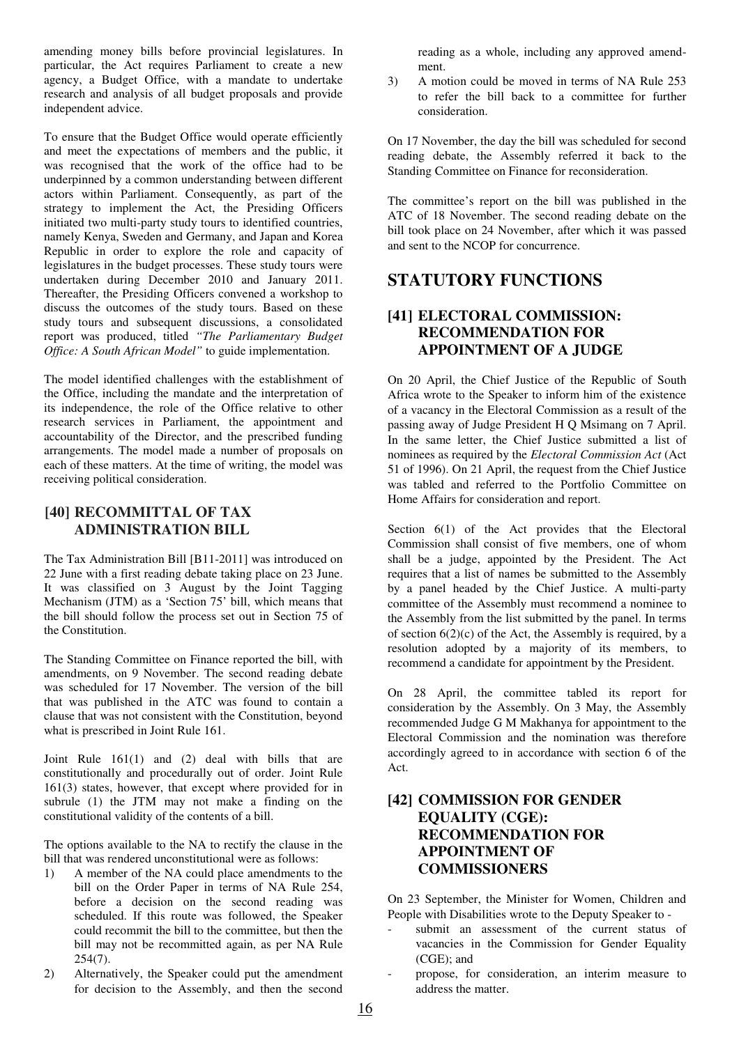amending money bills before provincial legislatures. In particular, the Act requires Parliament to create a new agency, a Budget Office, with a mandate to undertake research and analysis of all budget proposals and provide independent advice.

To ensure that the Budget Office would operate efficiently and meet the expectations of members and the public, it was recognised that the work of the office had to be underpinned by a common understanding between different actors within Parliament. Consequently, as part of the strategy to implement the Act, the Presiding Officers initiated two multi-party study tours to identified countries, namely Kenya, Sweden and Germany, and Japan and Korea Republic in order to explore the role and capacity of legislatures in the budget processes. These study tours were undertaken during December 2010 and January 2011. Thereafter, the Presiding Officers convened a workshop to discuss the outcomes of the study tours. Based on these study tours and subsequent discussions, a consolidated report was produced, titled *"The Parliamentary Budget Office: A South African Model"* to guide implementation.

The model identified challenges with the establishment of the Office, including the mandate and the interpretation of its independence, the role of the Office relative to other research services in Parliament, the appointment and accountability of the Director, and the prescribed funding arrangements. The model made a number of proposals on each of these matters. At the time of writing, the model was receiving political consideration.

### [40] RECOMMITTAL OF TAX ADMINISTRATION BILL

The Tax Administration Bill [B11-2011] was introduced on 22 June with a first reading debate taking place on 23 June. It was classified on 3 August by the Joint Tagging Mechanism (JTM) as a 'Section 75' bill, which means that the bill should follow the process set out in Section 75 of the Constitution.

The Standing Committee on Finance reported the bill, with amendments, on 9 November. The second reading debate was scheduled for 17 November. The version of the bill that was published in the ATC was found to contain a clause that was not consistent with the Constitution, beyond what is prescribed in Joint Rule 161.

Joint Rule 161(1) and (2) deal with bills that are constitutionally and procedurally out of order. Joint Rule 161(3) states, however, that except where provided for in subrule (1) the JTM may not make a finding on the constitutional validity of the contents of a bill.

The options available to the NA to rectify the clause in the bill that was rendered unconstitutional were as follows:

1) A member of the NA could place amendments to the bill on the Order Paper in terms of NA Rule 254, before a decision on the second reading was scheduled. If this route was followed, the Speaker could recommit the bill to the committee, but then the bill may not be recommitted again, as per NA Rule 254(7).
2) Alternatively, the Speaker could put the amendment for decision to the Assembly, and then the second reading as a whole, including any approved amendment.
3) A motion could be moved in terms of NA Rule 253 to refer the bill back to a committee for further consideration.

On 17 November, the day the bill was scheduled for second reading debate, the Assembly referred it back to the Standing Committee on Finance for reconsideration.

The committee's report on the bill was published in the ATC of 18 November. The second reading debate on the bill took place on 24 November, after which it was passed and sent to the NCOP for concurrence.

## STATUTORY FUNCTIONS

### [41] ELECTORAL COMMISSION: RECOMMENDATION FOR APPOINTMENT OF A JUDGE

On 20 April, the Chief Justice of the Republic of South Africa wrote to the Speaker to inform him of the existence of a vacancy in the Electoral Commission as a result of the passing away of Judge President H Q Msimang on 7 April. In the same letter, the Chief Justice submitted a list of nominees as required by the *Electoral Commission Act* (Act 51 of 1996). On 21 April, the request from the Chief Justice was tabled and referred to the Portfolio Committee on Home Affairs for consideration and report.

Section 6(1) of the Act provides that the Electoral Commission shall consist of five members, one of whom shall be a judge, appointed by the President. The Act requires that a list of names be submitted to the Assembly by a panel headed by the Chief Justice. A multi-party committee of the Assembly must recommend a nominee to the Assembly from the list submitted by the panel. In terms of section 6(2)(c) of the Act, the Assembly is required, by a resolution adopted by a majority of its members, to recommend a candidate for appointment by the President.

On 28 April, the committee tabled its report for consideration by the Assembly. On 3 May, the Assembly recommended Judge G M Makhanya for appointment to the Electoral Commission and the nomination was therefore accordingly agreed to in accordance with section 6 of the Act.

### [42] COMMISSION FOR GENDER EQUALITY (CGE): RECOMMENDATION FOR APPOINTMENT OF COMMISSIONERS

On 23 September, the Minister for Women, Children and People with Disabilities wrote to the Deputy Speaker to -

- submit an assessment of the current status of vacancies in the Commission for Gender Equality (CGE); and
- propose, for consideration, an interim measure to address the matter.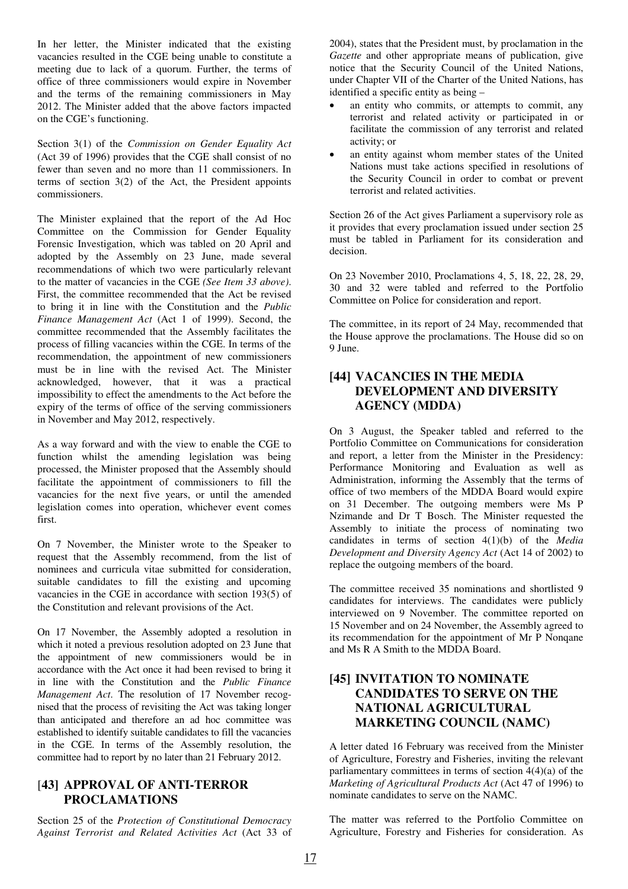In her letter, the Minister indicated that the existing vacancies resulted in the CGE being unable to constitute a meeting due to lack of a quorum. Further, the terms of office of three commissioners would expire in November and the terms of the remaining commissioners in May 2012. The Minister added that the above factors impacted on the CGE's functioning.

Section 3(1) of the *Commission on Gender Equality Act* (Act 39 of 1996) provides that the CGE shall consist of no fewer than seven and no more than 11 commissioners. In terms of section 3(2) of the Act, the President appoints commissioners.

The Minister explained that the report of the Ad Hoc Committee on the Commission for Gender Equality Forensic Investigation, which was tabled on 20 April and adopted by the Assembly on 23 June, made several recommendations of which two were particularly relevant to the matter of vacancies in the CGE *(See Item 33 above)*. First, the committee recommended that the Act be revised to bring it in line with the Constitution and the *Public Finance Management Act* (Act 1 of 1999). Second, the committee recommended that the Assembly facilitates the process of filling vacancies within the CGE. In terms of the recommendation, the appointment of new commissioners must be in line with the revised Act. The Minister acknowledged, however, that it was a practical impossibility to effect the amendments to the Act before the expiry of the terms of office of the serving commissioners in November and May 2012, respectively.

As a way forward and with the view to enable the CGE to function whilst the amending legislation was being processed, the Minister proposed that the Assembly should facilitate the appointment of commissioners to fill the vacancies for the next five years, or until the amended legislation comes into operation, whichever event comes first.

On 7 November, the Minister wrote to the Speaker to request that the Assembly recommend, from the list of nominees and curricula vitae submitted for consideration, suitable candidates to fill the existing and upcoming vacancies in the CGE in accordance with section 193(5) of the Constitution and relevant provisions of the Act.

On 17 November, the Assembly adopted a resolution in which it noted a previous resolution adopted on 23 June that the appointment of new commissioners would be in accordance with the Act once it had been revised to bring it in line with the Constitution and the *Public Finance Management Act*. The resolution of 17 November recognised that the process of revisiting the Act was taking longer than anticipated and therefore an ad hoc committee was established to identify suitable candidates to fill the vacancies in the CGE. In terms of the Assembly resolution, the committee had to report by no later than 21 February 2012.

## [43] APPROVAL OF ANTI-TERROR PROCLAMATIONS

Section 25 of the *Protection of Constitutional Democracy Against Terrorist and Related Activities Act* (Act 33 of 2004), states that the President must, by proclamation in the *Gazette* and other appropriate means of publication, give notice that the Security Council of the United Nations, under Chapter VII of the Charter of the United Nations, has identified a specific entity as being –

- an entity who commits, or attempts to commit, any terrorist and related activity or participated in or facilitate the commission of any terrorist and related activity; or
- an entity against whom member states of the United Nations must take actions specified in resolutions of the Security Council in order to combat or prevent terrorist and related activities.

Section 26 of the Act gives Parliament a supervisory role as it provides that every proclamation issued under section 25 must be tabled in Parliament for its consideration and decision.

On 23 November 2010, Proclamations 4, 5, 18, 22, 28, 29, 30 and 32 were tabled and referred to the Portfolio Committee on Police for consideration and report.

The committee, in its report of 24 May, recommended that the House approve the proclamations. The House did so on 9 June.

## [44] VACANCIES IN THE MEDIA DEVELOPMENT AND DIVERSITY AGENCY (MDDA)

On 3 August, the Speaker tabled and referred to the Portfolio Committee on Communications for consideration and report, a letter from the Minister in the Presidency: Performance Monitoring and Evaluation as well as Administration, informing the Assembly that the terms of office of two members of the MDDA Board would expire on 31 December. The outgoing members were Ms P Nzimande and Dr T Bosch. The Minister requested the Assembly to initiate the process of nominating two candidates in terms of section 4(1)(b) of the *Media Development and Diversity Agency Act* (Act 14 of 2002) to replace the outgoing members of the board.

The committee received 35 nominations and shortlisted 9 candidates for interviews. The candidates were publicly interviewed on 9 November. The committee reported on 15 November and on 24 November, the Assembly agreed to its recommendation for the appointment of Mr P Nonqane and Ms R A Smith to the MDDA Board.

## [45] INVITATION TO NOMINATE CANDIDATES TO SERVE ON THE NATIONAL AGRICULTURAL MARKETING COUNCIL (NAMC)

A letter dated 16 February was received from the Minister of Agriculture, Forestry and Fisheries, inviting the relevant parliamentary committees in terms of section 4(4)(a) of the *Marketing of Agricultural Products Act* (Act 47 of 1996) to nominate candidates to serve on the NAMC.

The matter was referred to the Portfolio Committee on Agriculture, Forestry and Fisheries for consideration. As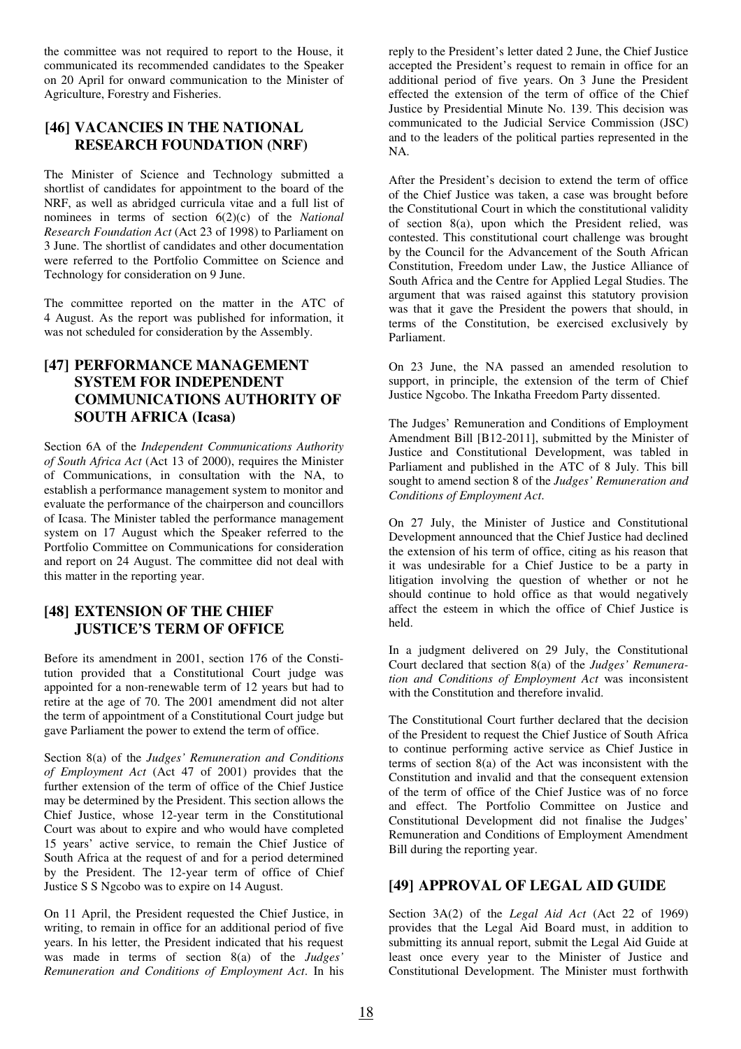the committee was not required to report to the House, it communicated its recommended candidates to the Speaker on 20 April for onward communication to the Minister of Agriculture, Forestry and Fisheries.

## [46] VACANCIES IN THE NATIONAL RESEARCH FOUNDATION (NRF)

The Minister of Science and Technology submitted a shortlist of candidates for appointment to the board of the NRF, as well as abridged curricula vitae and a full list of nominees in terms of section 6(2)(c) of the *National Research Foundation Act* (Act 23 of 1998) to Parliament on 3 June. The shortlist of candidates and other documentation were referred to the Portfolio Committee on Science and Technology for consideration on 9 June.

The committee reported on the matter in the ATC of 4 August. As the report was published for information, it was not scheduled for consideration by the Assembly.

## [47] PERFORMANCE MANAGEMENT SYSTEM FOR INDEPENDENT COMMUNICATIONS AUTHORITY OF SOUTH AFRICA (Icasa)

Section 6A of the *Independent Communications Authority of South Africa Act* (Act 13 of 2000), requires the Minister of Communications, in consultation with the NA, to establish a performance management system to monitor and evaluate the performance of the chairperson and councillors of Icasa. The Minister tabled the performance management system on 17 August which the Speaker referred to the Portfolio Committee on Communications for consideration and report on 24 August. The committee did not deal with this matter in the reporting year.

## [48] EXTENSION OF THE CHIEF JUSTICE'S TERM OF OFFICE

Before its amendment in 2001, section 176 of the Constitution provided that a Constitutional Court judge was appointed for a non-renewable term of 12 years but had to retire at the age of 70. The 2001 amendment did not alter the term of appointment of a Constitutional Court judge but gave Parliament the power to extend the term of office.

Section 8(a) of the *Judges' Remuneration and Conditions of Employment Act* (Act 47 of 2001) provides that the further extension of the term of office of the Chief Justice may be determined by the President. This section allows the Chief Justice, whose 12-year term in the Constitutional Court was about to expire and who would have completed 15 years' active service, to remain the Chief Justice of South Africa at the request of and for a period determined by the President. The 12-year term of office of Chief Justice S S Ngcobo was to expire on 14 August.

On 11 April, the President requested the Chief Justice, in writing, to remain in office for an additional period of five years. In his letter, the President indicated that his request was made in terms of section 8(a) of the *Judges' Remuneration and Conditions of Employment Act*. In his reply to the President's letter dated 2 June, the Chief Justice accepted the President's request to remain in office for an additional period of five years. On 3 June the President effected the extension of the term of office of the Chief Justice by Presidential Minute No. 139. This decision was communicated to the Judicial Service Commission (JSC) and to the leaders of the political parties represented in the NA.

After the President's decision to extend the term of office of the Chief Justice was taken, a case was brought before the Constitutional Court in which the constitutional validity of section 8(a), upon which the President relied, was contested. This constitutional court challenge was brought by the Council for the Advancement of the South African Constitution, Freedom under Law, the Justice Alliance of South Africa and the Centre for Applied Legal Studies. The argument that was raised against this statutory provision was that it gave the President the powers that should, in terms of the Constitution, be exercised exclusively by Parliament.

On 23 June, the NA passed an amended resolution to support, in principle, the extension of the term of Chief Justice Ngcobo. The Inkatha Freedom Party dissented.

The Judges' Remuneration and Conditions of Employment Amendment Bill [B12-2011], submitted by the Minister of Justice and Constitutional Development, was tabled in Parliament and published in the ATC of 8 July. This bill sought to amend section 8 of the *Judges' Remuneration and Conditions of Employment Act*.

On 27 July, the Minister of Justice and Constitutional Development announced that the Chief Justice had declined the extension of his term of office, citing as his reason that it was undesirable for a Chief Justice to be a party in litigation involving the question of whether or not he should continue to hold office as that would negatively affect the esteem in which the office of Chief Justice is held.

In a judgment delivered on 29 July, the Constitutional Court declared that section 8(a) of the *Judges' Remuneration and Conditions of Employment Act* was inconsistent with the Constitution and therefore invalid.

The Constitutional Court further declared that the decision of the President to request the Chief Justice of South Africa to continue performing active service as Chief Justice in terms of section 8(a) of the Act was inconsistent with the Constitution and invalid and that the consequent extension of the term of office of the Chief Justice was of no force and effect. The Portfolio Committee on Justice and Constitutional Development did not finalise the Judges' Remuneration and Conditions of Employment Amendment Bill during the reporting year.

## [49] APPROVAL OF LEGAL AID GUIDE

Section 3A(2) of the *Legal Aid Act* (Act 22 of 1969) provides that the Legal Aid Board must, in addition to submitting its annual report, submit the Legal Aid Guide at least once every year to the Minister of Justice and Constitutional Development. The Minister must forthwith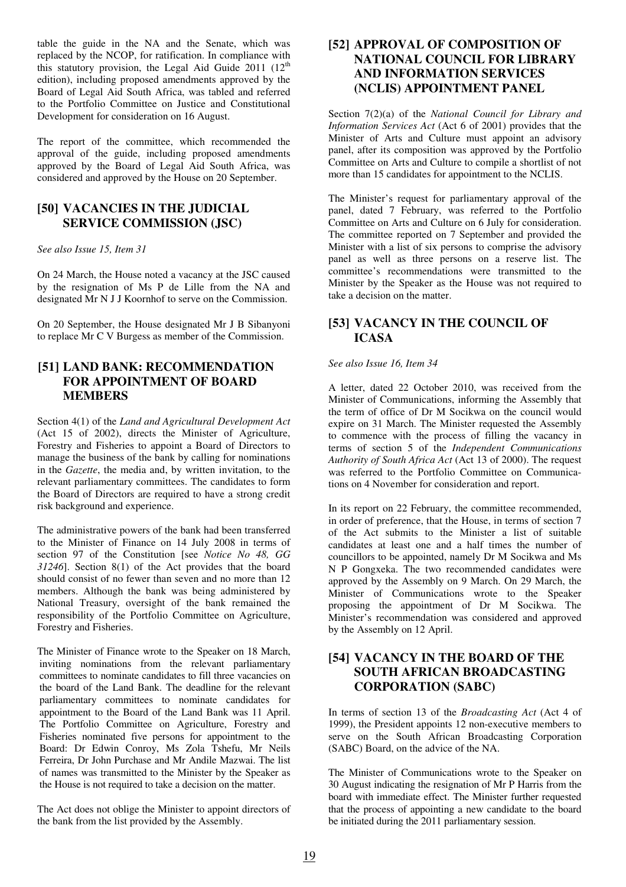table the guide in the NA and the Senate, which was replaced by the NCOP, for ratification. In compliance with this statutory provision, the Legal Aid Guide 2011 (12th edition), including proposed amendments approved by the Board of Legal Aid South Africa, was tabled and referred to the Portfolio Committee on Justice and Constitutional Development for consideration on 16 August.

The report of the committee, which recommended the approval of the guide, including proposed amendments approved by the Board of Legal Aid South Africa, was considered and approved by the House on 20 September.

## [50] VACANCIES IN THE JUDICIAL SERVICE COMMISSION (JSC)

*See also Issue 15, Item 31*

On 24 March, the House noted a vacancy at the JSC caused by the resignation of Ms P de Lille from the NA and designated Mr N J J Koornhof to serve on the Commission.

On 20 September, the House designated Mr J B Sibanyoni to replace Mr C V Burgess as member of the Commission.

## [51] LAND BANK: RECOMMENDATION FOR APPOINTMENT OF BOARD MEMBERS

Section 4(1) of the *Land and Agricultural Development Act* (Act 15 of 2002), directs the Minister of Agriculture, Forestry and Fisheries to appoint a Board of Directors to manage the business of the bank by calling for nominations in the *Gazette*, the media and, by written invitation, to the relevant parliamentary committees. The candidates to form the Board of Directors are required to have a strong credit risk background and experience.

The administrative powers of the bank had been transferred to the Minister of Finance on 14 July 2008 in terms of section 97 of the Constitution [see *Notice No 48, GG 31246*]. Section 8(1) of the Act provides that the board should consist of no fewer than seven and no more than 12 members. Although the bank was being administered by National Treasury, oversight of the bank remained the responsibility of the Portfolio Committee on Agriculture, Forestry and Fisheries.

The Minister of Finance wrote to the Speaker on 18 March, inviting nominations from the relevant parliamentary committees to nominate candidates to fill three vacancies on the board of the Land Bank. The deadline for the relevant parliamentary committees to nominate candidates for appointment to the Board of the Land Bank was 11 April. The Portfolio Committee on Agriculture, Forestry and Fisheries nominated five persons for appointment to the Board: Dr Edwin Conroy, Ms Zola Tshefu, Mr Neils Ferreira, Dr John Purchase and Mr Andile Mazwai. The list of names was transmitted to the Minister by the Speaker as the House is not required to take a decision on the matter.

The Act does not oblige the Minister to appoint directors of the bank from the list provided by the Assembly.

## [52] APPROVAL OF COMPOSITION OF NATIONAL COUNCIL FOR LIBRARY AND INFORMATION SERVICES (NCLIS) APPOINTMENT PANEL

Section 7(2)(a) of the *National Council for Library and Information Services Act* (Act 6 of 2001) provides that the Minister of Arts and Culture must appoint an advisory panel, after its composition was approved by the Portfolio Committee on Arts and Culture to compile a shortlist of not more than 15 candidates for appointment to the NCLIS.

The Minister's request for parliamentary approval of the panel, dated 7 February, was referred to the Portfolio Committee on Arts and Culture on 6 July for consideration. The committee reported on 7 September and provided the Minister with a list of six persons to comprise the advisory panel as well as three persons on a reserve list. The committee's recommendations were transmitted to the Minister by the Speaker as the House was not required to take a decision on the matter.

## [53] VACANCY IN THE COUNCIL OF ICASA

*See also Issue 16, Item 34*

A letter, dated 22 October 2010, was received from the Minister of Communications, informing the Assembly that the term of office of Dr M Socikwa on the council would expire on 31 March. The Minister requested the Assembly to commence with the process of filling the vacancy in terms of section 5 of the *Independent Communications Authority of South Africa Act* (Act 13 of 2000). The request was referred to the Portfolio Committee on Communications on 4 November for consideration and report.

In its report on 22 February, the committee recommended, in order of preference, that the House, in terms of section 7 of the Act submits to the Minister a list of suitable candidates at least one and a half times the number of councillors to be appointed, namely Dr M Socikwa and Ms N P Gongxeka. The two recommended candidates were approved by the Assembly on 9 March. On 29 March, the Minister of Communications wrote to the Speaker proposing the appointment of Dr M Socikwa. The Minister's recommendation was considered and approved by the Assembly on 12 April.

## [54] VACANCY IN THE BOARD OF THE SOUTH AFRICAN BROADCASTING CORPORATION (SABC)

In terms of section 13 of the *Broadcasting Act* (Act 4 of 1999), the President appoints 12 non-executive members to serve on the South African Broadcasting Corporation (SABC) Board, on the advice of the NA.

The Minister of Communications wrote to the Speaker on 30 August indicating the resignation of Mr P Harris from the board with immediate effect. The Minister further requested that the process of appointing a new candidate to the board be initiated during the 2011 parliamentary session.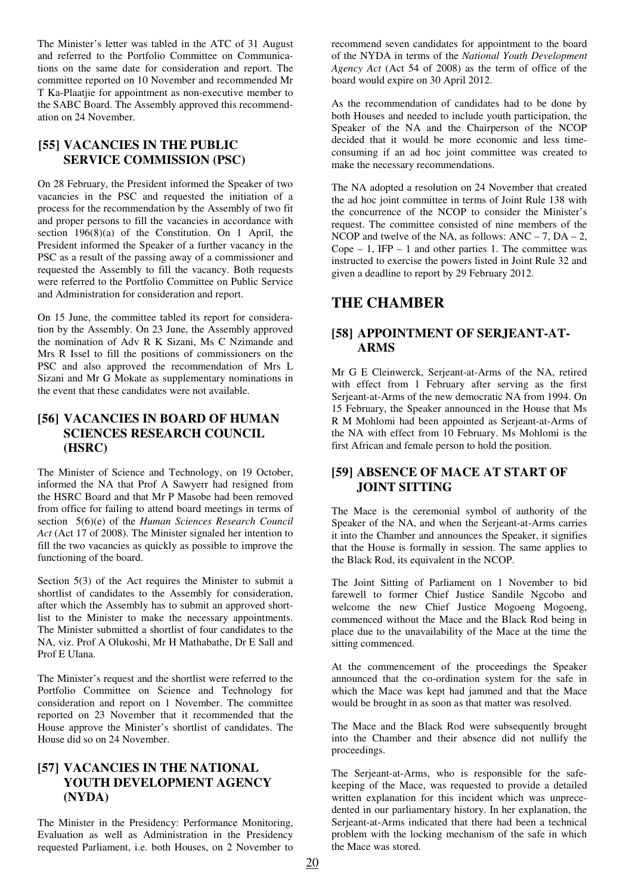The Minister's letter was tabled in the ATC of 31 August and referred to the Portfolio Committee on Communications on the same date for consideration and report. The committee reported on 10 November and recommended Mr T Ka-Plaatjie for appointment as non-executive member to the SABC Board. The Assembly approved this recommendation on 24 November.

### [55] VACANCIES IN THE PUBLIC SERVICE COMMISSION (PSC)

On 28 February, the President informed the Speaker of two vacancies in the PSC and requested the initiation of a process for the recommendation by the Assembly of two fit and proper persons to fill the vacancies in accordance with section 196(8)(a) of the Constitution. On 1 April, the President informed the Speaker of a further vacancy in the PSC as a result of the passing away of a commissioner and requested the Assembly to fill the vacancy. Both requests were referred to the Portfolio Committee on Public Service and Administration for consideration and report.

On 15 June, the committee tabled its report for consideration by the Assembly. On 23 June, the Assembly approved the nomination of Adv R K Sizani, Ms C Nzimande and Mrs R Issel to fill the positions of commissioners on the PSC and also approved the recommendation of Mrs L Sizani and Mr G Mokate as supplementary nominations in the event that these candidates were not available.

### [56] VACANCIES IN BOARD OF HUMAN SCIENCES RESEARCH COUNCIL (HSRC)

The Minister of Science and Technology, on 19 October, informed the NA that Prof A Sawyerr had resigned from the HSRC Board and that Mr P Masobe had been removed from office for failing to attend board meetings in terms of section 5(6)(e) of the *Human Sciences Research Council Act* (Act 17 of 2008). The Minister signaled her intention to fill the two vacancies as quickly as possible to improve the functioning of the board.

Section 5(3) of the Act requires the Minister to submit a shortlist of candidates to the Assembly for consideration, after which the Assembly has to submit an approved shortlist to the Minister to make the necessary appointments. The Minister submitted a shortlist of four candidates to the NA, viz. Prof A Olukoshi, Mr H Mathabathe, Dr E Sall and Prof E Ulana.

The Minister's request and the shortlist were referred to the Portfolio Committee on Science and Technology for consideration and report on 1 November. The committee reported on 23 November that it recommended that the House approve the Minister's shortlist of candidates. The House did so on 24 November.

### [57] VACANCIES IN THE NATIONAL YOUTH DEVELOPMENT AGENCY (NYDA)

The Minister in the Presidency: Performance Monitoring, Evaluation as well as Administration in the Presidency requested Parliament, i.e. both Houses, on 2 November to recommend seven candidates for appointment to the board of the NYDA in terms of the *National Youth Development Agency Act* (Act 54 of 2008) as the term of office of the board would expire on 30 April 2012.

As the recommendation of candidates had to be done by both Houses and needed to include youth participation, the Speaker of the NA and the Chairperson of the NCOP decided that it would be more economic and less time-consuming if an ad hoc joint committee was created to make the necessary recommendations.

The NA adopted a resolution on 24 November that created the ad hoc joint committee in terms of Joint Rule 138 with the concurrence of the NCOP to consider the Minister's request. The committee consisted of nine members of the NCOP and twelve of the NA, as follows: ANC – 7, DA – 2, Cope – 1, IFP – 1 and other parties 1. The committee was instructed to exercise the powers listed in Joint Rule 32 and given a deadline to report by 29 February 2012.

## THE CHAMBER

### [58] APPOINTMENT OF SERJEANT-AT-ARMS

Mr G E Cleinwerck, Serjeant-at-Arms of the NA, retired with effect from 1 February after serving as the first Serjeant-at-Arms of the new democratic NA from 1994. On 15 February, the Speaker announced in the House that Ms R M Mohlomi had been appointed as Serjeant-at-Arms of the NA with effect from 10 February. Ms Mohlomi is the first African and female person to hold the position.

### [59] ABSENCE OF MACE AT START OF JOINT SITTING

The Mace is the ceremonial symbol of authority of the Speaker of the NA, and when the Serjeant-at-Arms carries it into the Chamber and announces the Speaker, it signifies that the House is formally in session. The same applies to the Black Rod, its equivalent in the NCOP.

The Joint Sitting of Parliament on 1 November to bid farewell to former Chief Justice Sandile Ngcobo and welcome the new Chief Justice Mogoeng Mogoeng, commenced without the Mace and the Black Rod being in place due to the unavailability of the Mace at the time the sitting commenced.

At the commencement of the proceedings the Speaker announced that the co-ordination system for the safe in which the Mace was kept had jammed and that the Mace would be brought in as soon as that matter was resolved.

The Mace and the Black Rod were subsequently brought into the Chamber and their absence did not nullify the proceedings.

The Serjeant-at-Arms, who is responsible for the safekeeping of the Mace, was requested to provide a detailed written explanation for this incident which was unprecedented in our parliamentary history. In her explanation, the Serjeant-at-Arms indicated that there had been a technical problem with the locking mechanism of the safe in which the Mace was stored.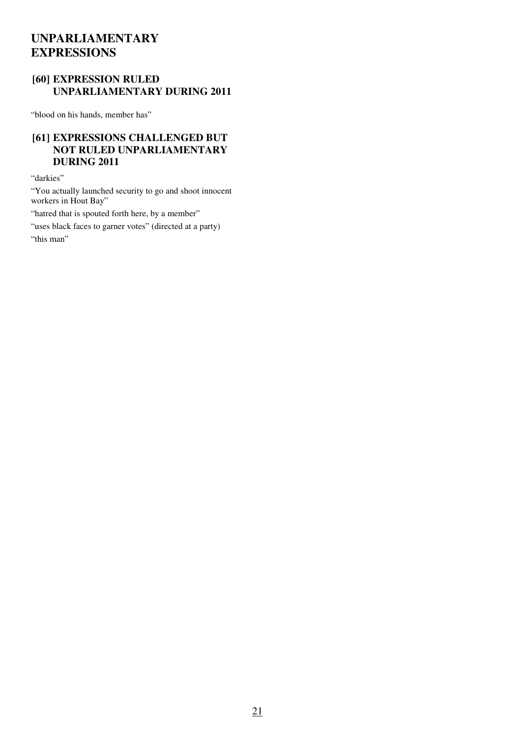# UNPARLIAMENTARY EXPRESSIONS

## [60] EXPRESSION RULED UNPARLIAMENTARY DURING 2011

"blood on his hands, member has"

## [61] EXPRESSIONS CHALLENGED BUT NOT RULED UNPARLIAMENTARY DURING 2011

"darkies"

"You actually launched security to go and shoot innocent workers in Hout Bay"

"hatred that is spouted forth here, by a member"

"uses black faces to garner votes" (directed at a party)

"this man"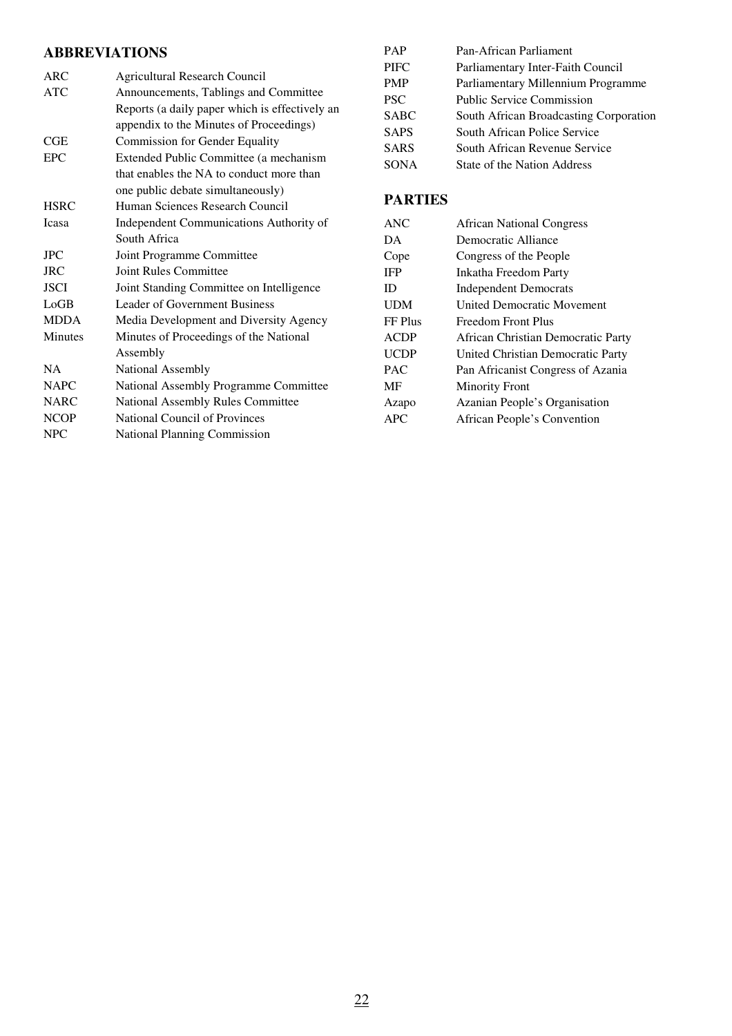## ABBREVIATIONS

| | |
|---|---|
| ARC | Agricultural Research Council |
| ATC | Announcements, Tablings and Committee Reports (a daily paper which is effectively an appendix to the Minutes of Proceedings) |
| CGE | Commission for Gender Equality |
| EPC | Extended Public Committee (a mechanism that enables the NA to conduct more than one public debate simultaneously) |
| HSRC | Human Sciences Research Council |
| Icasa | Independent Communications Authority of South Africa |
| JPC | Joint Programme Committee |
| JRC | Joint Rules Committee |
| JSCI | Joint Standing Committee on Intelligence |
| LoGB | Leader of Government Business |
| MDDA | Media Development and Diversity Agency |
| Minutes | Minutes of Proceedings of the National Assembly |
| NA | National Assembly |
| NAPC | National Assembly Programme Committee |
| NARC | National Assembly Rules Committee |
| NCOP | National Council of Provinces |
| NPC | National Planning Commission |
| PAP | Pan-African Parliament |
| PIFC | Parliamentary Inter-Faith Council |
| PMP | Parliamentary Millennium Programme |
| PSC | Public Service Commission |
| SABC | South African Broadcasting Corporation |
| SAPS | South African Police Service |
| SARS | South African Revenue Service |
| SONA | State of the Nation Address |

## PARTIES

| | |
|---|---|
| ANC | African National Congress |
| DA | Democratic Alliance |
| Cope | Congress of the People |
| IFP | Inkatha Freedom Party |
| ID | Independent Democrats |
| UDM | United Democratic Movement |
| FF Plus | Freedom Front Plus |
| ACDP | African Christian Democratic Party |
| UCDP | United Christian Democratic Party |
| PAC | Pan Africanist Congress of Azania |
| MF | Minority Front |
| Azapo | Azanian People's Organisation |
| APC | African People's Convention |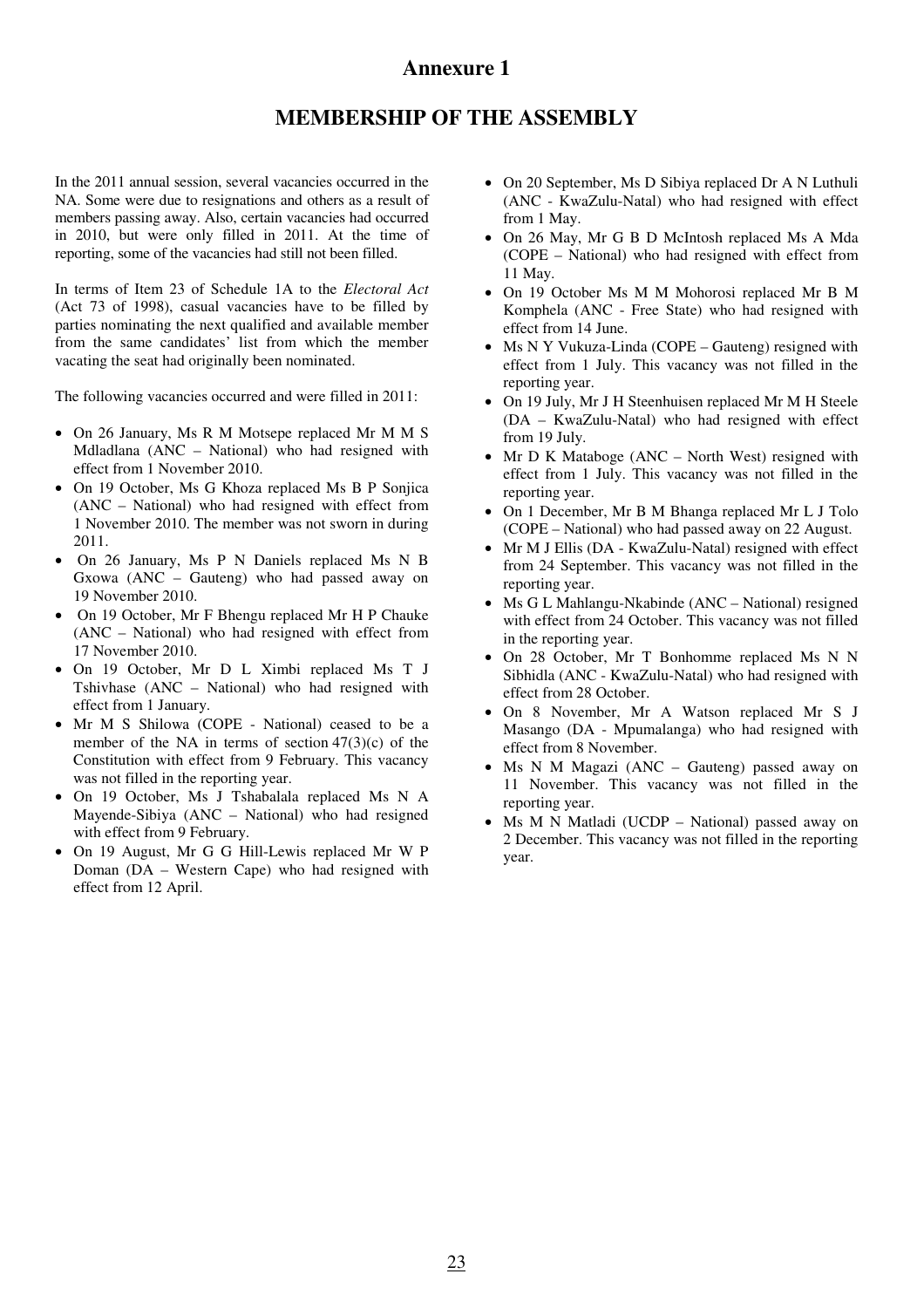# Annexure 1

## MEMBERSHIP OF THE ASSEMBLY

In the 2011 annual session, several vacancies occurred in the NA. Some were due to resignations and others as a result of members passing away. Also, certain vacancies had occurred in 2010, but were only filled in 2011. At the time of reporting, some of the vacancies had still not been filled.

In terms of Item 23 of Schedule 1A to the *Electoral Act* (Act 73 of 1998), casual vacancies have to be filled by parties nominating the next qualified and available member from the same candidates' list from which the member vacating the seat had originally been nominated.

The following vacancies occurred and were filled in 2011:

- On 26 January, Ms R M Motsepe replaced Mr M M S Mdladlana (ANC – National) who had resigned with effect from 1 November 2010.
- On 19 October, Ms G Khoza replaced Ms B P Sonjica (ANC – National) who had resigned with effect from 1 November 2010. The member was not sworn in during 2011.
- On 26 January, Ms P N Daniels replaced Ms N B Gxowa (ANC – Gauteng) who had passed away on 19 November 2010.
- On 19 October, Mr F Bhengu replaced Mr H P Chauke (ANC – National) who had resigned with effect from 17 November 2010.
- On 19 October, Mr D L Ximbi replaced Ms T J Tshivhase (ANC – National) who had resigned with effect from 1 January.
- Mr M S Shilowa (COPE - National) ceased to be a member of the NA in terms of section 47(3)(c) of the Constitution with effect from 9 February. This vacancy was not filled in the reporting year.
- On 19 October, Ms J Tshabalala replaced Ms N A Mayende-Sibiya (ANC – National) who had resigned with effect from 9 February.
- On 19 August, Mr G G Hill-Lewis replaced Mr W P Doman (DA – Western Cape) who had resigned with effect from 12 April.
- On 20 September, Ms D Sibiya replaced Dr A N Luthuli (ANC - KwaZulu-Natal) who had resigned with effect from 1 May.
- On 26 May, Mr G B D McIntosh replaced Ms A Mda (COPE – National) who had resigned with effect from 11 May.
- On 19 October Ms M M Mohorosi replaced Mr B M Komphela (ANC - Free State) who had resigned with effect from 14 June.
- Ms N Y Vukuza-Linda (COPE – Gauteng) resigned with effect from 1 July. This vacancy was not filled in the reporting year.
- On 19 July, Mr J H Steenhuisen replaced Mr M H Steele (DA – KwaZulu-Natal) who had resigned with effect from 19 July.
- Mr D K Mataboge (ANC – North West) resigned with effect from 1 July. This vacancy was not filled in the reporting year.
- On 1 December, Mr B M Bhanga replaced Mr L J Tolo (COPE – National) who had passed away on 22 August.
- Mr M J Ellis (DA - KwaZulu-Natal) resigned with effect from 24 September. This vacancy was not filled in the reporting year.
- Ms G L Mahlangu-Nkabinde (ANC – National) resigned with effect from 24 October. This vacancy was not filled in the reporting year.
- On 28 October, Mr T Bonhomme replaced Ms N N Sibhidla (ANC - KwaZulu-Natal) who had resigned with effect from 28 October.
- On 8 November, Mr A Watson replaced Mr S J Masango (DA - Mpumalanga) who had resigned with effect from 8 November.
- Ms N M Magazi (ANC – Gauteng) passed away on 11 November. This vacancy was not filled in the reporting year.
- Ms M N Matladi (UCDP – National) passed away on 2 December. This vacancy was not filled in the reporting year.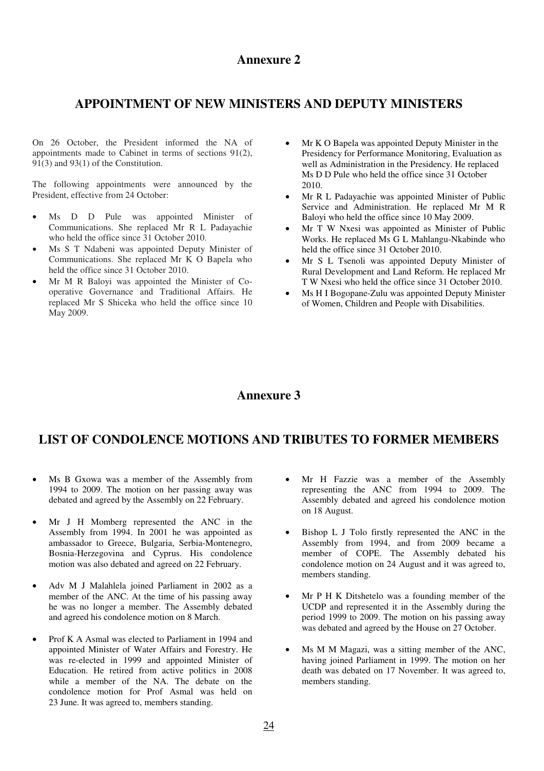# Annexure 2

## APPOINTMENT OF NEW MINISTERS AND DEPUTY MINISTERS

On 26 October, the President informed the NA of appointments made to Cabinet in terms of sections 91(2), 91(3) and 93(1) of the Constitution.

The following appointments were announced by the President, effective from 24 October:

- Ms D D Pule was appointed Minister of Communications. She replaced Mr R L Padayachie who held the office since 31 October 2010.
- Ms S T Ndabeni was appointed Deputy Minister of Communications. She replaced Mr K O Bapela who held the office since 31 October 2010.
- Mr M R Baloyi was appointed the Minister of Co-operative Governance and Traditional Affairs. He replaced Mr S Shiceka who held the office since 10 May 2009.
- Mr K O Bapela was appointed Deputy Minister in the Presidency for Performance Monitoring, Evaluation as well as Administration in the Presidency. He replaced Ms D D Pule who held the office since 31 October 2010.
- Mr R L Padayachie was appointed Minister of Public Service and Administration. He replaced Mr M R Baloyi who held the office since 10 May 2009.
- Mr T W Nxesi was appointed as Minister of Public Works. He replaced Ms G L Mahlangu-Nkabinde who held the office since 31 October 2010.
- Mr S L Tsenoli was appointed Deputy Minister of Rural Development and Land Reform. He replaced Mr T W Nxesi who held the office since 31 October 2010.
- Ms H I Bogopane-Zulu was appointed Deputy Minister of Women, Children and People with Disabilities.

# Annexure 3

## LIST OF CONDOLENCE MOTIONS AND TRIBUTES TO FORMER MEMBERS

- Ms B Gxowa was a member of the Assembly from 1994 to 2009. The motion on her passing away was debated and agreed by the Assembly on 22 February.

- Mr J H Momberg represented the ANC in the Assembly from 1994. In 2001 he was appointed as ambassador to Greece, Bulgaria, Serbia-Montenegro, Bosnia-Herzegovina and Cyprus. His condolence motion was also debated and agreed on 22 February.

- Adv M J Malahlela joined Parliament in 2002 as a member of the ANC. At the time of his passing away he was no longer a member. The Assembly debated and agreed his condolence motion on 8 March.

- Prof K A Asmal was elected to Parliament in 1994 and appointed Minister of Water Affairs and Forestry. He was re-elected in 1999 and appointed Minister of Education. He retired from active politics in 2008 while a member of the NA. The debate on the condolence motion for Prof Asmal was held on 23 June. It was agreed to, members standing.

- Mr H Fazzie was a member of the Assembly representing the ANC from 1994 to 2009. The Assembly debated and agreed his condolence motion on 18 August.

- Bishop L J Tolo firstly represented the ANC in the Assembly from 1994, and from 2009 became a member of COPE. The Assembly debated his condolence motion on 24 August and it was agreed to, members standing.

- Mr P H K Ditshetelo was a founding member of the UCDP and represented it in the Assembly during the period 1999 to 2009. The motion on his passing away was debated and agreed by the House on 27 October.

- Ms M M Magazi, was a sitting member of the ANC, having joined Parliament in 1999. The motion on her death was debated on 17 November. It was agreed to, members standing.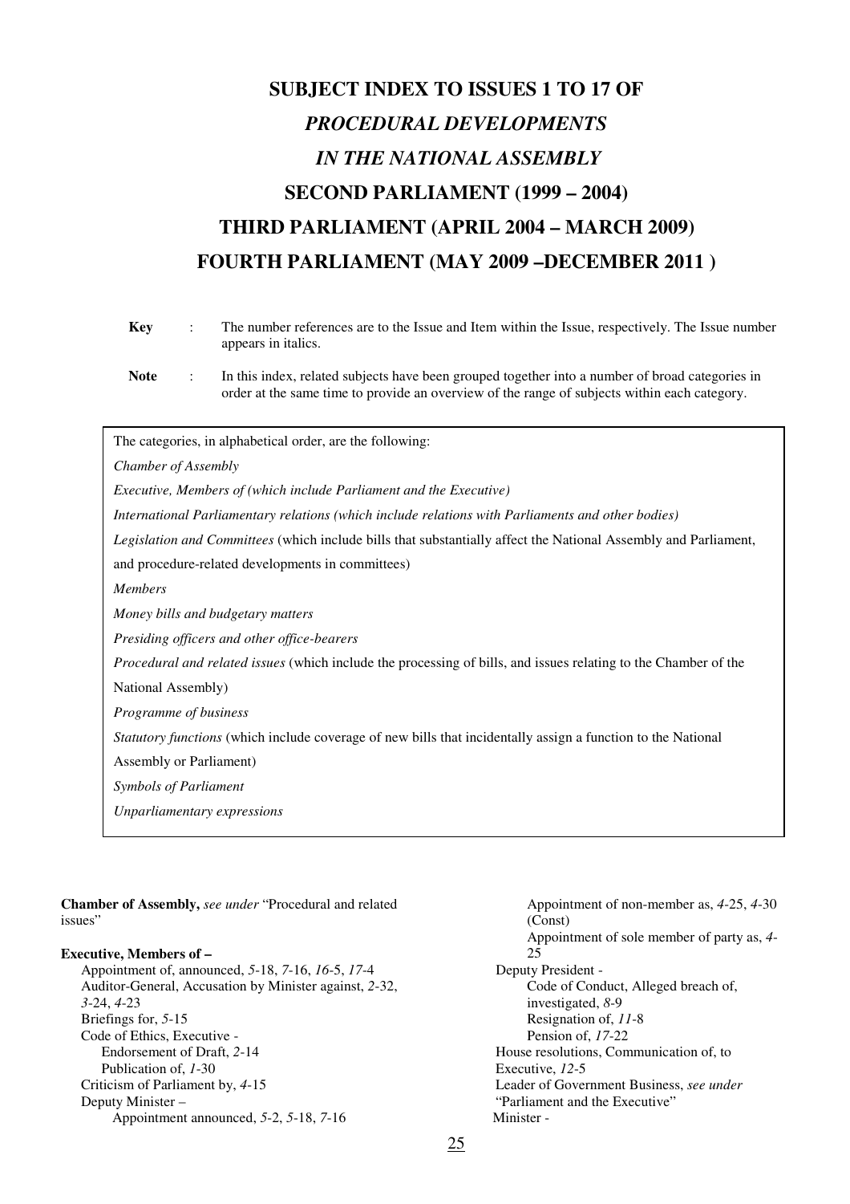# SUBJECT INDEX TO ISSUES 1 TO 17 OF
# *PROCEDURAL DEVELOPMENTS*
# *IN THE NATIONAL ASSEMBLY*
# SECOND PARLIAMENT (1999 – 2004)
# THIRD PARLIAMENT (APRIL 2004 – MARCH 2009)
# FOURTH PARLIAMENT (MAY 2009 –DECEMBER 2011 )

**Key** : The number references are to the Issue and Item within the Issue, respectively. The Issue number appears in italics.

**Note** : In this index, related subjects have been grouped together into a number of broad categories in order at the same time to provide an overview of the range of subjects within each category.

The categories, in alphabetical order, are the following:

*Chamber of Assembly*

*Executive, Members of (which include Parliament and the Executive)*

*International Parliamentary relations (which include relations with Parliaments and other bodies)*

*Legislation and Committees* (which include bills that substantially affect the National Assembly and Parliament, and procedure-related developments in committees)

*Members*

*Money bills and budgetary matters*

*Presiding officers and other office-bearers*

*Procedural and related issues* (which include the processing of bills, and issues relating to the Chamber of the National Assembly)

*Programme of business*

*Statutory functions* (which include coverage of new bills that incidentally assign a function to the National Assembly or Parliament)

*Symbols of Parliament*

*Unparliamentary expressions*

**Chamber of Assembly,** *see under* "Procedural and related issues"

**Executive, Members of –**

- Appointment of, announced, *5*-18, *7*-16, *16*-5, *17*-4
- Auditor-General, Accusation by Minister against, *2*-32, *3*-24, *4*-23
- Briefings for, *5*-15
- Code of Ethics, Executive -
  - Endorsement of Draft, *2*-14
  - Publication of, *1*-30
- Criticism of Parliament by, *4*-15
- Deputy Minister –
  - Appointment announced, *5*-2, *5*-18, *7*-16
  - Appointment of non-member as, *4*-25, *4*-30 (Const)
  - Appointment of sole member of party as, *4*-25
- Deputy President -
  - Code of Conduct, Alleged breach of, investigated, *8*-9
  - Resignation of, *11*-8
  - Pension of, *17*-22
- House resolutions, Communication of, to Executive, *12*-5
- Leader of Government Business, *see under* "Parliament and the Executive"
- Minister -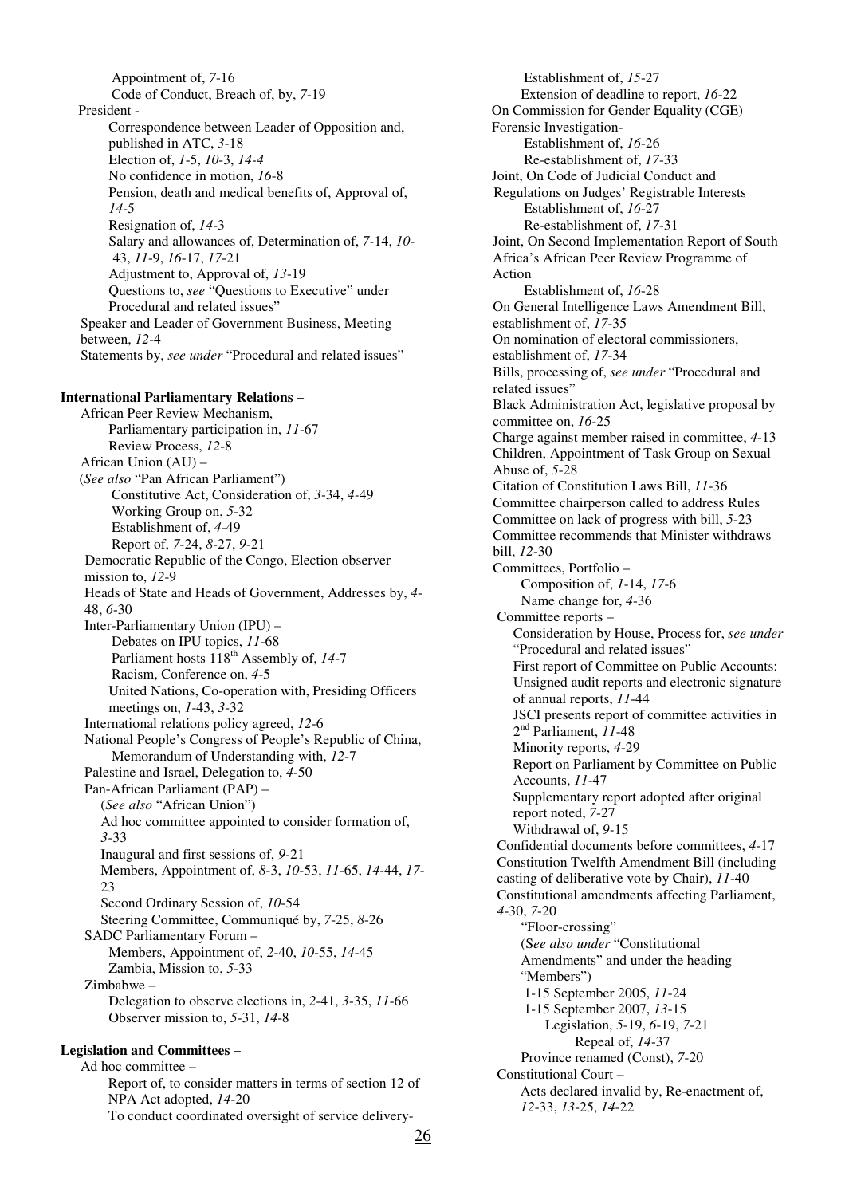Appointment of, *7*-16
Code of Conduct, Breach of, by, *7*-19

President -
- Correspondence between Leader of Opposition and, published in ATC, *3*-18
- Election of, *1*-5, *10*-3, *14-4*
- No confidence in motion, *16*-8
- Pension, death and medical benefits of, Approval of, *14*-5
- Resignation of, *14*-3
- Salary and allowances of, Determination of, *7*-14, *10*-43, *11*-9, *16*-17, *17*-21
- Adjustment to, Approval of, *13*-19
- Questions to, *see* "Questions to Executive" under Procedural and related issues"

Speaker and Leader of Government Business, Meeting between, *12*-4

Statements by, *see under* "Procedural and related issues"

**International Parliamentary Relations –**

African Peer Review Mechanism,
- Parliamentary participation in, *11*-67
- Review Process, *12*-8

African Union (AU) –
(*See also* "Pan African Parliament")
- Constitutive Act, Consideration of, *3*-34, *4*-49
- Working Group on, *5*-32
- Establishment of, *4*-49
- Report of, *7*-24, *8*-27, *9*-21

Democratic Republic of the Congo, Election observer mission to, *12*-9

Heads of State and Heads of Government, Addresses by, *4*-48, *6*-30

Inter-Parliamentary Union (IPU) –
- Debates on IPU topics, *11*-68
- Parliament hosts 118th Assembly of, *14*-7
- Racism, Conference on, *4*-5
- United Nations, Co-operation with, Presiding Officers meetings on, *1*-43, *3*-32

International relations policy agreed, *12*-6

National People's Congress of People's Republic of China, Memorandum of Understanding with, *12*-7

Palestine and Israel, Delegation to, *4*-50

Pan-African Parliament (PAP) –
(*See also* "African Union")
- Ad hoc committee appointed to consider formation of, *3*-33
- Inaugural and first sessions of, *9*-21
- Members, Appointment of, *8*-3, *10*-53, *11*-65, *14*-44, *17*-23
- Second Ordinary Session of, *10*-54
- Steering Committee, Communiqué by, *7*-25, *8*-26

SADC Parliamentary Forum –
- Members, Appointment of, *2*-40, *10*-55, *14*-45
- Zambia, Mission to, *5*-33

Zimbabwe –
- Delegation to observe elections in, *2*-41, *3*-35, *11*-66
- Observer mission to, *5*-31, *14*-8

**Legislation and Committees –**

Ad hoc committee –
- Report of, to consider matters in terms of section 12 of NPA Act adopted, *14*-20
- To conduct coordinated oversight of service delivery-
  - Establishment of, *15*-27
  - Extension of deadline to report, *16*-22

On Commission for Gender Equality (CGE) Forensic Investigation-
- Establishment of, *16*-26
- Re-establishment of, *17*-33

Joint, On Code of Judicial Conduct and Regulations on Judges' Registrable Interests
- Establishment of, *16*-27
- Re-establishment of, *17*-31

Joint, On Second Implementation Report of South Africa's African Peer Review Programme of Action
- Establishment of, *16*-28

On General Intelligence Laws Amendment Bill, establishment of, *17*-35

On nomination of electoral commissioners, establishment of, *17*-34

Bills, processing of, *see under* "Procedural and related issues"

Black Administration Act, legislative proposal by committee on, *16*-25

Charge against member raised in committee, *4*-13

Children, Appointment of Task Group on Sexual Abuse of, *5*-28

Citation of Constitution Laws Bill, *11*-36

Committee chairperson called to address Rules Committee on lack of progress with bill, *5*-23

Committee recommends that Minister withdraws bill, *12*-30

Committees, Portfolio –
- Composition of, *1*-14, *17*-6
- Name change for, *4*-36

Committee reports –
- Consideration by House, Process for, *see under* "Procedural and related issues"
- First report of Committee on Public Accounts: Unsigned audit reports and electronic signature of annual reports, *11*-44
- JSCI presents report of committee activities in 2nd Parliament, *11*-48
- Minority reports, *4*-29
- Report on Parliament by Committee on Public Accounts, *11*-47
- Supplementary report adopted after original report noted, *7*-27
- Withdrawal of, *9*-15

Confidential documents before committees, *4*-17

Constitution Twelfth Amendment Bill (including casting of deliberative vote by Chair), *11*-40

Constitutional amendments affecting Parliament, *4*-30, *7*-20
- "Floor-crossing"
  (S*ee also under* "Constitutional Amendments" and under the heading "Members")
  - 1-15 September 2005, *11*-24
  - 1-15 September 2007, *13*-15
    - Legislation, *5*-19, *6*-19, *7*-21
      - Repeal of, *14*-37
- Province renamed (Const), *7*-20

Constitutional Court –
- Acts declared invalid by, Re-enactment of, *12*-33, *13*-25, *14*-22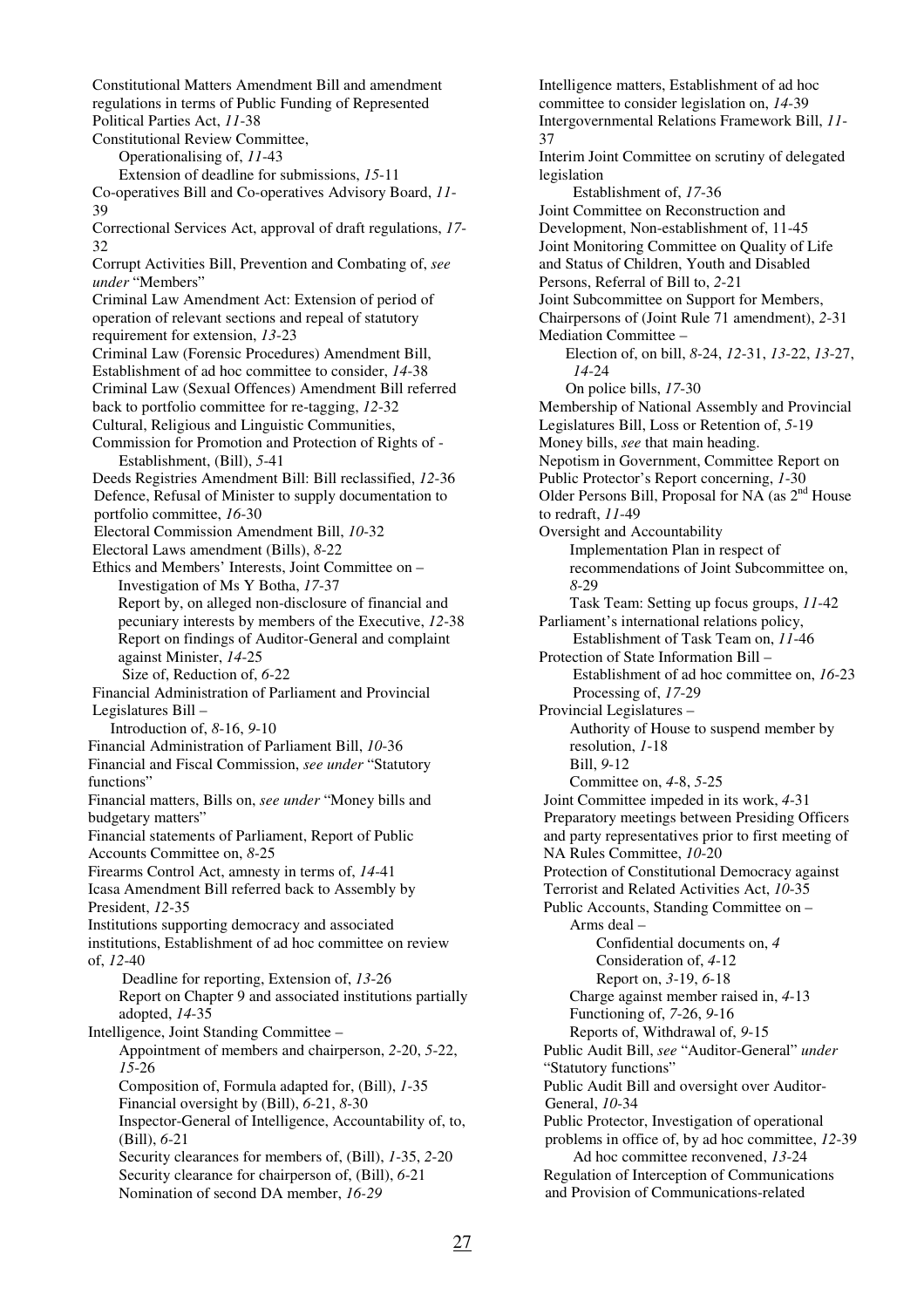Constitutional Matters Amendment Bill and amendment regulations in terms of Public Funding of Represented Political Parties Act, *11*-38

Constitutional Review Committee,

  Operationalising of, *11*-43

  Extension of deadline for submissions, *15*-11

Co-operatives Bill and Co-operatives Advisory Board, *11*-39

Correctional Services Act, approval of draft regulations, *17*-32

Corrupt Activities Bill, Prevention and Combating of, *see under* "Members"

Criminal Law Amendment Act: Extension of period of operation of relevant sections and repeal of statutory requirement for extension, *13*-23

Criminal Law (Forensic Procedures) Amendment Bill, Establishment of ad hoc committee to consider, *14*-38

Criminal Law (Sexual Offences) Amendment Bill referred back to portfolio committee for re-tagging, *12*-32

Cultural, Religious and Linguistic Communities, Commission for Promotion and Protection of Rights of -

  Establishment, (Bill), *5*-41

Deeds Registries Amendment Bill: Bill reclassified, *12*-36

Defence, Refusal of Minister to supply documentation to portfolio committee, *16*-30

Electoral Commission Amendment Bill, *10*-32

Electoral Laws amendment (Bills), *8*-22

Ethics and Members' Interests, Joint Committee on –

  Investigation of Ms Y Botha, *17*-37

  Report by, on alleged non-disclosure of financial and pecuniary interests by members of the Executive, *12*-38

  Report on findings of Auditor-General and complaint against Minister, *14*-25

  Size of, Reduction of, *6*-22

Financial Administration of Parliament and Provincial Legislatures Bill –

  Introduction of, *8*-16, *9*-10

Financial Administration of Parliament Bill, *10*-36

Financial and Fiscal Commission, *see under* "Statutory functions"

Financial matters, Bills on, *see under* "Money bills and budgetary matters"

Financial statements of Parliament, Report of Public Accounts Committee on, *8*-25

Firearms Control Act, amnesty in terms of, *14*-41

Icasa Amendment Bill referred back to Assembly by President, *12*-35

Institutions supporting democracy and associated institutions, Establishment of ad hoc committee on review of, *12*-40

  Deadline for reporting, Extension of, *13*-26

  Report on Chapter 9 and associated institutions partially adopted, *14*-35

Intelligence, Joint Standing Committee –

  Appointment of members and chairperson, *2*-20, *5*-22, *15*-26

  Composition of, Formula adapted for, (Bill), *1*-35

  Financial oversight by (Bill), *6*-21, *8*-30

  Inspector-General of Intelligence, Accountability of, to, (Bill), *6*-21

  Security clearances for members of, (Bill), *1*-35, *2*-20

  Security clearance for chairperson of, (Bill), *6*-21

  Nomination of second DA member, *16-29*

Intelligence matters, Establishment of ad hoc committee to consider legislation on, *14*-39

Intergovernmental Relations Framework Bill, *11*-37

Interim Joint Committee on scrutiny of delegated legislation

  Establishment of, *17*-36

Joint Committee on Reconstruction and Development, Non-establishment of, 11-45

Joint Monitoring Committee on Quality of Life and Status of Children, Youth and Disabled Persons, Referral of Bill to, *2*-21

Joint Subcommittee on Support for Members, Chairpersons of (Joint Rule 71 amendment), *2*-31

Mediation Committee –

  Election of, on bill, *8*-24, *12*-31, *13*-22, *13*-27, *14*-24

  On police bills, *17*-30

Membership of National Assembly and Provincial Legislatures Bill, Loss or Retention of, *5*-19

Money bills, *see* that main heading.

Nepotism in Government, Committee Report on Public Protector's Report concerning, *1*-30

Older Persons Bill, Proposal for NA (as 2nd House to redraft, *11*-49

Oversight and Accountability

  Implementation Plan in respect of recommendations of Joint Subcommittee on, *8*-29

  Task Team: Setting up focus groups, *11*-42

Parliament's international relations policy,

  Establishment of Task Team on, *11*-46

Protection of State Information Bill –

  Establishment of ad hoc committee on, *16*-23

  Processing of, *17*-29

Provincial Legislatures –

  Authority of House to suspend member by resolution, *1*-18

  Bill, *9*-12

  Committee on, *4*-8, *5*-25

Joint Committee impeded in its work, *4*-31

Preparatory meetings between Presiding Officers and party representatives prior to first meeting of NA Rules Committee, *10*-20

Protection of Constitutional Democracy against Terrorist and Related Activities Act, *10*-35

Public Accounts, Standing Committee on –

  Arms deal –

    Confidential documents on, *4*

    Consideration of, *4*-12

    Report on, *3*-19, *6*-18

  Charge against member raised in, *4*-13

  Functioning of, *7*-26, *9*-16

  Reports of, Withdrawal of, *9*-15

Public Audit Bill, *see* "Auditor-General" *under* "Statutory functions"

Public Audit Bill and oversight over Auditor-General, *10*-34

Public Protector, Investigation of operational problems in office of, by ad hoc committee, *12*-39

  Ad hoc committee reconvened, *13*-24

Regulation of Interception of Communications and Provision of Communications-related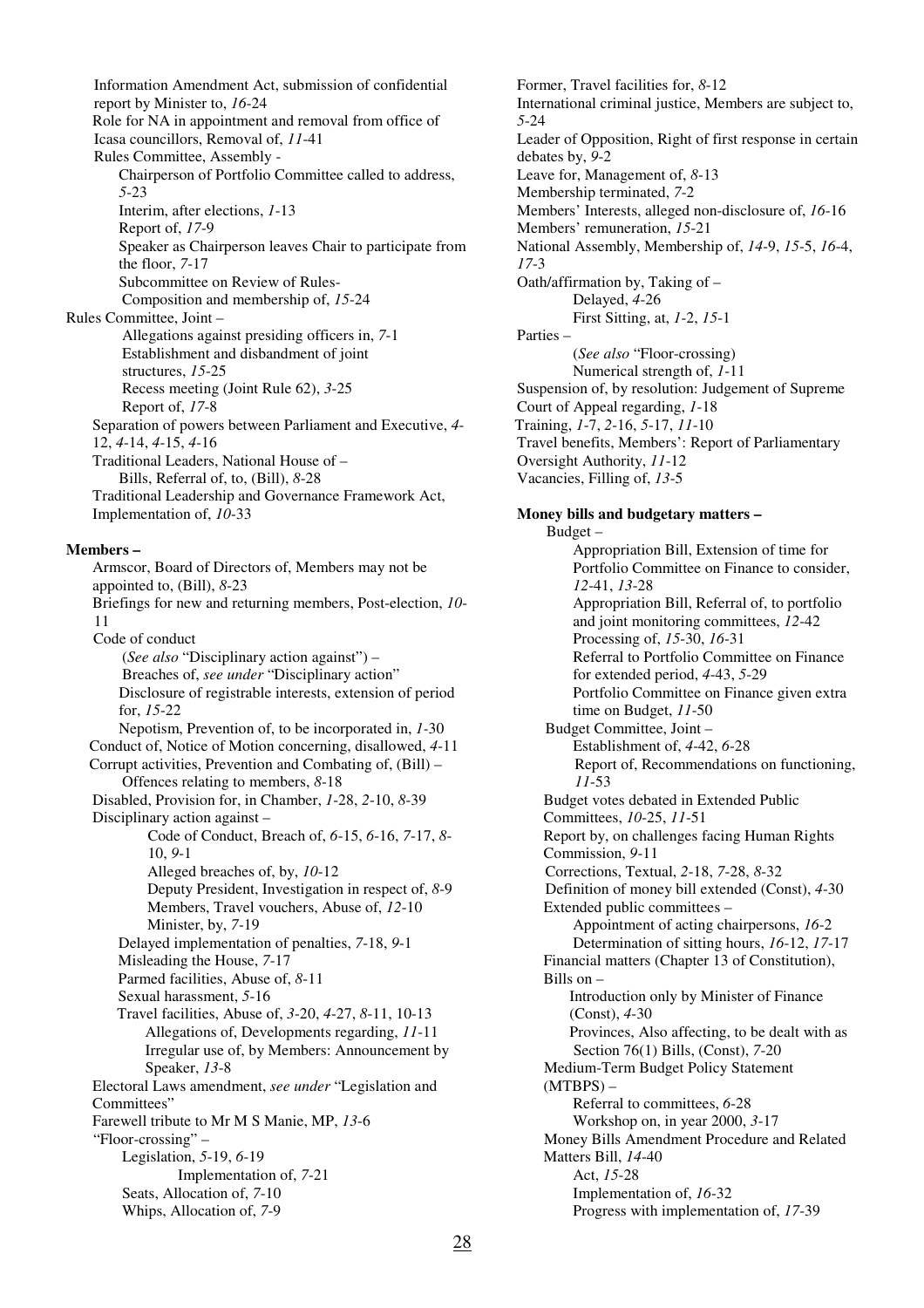Information Amendment Act, submission of confidential report by Minister to, *16*-24
Role for NA in appointment and removal from office of Icasa councillors, Removal of, *11*-41
Rules Committee, Assembly -
Chairperson of Portfolio Committee called to address, *5*-23
Interim, after elections, *1*-13
Report of, *17*-9
Speaker as Chairperson leaves Chair to participate from the floor, *7*-17
Subcommittee on Review of Rules-
Composition and membership of, *15*-24
Rules Committee, Joint –
Allegations against presiding officers in, *7*-1
Establishment and disbandment of joint structures, *15*-25
Recess meeting (Joint Rule 62), *3*-25
Report of, *17*-8
Separation of powers between Parliament and Executive, *4*-12, *4*-14, *4*-15, *4*-16
Traditional Leaders, National House of –
Bills, Referral of, to, (Bill), *8*-28
Traditional Leadership and Governance Framework Act, Implementation of, *10*-33

**Members –**
Armscor, Board of Directors of, Members may not be appointed to, (Bill), *8*-23
Briefings for new and returning members, Post-election, *10*-11
Code of conduct
(*See also* "Disciplinary action against") –
Breaches of, *see under* "Disciplinary action"
Disclosure of registrable interests, extension of period for, *15*-22
Nepotism, Prevention of, to be incorporated in, *1*-30
Conduct of, Notice of Motion concerning, disallowed, *4*-11
Corrupt activities, Prevention and Combating of, (Bill) –
Offences relating to members, *8*-18
Disabled, Provision for, in Chamber, *1*-28, *2*-10, *8*-39
Disciplinary action against –
Code of Conduct, Breach of, *6*-15, *6*-16, *7*-17, *8*-10, *9*-1
Alleged breaches of, by, *10*-12
Deputy President, Investigation in respect of, *8*-9
Members, Travel vouchers, Abuse of, *12*-10
Minister, by, *7*-19
Delayed implementation of penalties, *7*-18, *9*-1
Misleading the House, *7*-17
Parmed facilities, Abuse of, *8*-11
Sexual harassment, *5*-16
Travel facilities, Abuse of, *3*-20, *4*-27, *8*-11, 10-13
Allegations of, Developments regarding, *11*-11
Irregular use of, by Members: Announcement by Speaker, *13*-8
Electoral Laws amendment, *see under* "Legislation and Committees"
Farewell tribute to Mr M S Manie, MP, *13*-6
"Floor-crossing" –
Legislation, *5*-19, *6*-19
Implementation of, *7*-21
Seats, Allocation of, *7*-10
Whips, Allocation of, *7*-9
Former, Travel facilities for, *8*-12
International criminal justice, Members are subject to, *5*-24
Leader of Opposition, Right of first response in certain debates by, *9*-2
Leave for, Management of, *8*-13
Membership terminated, *7*-2
Members' Interests, alleged non-disclosure of, *16*-16
Members' remuneration, *15*-21
National Assembly, Membership of, *14*-9, *15*-5, *16*-4, *17*-3
Oath/affirmation by, Taking of –
Delayed, *4*-26
First Sitting, at, *1*-2, *15*-1
Parties –
(*See also* "Floor-crossing)
Numerical strength of, *1*-11
Suspension of, by resolution: Judgement of Supreme Court of Appeal regarding, *1*-18
Training, *1*-7, *2*-16, *5*-17, *11*-10
Travel benefits, Members': Report of Parliamentary Oversight Authority, *11*-12
Vacancies, Filling of, *13*-5

**Money bills and budgetary matters –**
Budget –
Appropriation Bill, Extension of time for Portfolio Committee on Finance to consider, *12*-41, *13*-28
Appropriation Bill, Referral of, to portfolio and joint monitoring committees, *12*-42
Processing of, *15*-30, *16*-31
Referral to Portfolio Committee on Finance for extended period, *4*-43, *5*-29
Portfolio Committee on Finance given extra time on Budget, *11*-50
Budget Committee, Joint –
Establishment of, *4*-42, *6*-28
Report of, Recommendations on functioning, *11*-53
Budget votes debated in Extended Public Committees, *10*-25, *11*-51
Report by, on challenges facing Human Rights Commission, *9*-11
Corrections, Textual, *2*-18, *7*-28, *8*-32
Definition of money bill extended (Const), *4*-30
Extended public committees –
Appointment of acting chairpersons, *16*-2
Determination of sitting hours, *16*-12, *17*-17
Financial matters (Chapter 13 of Constitution), Bills on –
Introduction only by Minister of Finance (Const), *4*-30
Provinces, Also affecting, to be dealt with as Section 76(1) Bills, (Const), *7*-20
Medium-Term Budget Policy Statement (MTBPS) –
Referral to committees, *6*-28
Workshop on, in year 2000, *3*-17
Money Bills Amendment Procedure and Related Matters Bill, *14*-40
Act, *15*-28
Implementation of, *16*-32
Progress with implementation of, *17*-39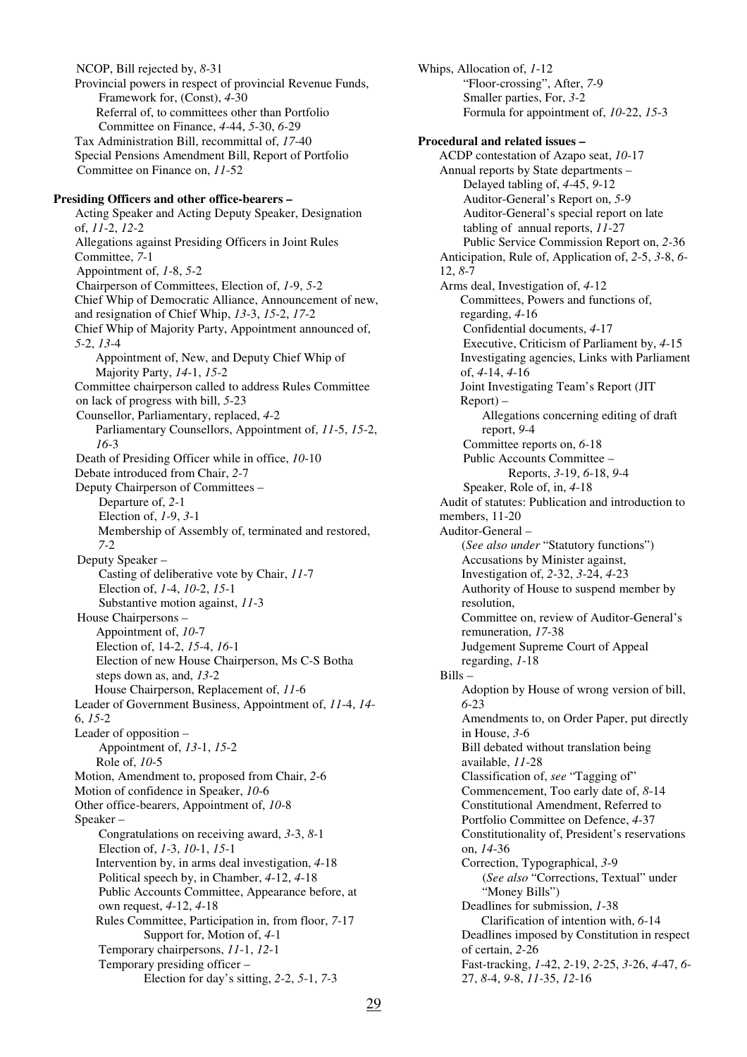NCOP, Bill rejected by, *8*-31
Provincial powers in respect of provincial Revenue Funds, Framework for, (Const), *4*-30
Referral of, to committees other than Portfolio Committee on Finance, *4*-44, *5*-30, *6*-29
Tax Administration Bill, recommittal of, *17*-40
Special Pensions Amendment Bill, Report of Portfolio Committee on Finance on, *11*-52

**Presiding Officers and other office-bearers –**
Acting Speaker and Acting Deputy Speaker, Designation of, *11*-2, *12*-2
Allegations against Presiding Officers in Joint Rules Committee, *7*-1
Appointment of, *1*-8, *5*-2
Chairperson of Committees, Election of, *1*-9, *5*-2
Chief Whip of Democratic Alliance, Announcement of new, and resignation of Chief Whip, *13*-3, *15*-2, *17*-2
Chief Whip of Majority Party, Appointment announced of, *5*-2, *13*-4
Appointment of, New, and Deputy Chief Whip of Majority Party, *14*-1, *15*-2
Committee chairperson called to address Rules Committee on lack of progress with bill, *5*-23
Counsellor, Parliamentary, replaced, *4*-2
Parliamentary Counsellors, Appointment of, *11*-5, *15*-2, *16*-3
Death of Presiding Officer while in office, *10*-10
Debate introduced from Chair, *2*-7
Deputy Chairperson of Committees –
Departure of, *2*-1
Election of, *1*-9, *3*-1
Membership of Assembly of, terminated and restored, *7*-2
Deputy Speaker –
Casting of deliberative vote by Chair, *11*-7
Election of, *1*-4, *10*-2, *15*-1
Substantive motion against, *11*-3
House Chairpersons –
Appointment of, *10*-7
Election of, 14-2, *15*-4, *16*-1
Election of new House Chairperson, Ms C-S Botha steps down as, and, *13*-2
House Chairperson, Replacement of, *11*-6
Leader of Government Business, Appointment of, *11*-4, *14*-6, *15*-2
Leader of opposition –
Appointment of, *13*-1, *15*-2
Role of, *10*-5
Motion, Amendment to, proposed from Chair, *2*-6
Motion of confidence in Speaker, *10*-6
Other office-bearers, Appointment of, *10*-8
Speaker –
Congratulations on receiving award, *3*-3, *8*-1
Election of, *1*-3, *10*-1, *15*-1
Intervention by, in arms deal investigation, *4*-18
Political speech by, in Chamber, *4*-12, *4*-18
Public Accounts Committee, Appearance before, at own request, *4*-12, *4*-18
Rules Committee, Participation in, from floor, *7*-17
Support for, Motion of, *4*-1
Temporary chairpersons, *11*-1, *12*-1
Temporary presiding officer –
Election for day's sitting, *2*-2, *5*-1, *7*-3

Whips, Allocation of, *1*-12
"Floor-crossing", After, *7*-9
Smaller parties, For, *3*-2
Formula for appointment of, *10*-22, *15*-3

**Procedural and related issues –**
ACDP contestation of Azapo seat, *10*-17
Annual reports by State departments –
Delayed tabling of, *4*-45, *9*-12
Auditor-General's Report on, *5*-9
Auditor-General's special report on late tabling of annual reports, *11*-27
Public Service Commission Report on, *2*-36
Anticipation, Rule of, Application of, *2*-5, *3*-8, *6*-12, *8*-7
Arms deal, Investigation of, *4*-12
Committees, Powers and functions of, regarding, *4*-16
Confidential documents, *4*-17
Executive, Criticism of Parliament by, *4*-15
Investigating agencies, Links with Parliament of, *4*-14, *4*-16
Joint Investigating Team's Report (JIT Report) –
Allegations concerning editing of draft report, *9*-4
Committee reports on, *6*-18
Public Accounts Committee –
Reports, *3*-19, *6*-18, *9*-4
Speaker, Role of, in, *4*-18
Audit of statutes: Publication and introduction to members, 11-20
Auditor-General –
(*See also under* "Statutory functions")
Accusations by Minister against, Investigation of, *2*-32, *3*-24, *4*-23
Authority of House to suspend member by resolution,
Committee on, review of Auditor-General's remuneration, *17*-38
Judgement Supreme Court of Appeal regarding, *1*-18
Bills –
Adoption by House of wrong version of bill, *6*-23
Amendments to, on Order Paper, put directly in House, *3*-6
Bill debated without translation being available, *11*-28
Classification of, *see* "Tagging of"
Commencement, Too early date of, *8*-14
Constitutional Amendment, Referred to Portfolio Committee on Defence, *4*-37
Constitutionality of, President's reservations on, *14*-36
Correction, Typographical, *3*-9
(*See also* "Corrections, Textual" under "Money Bills")
Deadlines for submission, *1*-38
Clarification of intention with, *6*-14
Deadlines imposed by Constitution in respect of certain, *2*-26
Fast-tracking, *1*-42, *2*-19, *2*-25, *3*-26, *4*-47, *6*-27, *8*-4, *9*-8, *11*-35, *12*-16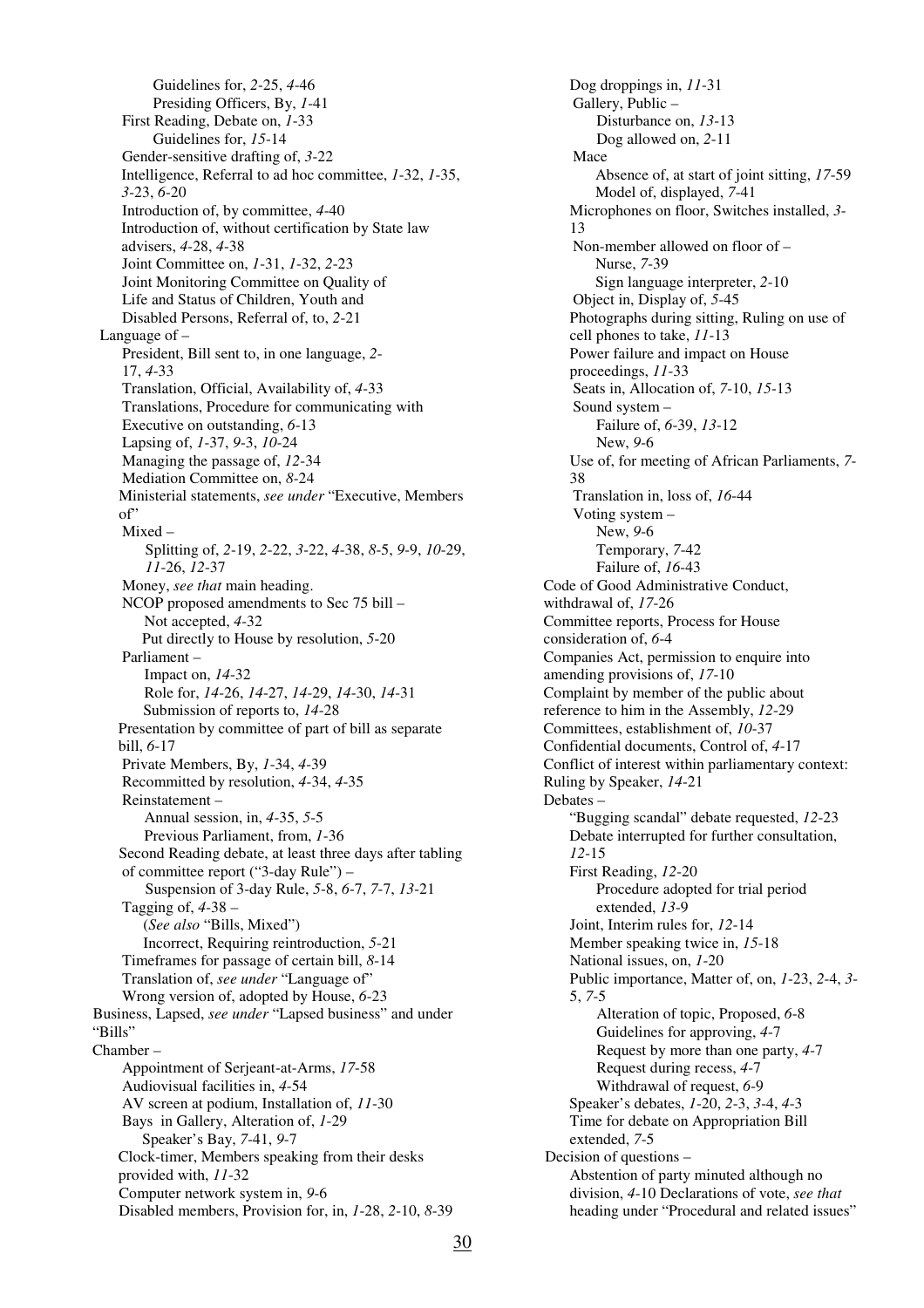Guidelines for, *2*-25, *4*-46
Presiding Officers, By, *1*-41
First Reading, Debate on, *1*-33
Guidelines for, *15*-14
Gender-sensitive drafting of, *3*-22
Intelligence, Referral to ad hoc committee, *1*-32, *1*-35, *3*-23, *6*-20
Introduction of, by committee, *4*-40
Introduction of, without certification by State law advisers, *4*-28, *4*-38
Joint Committee on, *1*-31, *1*-32, *2*-23
Joint Monitoring Committee on Quality of Life and Status of Children, Youth and Disabled Persons, Referral of, to, *2*-21
Language of –
President, Bill sent to, in one language, *2*-17, *4*-33
Translation, Official, Availability of, *4*-33
Translations, Procedure for communicating with Executive on outstanding, *6*-13
Lapsing of, *1*-37, *9*-3, *10*-24
Managing the passage of, *12*-34
Mediation Committee on, *8*-24
Ministerial statements, *see under* "Executive, Members of"
Mixed –
Splitting of, *2*-19, *2*-22, *3*-22, *4*-38, *8*-5, *9*-9, *10*-29, *11*-26, *12*-37
Money, *see that* main heading.
NCOP proposed amendments to Sec 75 bill –
Not accepted, *4*-32
Put directly to House by resolution, *5*-20
Parliament –
Impact on, *14*-32
Role for, *14*-26, *14*-27, *14*-29, *14*-30, *14*-31
Submission of reports to, *14*-28
Presentation by committee of part of bill as separate bill, *6*-17
Private Members, By, *1*-34, *4*-39
Recommitted by resolution, *4*-34, *4*-35
Reinstatement –
Annual session, in, *4*-35, *5*-5
Previous Parliament, from, *1*-36
Second Reading debate, at least three days after tabling of committee report ("3-day Rule") –
Suspension of 3-day Rule, *5*-8, *6*-7, *7*-7, *13*-21
Tagging of, *4*-38 –
(*See also* "Bills, Mixed")
Incorrect, Requiring reintroduction, *5*-21
Timeframes for passage of certain bill, *8*-14
Translation of, *see under* "Language of"
Wrong version of, adopted by House, *6*-23
Business, Lapsed, *see under* "Lapsed business" and under "Bills"
Chamber –
Appointment of Serjeant-at-Arms, *17*-58
Audiovisual facilities in, *4*-54
AV screen at podium, Installation of, *11*-30
Bays in Gallery, Alteration of, *1*-29
Speaker's Bay, *7*-41, *9*-7
Clock-timer, Members speaking from their desks provided with, *11*-32
Computer network system in, *9*-6
Disabled members, Provision for, in, *1*-28, *2*-10, *8*-39
Dog droppings in, *11*-31
Gallery, Public –
Disturbance on, *13*-13
Dog allowed on, *2*-11
Mace
Absence of, at start of joint sitting, *17*-59
Model of, displayed, *7*-41
Microphones on floor, Switches installed, *3*-13
Non-member allowed on floor of –
Nurse, *7*-39
Sign language interpreter, *2*-10
Object in, Display of, *5*-45
Photographs during sitting, Ruling on use of cell phones to take, *11*-13
Power failure and impact on House proceedings, *11*-33
Seats in, Allocation of, *7*-10, *15*-13
Sound system –
Failure of, *6*-39, *13*-12
New, *9*-6
Use of, for meeting of African Parliaments, *7*-38
Translation in, loss of, *16*-44
Voting system –
New, *9*-6
Temporary, *7*-42
Failure of, *16*-43
Code of Good Administrative Conduct, withdrawal of, *17*-26
Committee reports, Process for House consideration of, *6*-4
Companies Act, permission to enquire into amending provisions of, *17*-10
Complaint by member of the public about reference to him in the Assembly, *12*-29
Committees, establishment of, *10*-37
Confidential documents, Control of, *4*-17
Conflict of interest within parliamentary context: Ruling by Speaker, *14*-21
Debates –
"Bugging scandal" debate requested, *12*-23
Debate interrupted for further consultation, *12*-15
First Reading, *12*-20
Procedure adopted for trial period extended, *13*-9
Joint, Interim rules for, *12*-14
Member speaking twice in, *15*-18
National issues, on, *1*-20
Public importance, Matter of, on, *1*-23, *2*-4, *3*-5, *7*-5
Alteration of topic, Proposed, *6*-8
Guidelines for approving, *4*-7
Request by more than one party, *4*-7
Request during recess, *4*-7
Withdrawal of request, *6*-9
Speaker's debates, *1*-20, *2*-3, *3*-4, *4*-3
Time for debate on Appropriation Bill extended, *7*-5
Decision of questions –
Abstention of party minuted although no division, *4*-10 Declarations of vote, *see that* heading under "Procedural and related issues"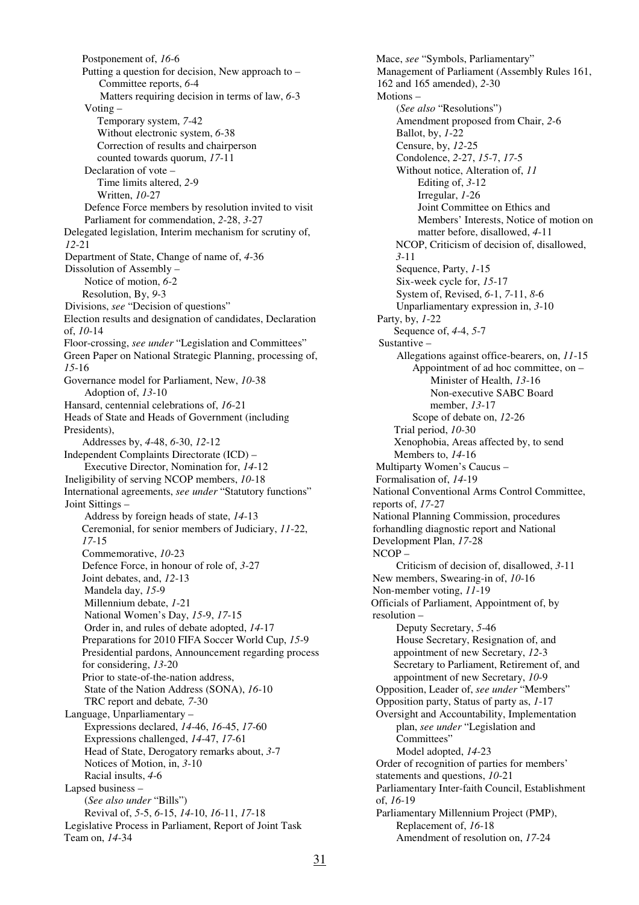Postponement of, *16*-6
Putting a question for decision, New approach to –
Committee reports, *6*-4
Matters requiring decision in terms of law, *6*-3
Voting –
Temporary system, *7*-42
Without electronic system, *6*-38
Correction of results and chairperson counted towards quorum, *17*-11
Declaration of vote –
Time limits altered, *2*-9
Written, *10*-27
Defence Force members by resolution invited to visit Parliament for commendation, *2*-28, *3*-27
Delegated legislation, Interim mechanism for scrutiny of, *12*-21
Department of State, Change of name of, *4*-36
Dissolution of Assembly –
Notice of motion, *6*-2
Resolution, By, *9*-3
Divisions, *see* "Decision of questions"
Election results and designation of candidates, Declaration of, *10*-14
Floor-crossing, *see under* "Legislation and Committees"
Green Paper on National Strategic Planning, processing of, *15*-16
Governance model for Parliament, New, *10*-38
Adoption of, *13*-10
Hansard, centennial celebrations of, *16*-21
Heads of State and Heads of Government (including Presidents),
Addresses by, *4*-48, *6*-30, *12*-12
Independent Complaints Directorate (ICD) –
Executive Director, Nomination for, *14*-12
Ineligibility of serving NCOP members, *10*-18
International agreements, *see under* "Statutory functions"
Joint Sittings –
Address by foreign heads of state, *14*-13
Ceremonial, for senior members of Judiciary, *11*-22, *17*-15
Commemorative, *10*-23
Defence Force, in honour of role of, *3*-27
Joint debates, and, *12*-13
Mandela day, *15*-9
Millennium debate, *1*-21
National Women's Day, *15*-9, *17*-15
Order in, and rules of debate adopted, *14*-17
Preparations for 2010 FIFA Soccer World Cup, *15*-9
Presidential pardons, Announcement regarding process for considering, *13*-20
Prior to state-of-the-nation address,
State of the Nation Address (SONA), *16*-10
TRC report and debate, *7*-30
Language, Unparliamentary –
Expressions declared, *14*-46, *16*-45, *17*-60
Expressions challenged, *14*-47, *17*-61
Head of State, Derogatory remarks about, *3*-7
Notices of Motion, in, *3*-10
Racial insults, *4*-6
Lapsed business –
(*See also under* "Bills")
Revival of, *5*-5, *6*-15, *14*-10, *16*-11, *17*-18
Legislative Process in Parliament, Report of Joint Task Team on, *14*-34

Mace, *see* "Symbols, Parliamentary"
Management of Parliament (Assembly Rules 161, 162 and 165 amended), *2*-30
Motions –
(*See also* "Resolutions")
Amendment proposed from Chair, *2*-6
Ballot, by, *1*-22
Censure, by, *12*-25
Condolence, *2*-27, *15*-7, *17*-5
Without notice, Alteration of, *11*
Editing of, *3*-12
Irregular, *1*-26
Joint Committee on Ethics and Members' Interests, Notice of motion on matter before, disallowed, *4*-11
NCOP, Criticism of decision of, disallowed, *3*-11
Sequence, Party, *1*-15
Six-week cycle for, *15*-17
System of, Revised, *6*-1, *7*-11, *8*-6
Unparliamentary expression in, *3*-10
Party, by, *1*-22
Sequence of, *4*-4, *5*-7
Sustantive –
Allegations against office-bearers, on, *11*-15
Appointment of ad hoc committee, on –
Minister of Health, *13*-16
Non-executive SABC Board member, *13*-17
Scope of debate on, *12*-26
Trial period, *10*-30
Xenophobia, Areas affected by, to send Members to, *14*-16
Multiparty Women's Caucus –
Formalisation of, *14*-19
National Conventional Arms Control Committee, reports of, *17*-27
National Planning Commission, procedures forhandling diagnostic report and National Development Plan, *17*-28
NCOP –
Criticism of decision of, disallowed, *3*-11
New members, Swearing-in of, *10*-16
Non-member voting, *11*-19
Officials of Parliament, Appointment of, by resolution –
Deputy Secretary, *5*-46
House Secretary, Resignation of, and appointment of new Secretary, *12*-3
Secretary to Parliament, Retirement of, and appointment of new Secretary, *10*-9
Opposition, Leader of, *see under* "Members"
Opposition party, Status of party as, *1*-17
Oversight and Accountability, Implementation plan, *see under* "Legislation and Committees"
Model adopted, *14*-23
Order of recognition of parties for members' statements and questions, *10*-21
Parliamentary Inter-faith Council, Establishment of, *16*-19
Parliamentary Millennium Project (PMP),
Replacement of, *16*-18
Amendment of resolution on, *17*-24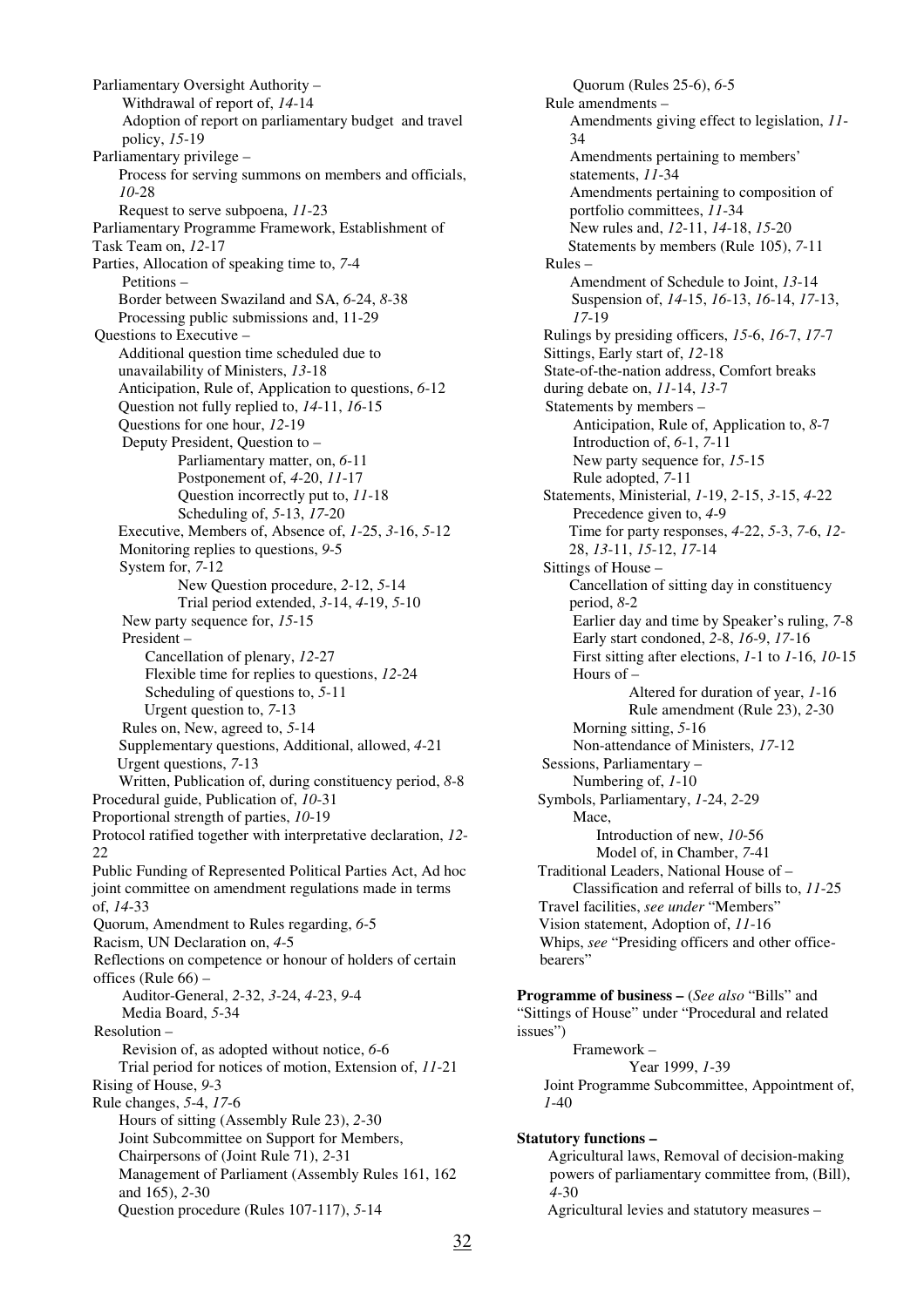Parliamentary Oversight Authority –
- Withdrawal of report of, *14*-14
- Adoption of report on parliamentary budget and travel policy, *15*-19

Parliamentary privilege –
- Process for serving summons on members and officials, *10*-28
- Request to serve subpoena, *11*-23

Parliamentary Programme Framework, Establishment of Task Team on, *12*-17

Parties, Allocation of speaking time to, *7*-4

Petitions –
- Border between Swaziland and SA, *6*-24, *8*-38
- Processing public submissions and, 11-29

Questions to Executive –
- Additional question time scheduled due to unavailability of Ministers, *13*-18
- Anticipation, Rule of, Application to questions, *6*-12
- Question not fully replied to, *14*-11, *16*-15
- Questions for one hour, *12*-19
- Deputy President, Question to –
  - Parliamentary matter, on, *6*-11
  - Postponement of, *4*-20, *11*-17
  - Question incorrectly put to, *11*-18
  - Scheduling of, *5*-13, *17*-20
- Executive, Members of, Absence of, *1*-25, *3*-16, *5*-12
- Monitoring replies to questions, *9*-5
- System for, *7*-12
  - New Question procedure, *2*-12, *5*-14
  - Trial period extended, *3*-14, *4*-19, *5*-10
- New party sequence for, *15*-15
- President –
  - Cancellation of plenary, *12*-27
  - Flexible time for replies to questions, *12*-24
  - Scheduling of questions to, *5*-11
  - Urgent question to, *7*-13
- Rules on, New, agreed to, *5*-14
- Supplementary questions, Additional, allowed, *4*-21
- Urgent questions, *7*-13
- Written, Publication of, during constituency period, *8*-8

Procedural guide, Publication of, *10*-31

Proportional strength of parties, *10*-19

Protocol ratified together with interpretative declaration, *12*-22

Public Funding of Represented Political Parties Act, Ad hoc joint committee on amendment regulations made in terms of, *14*-33

Quorum, Amendment to Rules regarding, *6*-5

Racism, UN Declaration on, *4*-5

Reflections on competence or honour of holders of certain offices (Rule 66) –
- Auditor-General, *2*-32, *3*-24, *4*-23, *9*-4
- Media Board, *5*-34

Resolution –
- Revision of, as adopted without notice, *6*-6
- Trial period for notices of motion, Extension of, *11*-21

Rising of House, *9*-3

Rule changes, *5*-4, *17*-6
- Hours of sitting (Assembly Rule 23), *2*-30
- Joint Subcommittee on Support for Members, Chairpersons of (Joint Rule 71), *2*-31
- Management of Parliament (Assembly Rules 161, 162 and 165), *2*-30
- Question procedure (Rules 107-117), *5*-14
- Quorum (Rules 25-6), *6*-5

Rule amendments –
- Amendments giving effect to legislation, *11*-34
- Amendments pertaining to members' statements, *11*-34
- Amendments pertaining to composition of portfolio committees, *11*-34
- New rules and, *12*-11, *14*-18, *15*-20
- Statements by members (Rule 105), *7*-11

Rules –
- Amendment of Schedule to Joint, *13*-14
- Suspension of, *14*-15, *16*-13, *16*-14, *17*-13, *17*-19

Rulings by presiding officers, *15*-6, *16*-7, *17*-7

Sittings, Early start of, *12*-18

State-of-the-nation address, Comfort breaks during debate on, *11*-14, *13*-7

Statements by members –
- Anticipation, Rule of, Application to, *8*-7
- Introduction of, *6*-1, *7*-11
- New party sequence for, *15*-15
- Rule adopted, *7*-11

Statements, Ministerial, *1*-19, *2*-15, *3*-15, *4*-22
- Precedence given to, *4*-9
- Time for party responses, *4*-22, *5*-3, *7*-6, *12*-28, *13*-11, *15*-12, *17*-14

Sittings of House –
- Cancellation of sitting day in constituency period, *8*-2
- Earlier day and time by Speaker's ruling, *7*-8
- Early start condoned, *2*-8, *16*-9, *17*-16
- First sitting after elections, *1*-1 to *1*-16, *10*-15
- Hours of –
  - Altered for duration of year, *1*-16
  - Rule amendment (Rule 23), *2*-30
- Morning sitting, *5*-16
- Non-attendance of Ministers, *17*-12

Sessions, Parliamentary –
- Numbering of, *1*-10

Symbols, Parliamentary, *1*-24, *2*-29
- Mace,
  - Introduction of new, *10*-56
  - Model of, in Chamber, *7*-41

Traditional Leaders, National House of –
- Classification and referral of bills to, *11*-25

Travel facilities, *see under* "Members"

Vision statement, Adoption of, *11*-16

Whips, *see* "Presiding officers and other office-bearers"

**Programme of business –** (*See also* "Bills" and "Sittings of House" under "Procedural and related issues")
- Framework –
  - Year 1999, *1*-39
- Joint Programme Subcommittee, Appointment of, *1*-40

**Statutory functions –**
- Agricultural laws, Removal of decision-making powers of parliamentary committee from, (Bill), *4*-30
- Agricultural levies and statutory measures –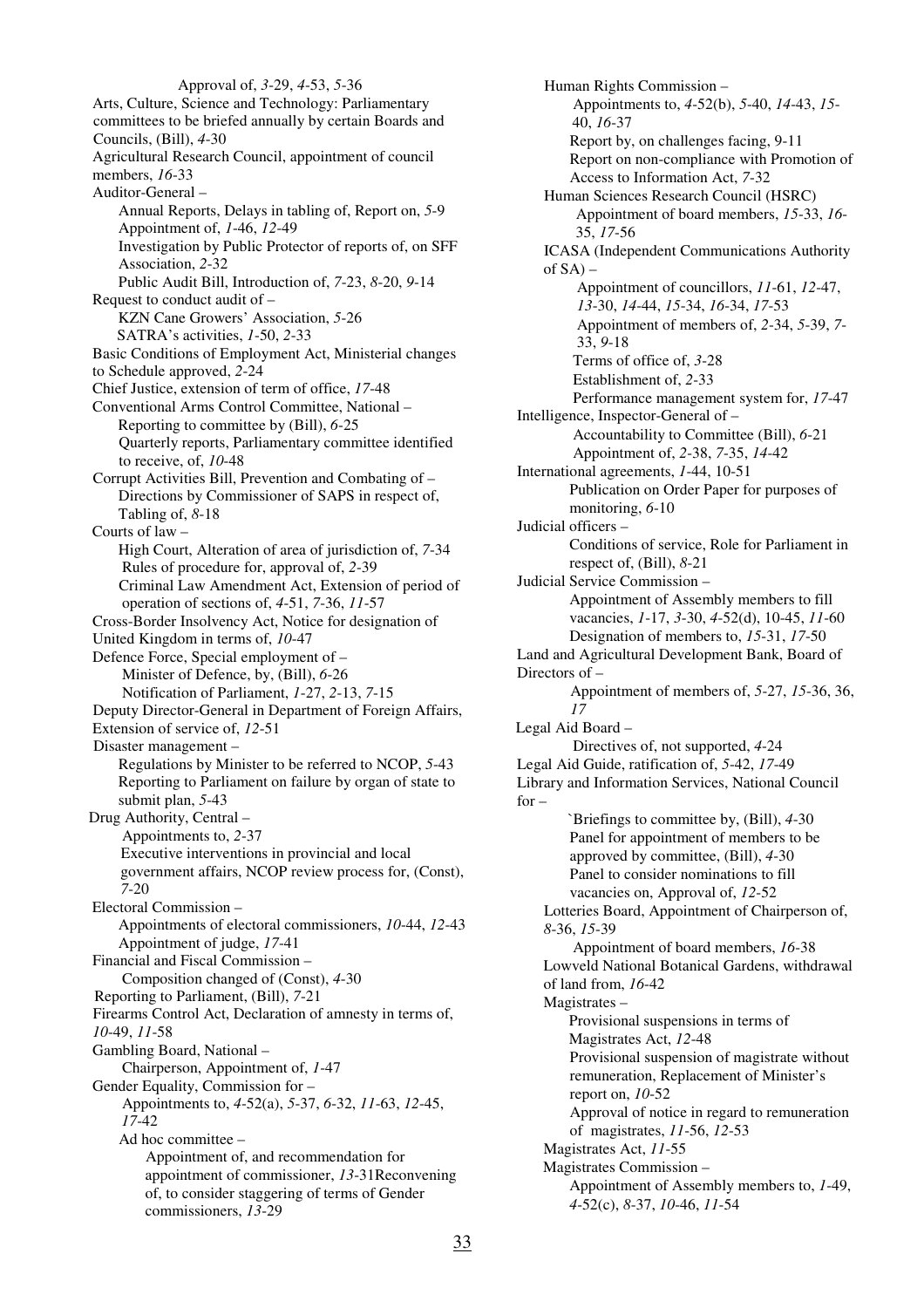Approval of, *3*-29, *4*-53, *5*-36

Arts, Culture, Science and Technology: Parliamentary committees to be briefed annually by certain Boards and Councils, (Bill), *4*-30

Agricultural Research Council, appointment of council members, *16*-33

Auditor-General –

- Annual Reports, Delays in tabling of, Report on, *5*-9
- Appointment of, *1*-46, *12*-49
- Investigation by Public Protector of reports of, on SFF Association, *2*-32
- Public Audit Bill, Introduction of, *7*-23, *8*-20, *9*-14

Request to conduct audit of –

- KZN Cane Growers' Association, *5*-26
- SATRA's activities, *1*-50, *2*-33

Basic Conditions of Employment Act, Ministerial changes to Schedule approved, *2*-24

Chief Justice, extension of term of office, *17*-48

Conventional Arms Control Committee, National –

- Reporting to committee by (Bill), *6*-25
- Quarterly reports, Parliamentary committee identified to receive, of, *10*-48

Corrupt Activities Bill, Prevention and Combating of –

- Directions by Commissioner of SAPS in respect of, Tabling of, *8*-18

Courts of law –

- High Court, Alteration of area of jurisdiction of, *7*-34
- Rules of procedure for, approval of, *2*-39
- Criminal Law Amendment Act, Extension of period of operation of sections of, *4*-51, *7*-36, *11*-57

Cross-Border Insolvency Act, Notice for designation of United Kingdom in terms of, *10*-47

Defence Force, Special employment of –

- Minister of Defence, by, (Bill), *6*-26
- Notification of Parliament, *1*-27, *2*-13, *7*-15

Deputy Director-General in Department of Foreign Affairs, Extension of service of, *12*-51

Disaster management –

- Regulations by Minister to be referred to NCOP, *5*-43
- Reporting to Parliament on failure by organ of state to submit plan, *5*-43

Drug Authority, Central –

- Appointments to, *2*-37
- Executive interventions in provincial and local government affairs, NCOP review process for, (Const), *7*-20

Electoral Commission –

- Appointments of electoral commissioners, *10*-44, *12*-43
- Appointment of judge, *17*-41

Financial and Fiscal Commission –

- Composition changed of (Const), *4*-30

Reporting to Parliament, (Bill), *7*-21

Firearms Control Act, Declaration of amnesty in terms of, *10*-49, *11*-58

Gambling Board, National –

- Chairperson, Appointment of, *1*-47

Gender Equality, Commission for –

- Appointments to, *4*-52(a), *5*-37, *6*-32, *11*-63, *12*-45, *17*-42
- Ad hoc committee –
  - Appointment of, and recommendation for appointment of commissioner, *13*-31Reconvening of, to consider staggering of terms of Gender commissioners, *13*-29

Human Rights Commission –

- Appointments to, *4*-52(b), *5*-40, *14*-43, *15*-40, *16*-37
- Report by, on challenges facing, 9-11
- Report on non-compliance with Promotion of Access to Information Act, *7*-32

Human Sciences Research Council (HSRC)

- Appointment of board members, *15*-33, *16*-35, *17*-56

ICASA (Independent Communications Authority of SA) –

- Appointment of councillors, *11*-61, *12*-47, *13*-30, *14*-44, *15*-34, *16*-34, *17*-53
- Appointment of members of, *2*-34, *5*-39, *7*-33, *9*-18
- Terms of office of, *3*-28
- Establishment of, *2*-33
- Performance management system for, *17*-47

Intelligence, Inspector-General of –

- Accountability to Committee (Bill), *6*-21
- Appointment of, *2*-38, *7*-35, *14*-42

International agreements, *1*-44, 10-51

- Publication on Order Paper for purposes of monitoring, *6*-10

Judicial officers –

- Conditions of service, Role for Parliament in respect of, (Bill), *8*-21

Judicial Service Commission –

- Appointment of Assembly members to fill vacancies, *1*-17, *3*-30, *4*-52(d), 10-45, *11*-60
- Designation of members to, *15*-31, *17*-50

Land and Agricultural Development Bank, Board of Directors of –

- Appointment of members of, *5*-27, *15*-36, 36, *17*

Legal Aid Board –

- Directives of, not supported, *4*-24

Legal Aid Guide, ratification of, *5*-42, *17*-49

Library and Information Services, National Council for –

- `Briefings to committee by, (Bill), *4*-30
- Panel for appointment of members to be approved by committee, (Bill), *4*-30
- Panel to consider nominations to fill vacancies on, Approval of, *12*-52

Lotteries Board, Appointment of Chairperson of, *8*-36, *15*-39

- Appointment of board members, *16*-38

Lowveld National Botanical Gardens, withdrawal of land from, *16*-42

Magistrates –

- Provisional suspensions in terms of Magistrates Act, *12*-48
- Provisional suspension of magistrate without remuneration, Replacement of Minister's report on, *10*-52
- Approval of notice in regard to remuneration of magistrates, *11*-56, *12*-53

Magistrates Act, *11*-55

Magistrates Commission –

- Appointment of Assembly members to, *1*-49, *4*-52(c), *8*-37, *10*-46, *11*-54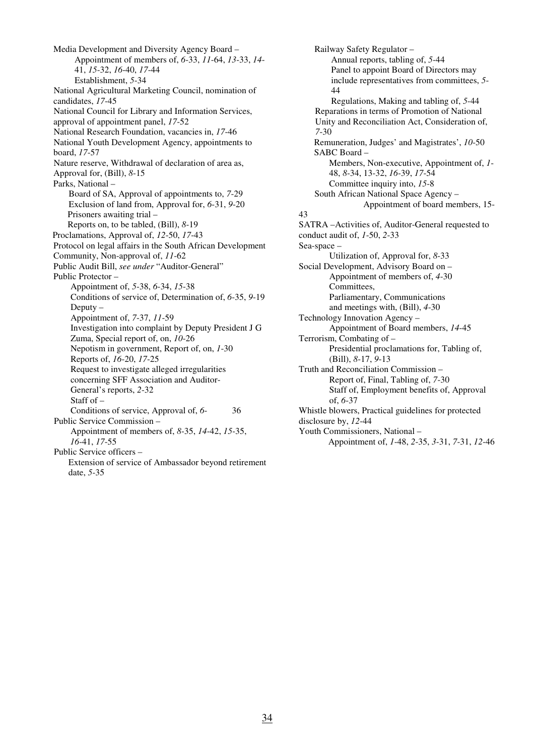Media Development and Diversity Agency Board –
- Appointment of members of, *6*-33, *11*-64, *13*-33, *14*-41, *15*-32, *16*-40, *17*-44
- Establishment, *5*-34

National Agricultural Marketing Council, nomination of candidates, *17*-45

National Council for Library and Information Services, approval of appointment panel, *17*-52

National Research Foundation, vacancies in, *17*-46

National Youth Development Agency, appointments to board, *17*-57

Nature reserve, Withdrawal of declaration of area as, Approval for, (Bill), *8*-15

Parks, National –
- Board of SA, Approval of appointments to, *7*-29
- Exclusion of land from, Approval for, *6*-31, *9*-20
- Prisoners awaiting trial –
- Reports on, to be tabled, (Bill), *8*-19

Proclamations, Approval of, *12*-50, *17*-43

Protocol on legal affairs in the South African Development Community, Non-approval of, *11*-62

Public Audit Bill, *see under* "Auditor-General"

Public Protector –
- Appointment of, *5*-38, *6*-34, *15*-38
- Conditions of service of, Determination of, *6*-35, *9*-19
- Deputy –
- Appointment of, *7*-37, *11*-59
- Investigation into complaint by Deputy President J G Zuma, Special report of, on, *10*-26
- Nepotism in government, Report of, on, *1*-30
- Reports of, *16*-20, *17*-25
- Request to investigate alleged irregularities concerning SFF Association and Auditor-General's reports, *2*-32
- Staff of –
- Conditions of service, Approval of, *6*- 36

Public Service Commission –
- Appointment of members of, *8*-35, *14*-42, *15*-35, *16*-41, *17*-55

Public Service officers –
- Extension of service of Ambassador beyond retirement date, *5*-35

Railway Safety Regulator –
- Annual reports, tabling of, *5*-44
- Panel to appoint Board of Directors may include representatives from committees, *5*-44
- Regulations, Making and tabling of, *5*-44

Reparations in terms of Promotion of National Unity and Reconciliation Act, Consideration of, *7*-30

Remuneration, Judges' and Magistrates', *10*-50

SABC Board –
- Members, Non-executive, Appointment of, *1*-48, *8*-34, 13-32, *16*-39, *17*-54
- Committee inquiry into, *15*-8

South African National Space Agency –
- Appointment of board members, 15-43

SATRA –Activities of, Auditor-General requested to conduct audit of, *1*-50, *2*-33

Sea-space –
- Utilization of, Approval for, *8*-33

Social Development, Advisory Board on –
- Appointment of members of, *4*-30
- Committees,
- Parliamentary, Communications and meetings with, (Bill), *4*-30

Technology Innovation Agency –
- Appointment of Board members, *14*-45

Terrorism, Combating of –
- Presidential proclamations for, Tabling of, (Bill), *8*-17, *9*-13

Truth and Reconciliation Commission –
- Report of, Final, Tabling of, *7*-30
- Staff of, Employment benefits of, Approval of, *6*-37

Whistle blowers, Practical guidelines for protected disclosure by, *12*-44

Youth Commissioners, National –
- Appointment of, *1*-48, *2*-35, *3*-31, *7*-31, *12*-46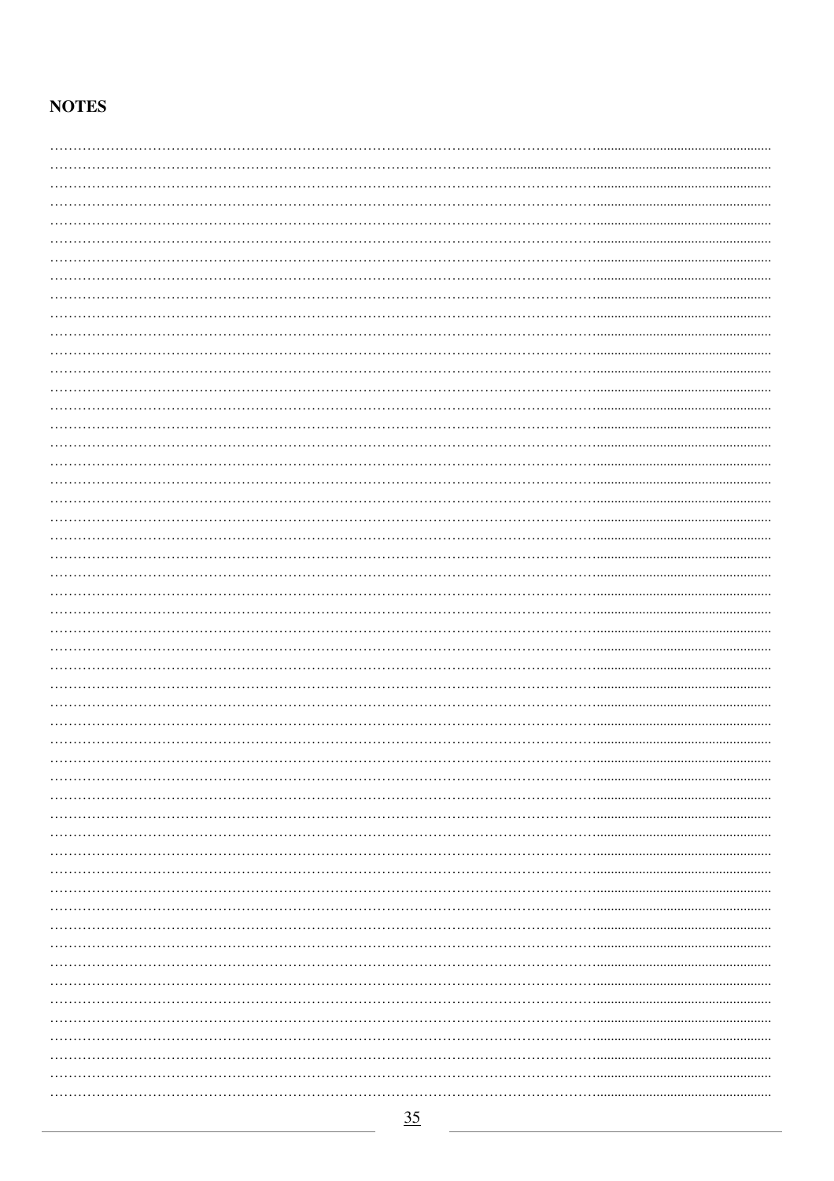**NOTES**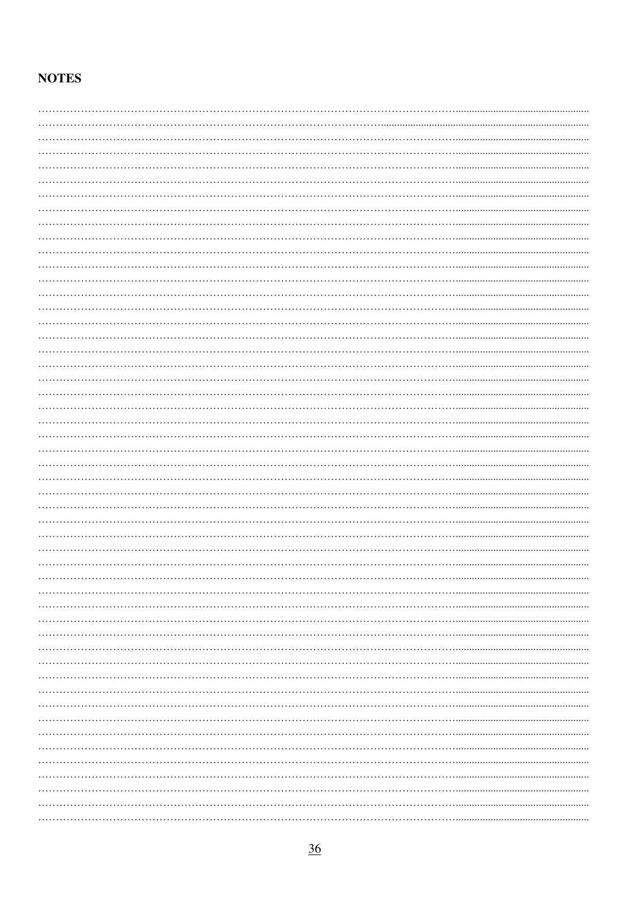**NOTES**